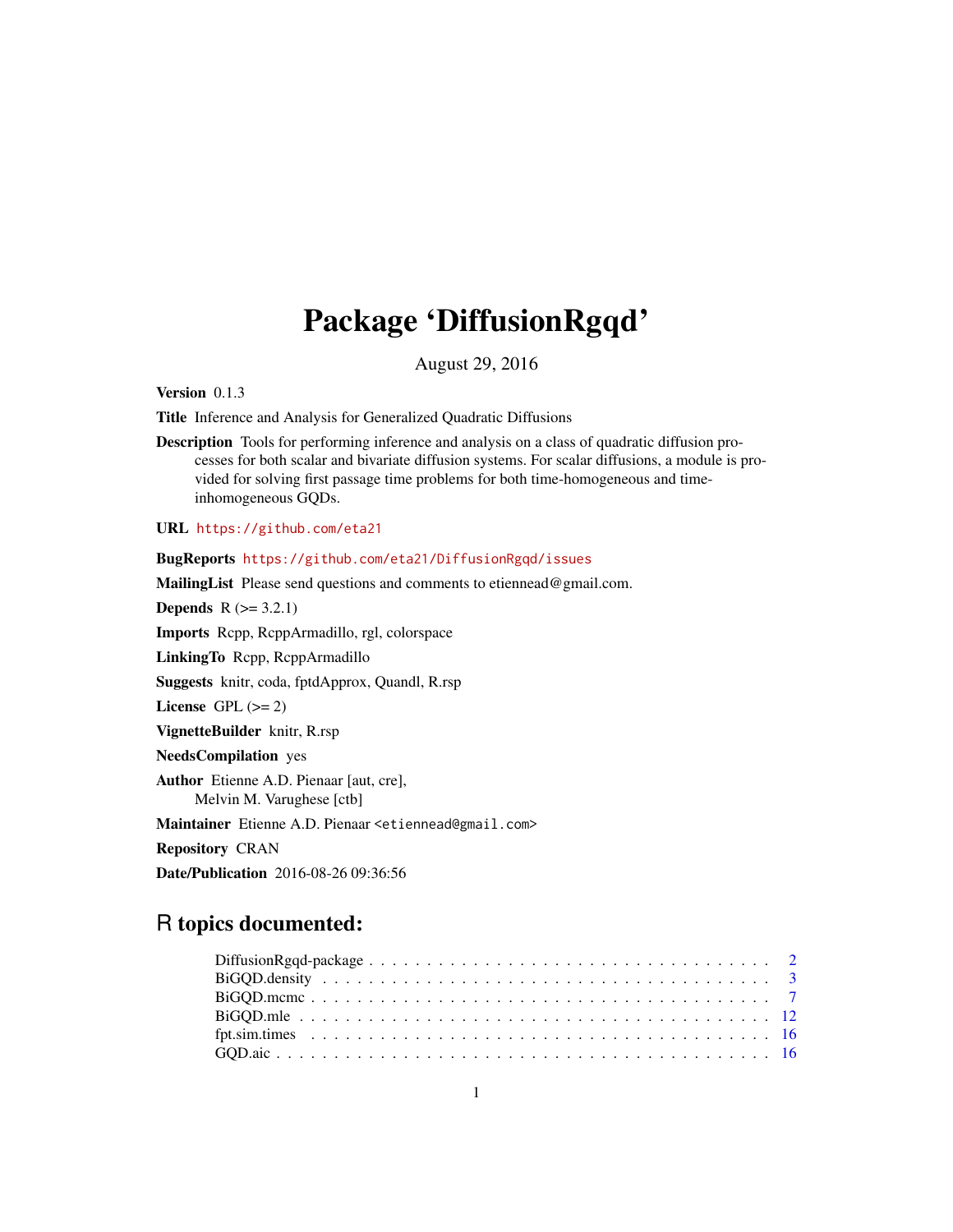# Package 'DiffusionRgqd'

August 29, 2016

**Version** 0.1.3

**Title** Inference and Analysis for Generalized Quadratic Diffusions

**Description** Tools for performing inference and analysis on a class of quadratic diffusion processes for both scalar and bivariate diffusion systems. For scalar diffusions, a module is provided for solving first passage time problems for both time-homogeneous and time-inhomogeneous GQDs.

**URL** https://github.com/eta21

**BugReports** https://github.com/eta21/DiffusionRgqd/issues

**MailingList** Please send questions and comments to etiennead@gmail.com.

**Depends** R (>= 3.2.1)

**Imports** Rcpp, RcppArmadillo, rgl, colorspace

**LinkingTo** Rcpp, RcppArmadillo

**Suggests** knitr, coda, fptdApprox, Quandl, R.rsp

**License** GPL (>= 2)

**VignetteBuilder** knitr, R.rsp

**NeedsCompilation** yes

**Author** Etienne A.D. Pienaar [aut, cre],
Melvin M. Varughese [ctb]

**Maintainer** Etienne A.D. Pienaar <etiennead@gmail.com>

**Repository** CRAN

**Date/Publication** 2016-08-26 09:36:56

## R topics documented:

DiffusionRgqd-package . . . . . . . . . . . . . . . . . . . . . . . . . . . . . . . . . . 2
BiGQD.density . . . . . . . . . . . . . . . . . . . . . . . . . . . . . . . . . . . . . . 3
BiGQD.mcmc . . . . . . . . . . . . . . . . . . . . . . . . . . . . . . . . . . . . . . . 7
BiGQD.mle . . . . . . . . . . . . . . . . . . . . . . . . . . . . . . . . . . . . . . . . 12
fpt.sim.times . . . . . . . . . . . . . . . . . . . . . . . . . . . . . . . . . . . . . . . 16
GQD.aic . . . . . . . . . . . . . . . . . . . . . . . . . . . . . . . . . . . . . . . . . . 16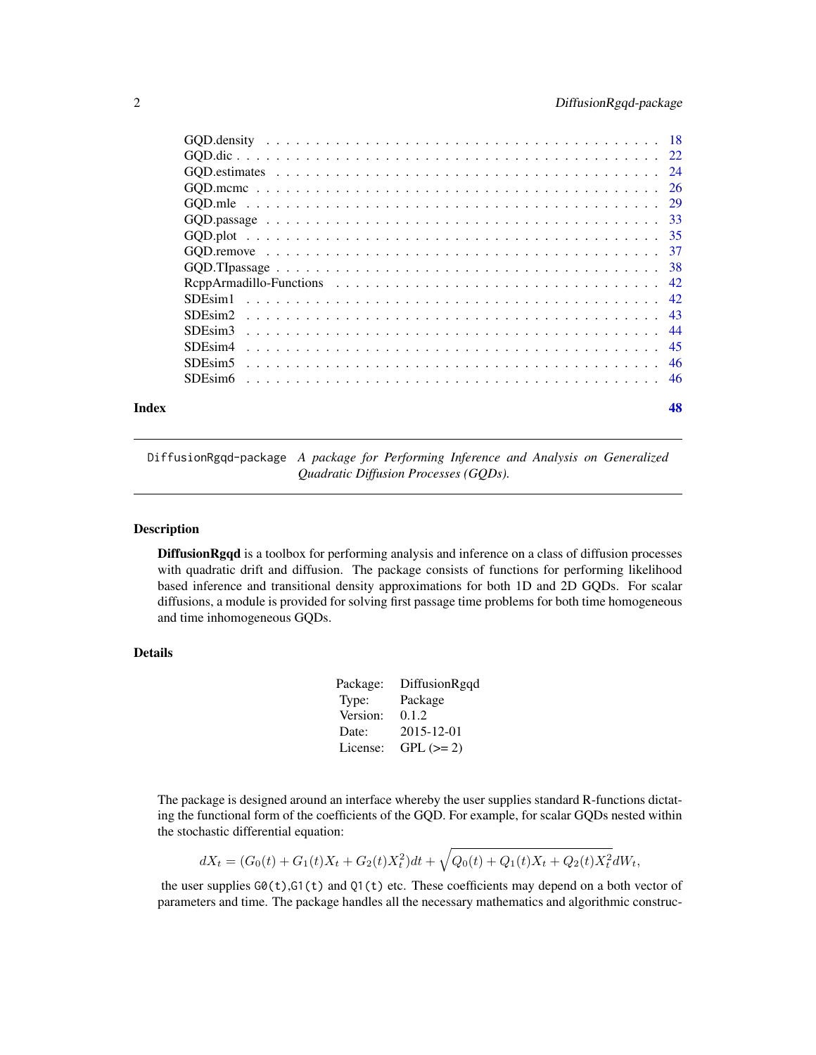| | |
|---|---|
| GQD.density | 18 |
| GQD.dic | 22 |
| GQD.estimates | 24 |
| GQD.mcmc | 26 |
| GQD.mle | 29 |
| GQD.passage | 33 |
| GQD.plot | 35 |
| GQD.remove | 37 |
| GQD.TIpassage | 38 |
| RcppArmadillo-Functions | 42 |
| SDEsim1 | 42 |
| SDEsim2 | 43 |
| SDEsim3 | 44 |
| SDEsim4 | 45 |
| SDEsim5 | 46 |
| SDEsim6 | 46 |

**Index** 48

---

DiffusionRgqd-package *A package for Performing Inference and Analysis on Generalized Quadratic Diffusion Processes (GQDs).*

---

### Description

**DiffusionRgqd** is a toolbox for performing analysis and inference on a class of diffusion processes with quadratic drift and diffusion. The package consists of functions for performing likelihood based inference and transitional density approximations for both 1D and 2D GQDs. For scalar diffusions, a module is provided for solving first passage time problems for both time homogeneous and time inhomogeneous GQDs.

### Details

| | |
|---|---|
| Package: | DiffusionRgqd |
| Type: | Package |
| Version: | 0.1.2 |
| Date: | 2015-12-01 |
| License: | GPL (>= 2) |

The package is designed around an interface whereby the user supplies standard R-functions dictating the functional form of the coefficients of the GQD. For example, for scalar GQDs nested within the stochastic differential equation:

$$dX_t = (G_0(t) + G_1(t)X_t + G_2(t)X_t^2)dt + \sqrt{Q_0(t) + Q_1(t)X_t + Q_2(t)X_t^2}dW_t,$$

the user supplies `G0(t)`,`G1(t)` and `Q1(t)` etc. These coefficients may depend on a both vector of parameters and time. The package handles all the necessary mathematics and algorithmic construc-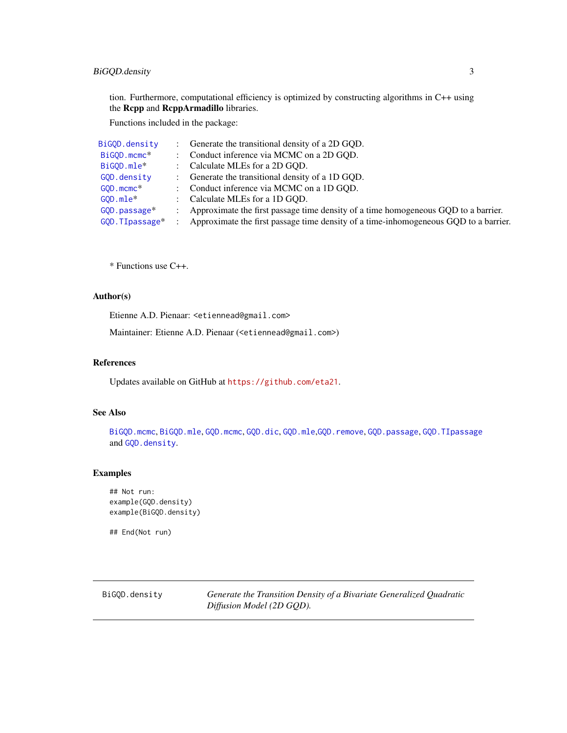tion. Furthermore, computational efficiency is optimized by constructing algorithms in C++ using the **Rcpp** and **RcppArmadillo** libraries.

Functions included in the package:

| | | |
|---|---|---|
| BiGQD.density | : | Generate the transitional density of a 2D GQD. |
| BiGQD.mcmc* | : | Conduct inference via MCMC on a 2D GQD. |
| BiGQD.mle* | : | Calculate MLEs for a 2D GQD. |
| GQD.density | : | Generate the transitional density of a 1D GQD. |
| GQD.mcmc* | : | Conduct inference via MCMC on a 1D GQD. |
| GQD.mle* | : | Calculate MLEs for a 1D GQD. |
| GQD.passage* | : | Approximate the first passage time density of a time homogeneous GQD to a barrier. |
| GQD.TIpassage* | : | Approximate the first passage time density of a time-inhomogeneous GQD to a barrier. |

* Functions use C++.

### Author(s)

Etienne A.D. Pienaar: <etiennead@gmail.com>

Maintainer: Etienne A.D. Pienaar (<etiennead@gmail.com>)

### References

Updates available on GitHub at https://github.com/eta21.

### See Also

BiGQD.mcmc, BiGQD.mle, GQD.mcmc, GQD.dic, GQD.mle,GQD.remove, GQD.passage, GQD.TIpassage and GQD.density.

### Examples

```
## Not run:
example(GQD.density)
example(BiGQD.density)

## End(Not run)
```

---

## BiGQD.density — *Generate the Transition Density of a Bivariate Generalized Quadratic Diffusion Model (2D GQD).*

---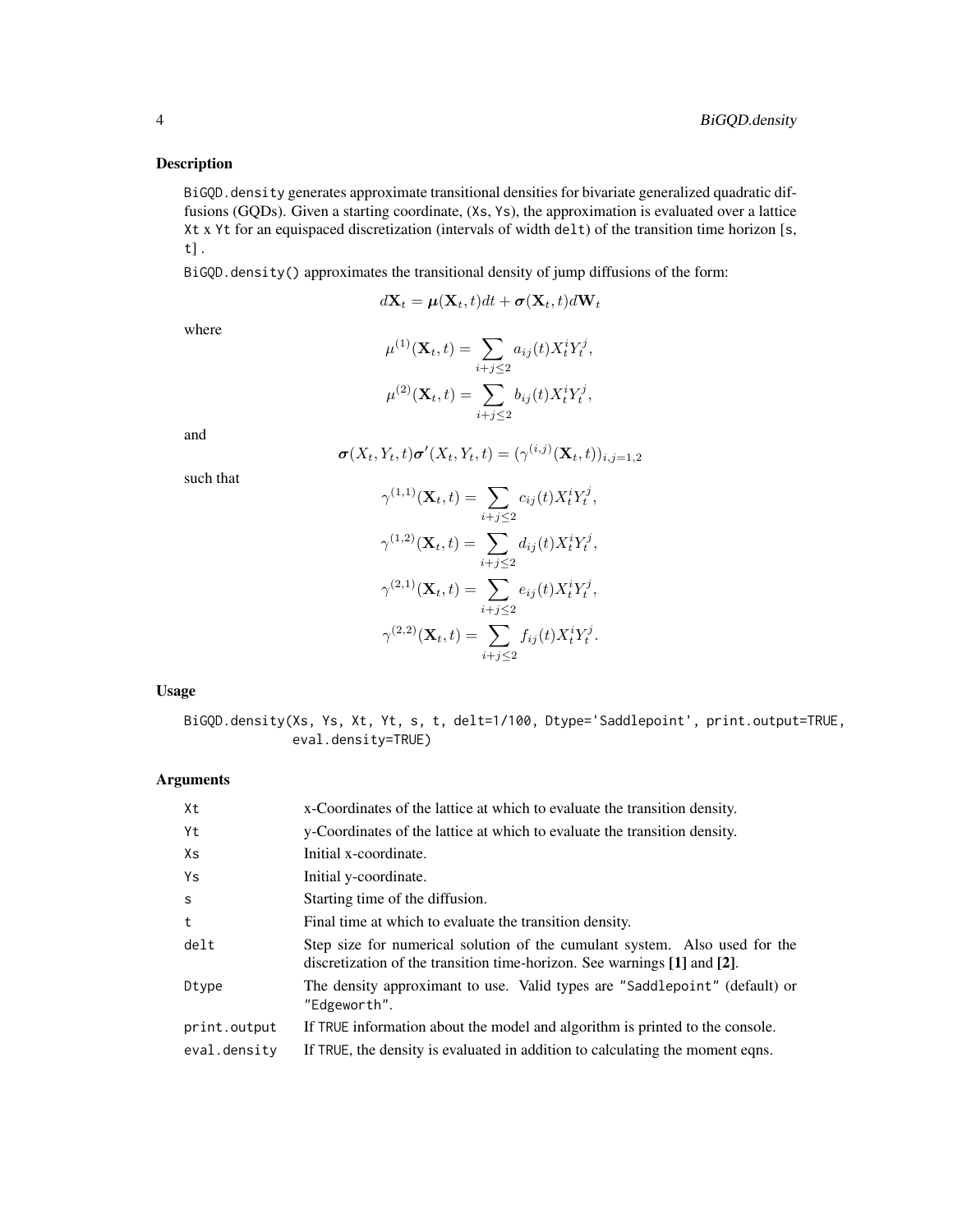## Description

BiGQD.density generates approximate transitional densities for bivariate generalized quadratic diffusions (GQDs). Given a starting coordinate, (Xs, Ys), the approximation is evaluated over a lattice Xt x Yt for an equispaced discretization (intervals of width delt) of the transition time horizon [s, t].

BiGQD.density() approximates the transitional density of jump diffusions of the form:

$$d\mathbf{X}_t = \boldsymbol{\mu}(\mathbf{X}_t, t)dt + \boldsymbol{\sigma}(\mathbf{X}_t, t)d\mathbf{W}_t$$

where

$$\mu^{(1)}(\mathbf{X}_t, t) = \sum_{i+j\leq 2} a_{ij}(t)X_t^iY_t^j,$$

$$\mu^{(2)}(\mathbf{X}_t, t) = \sum_{i+j\leq 2} b_{ij}(t)X_t^iY_t^j,$$

and

$$\boldsymbol{\sigma}(X_t, Y_t, t)\boldsymbol{\sigma}'(X_t, Y_t, t) = (\gamma^{(i,j)}(\mathbf{X}_t, t))_{i,j=1,2}$$

such that

$$\gamma^{(1,1)}(\mathbf{X}_t, t) = \sum_{i+j\leq 2} c_{ij}(t)X_t^iY_t^j,$$

$$\gamma^{(1,2)}(\mathbf{X}_t, t) = \sum_{i+j\leq 2} d_{ij}(t)X_t^iY_t^j,$$

$$\gamma^{(2,1)}(\mathbf{X}_t, t) = \sum_{i+j\leq 2} e_{ij}(t)X_t^iY_t^j,$$

$$\gamma^{(2,2)}(\mathbf{X}_t, t) = \sum_{i+j\leq 2} f_{ij}(t)X_t^iY_t^j.$$

## Usage

```
BiGQD.density(Xs, Ys, Xt, Yt, s, t, delt=1/100, Dtype='Saddlepoint', print.output=TRUE,
              eval.density=TRUE)
```

## Arguments

| | |
|---|---|
| Xt | x-Coordinates of the lattice at which to evaluate the transition density. |
| Yt | y-Coordinates of the lattice at which to evaluate the transition density. |
| Xs | Initial x-coordinate. |
| Ys | Initial y-coordinate. |
| s | Starting time of the diffusion. |
| t | Final time at which to evaluate the transition density. |
| delt | Step size for numerical solution of the cumulant system. Also used for the discretization of the transition time-horizon. See warnings **[1]** and **[2]**. |
| Dtype | The density approximant to use. Valid types are "Saddlepoint" (default) or "Edgeworth". |
| print.output | If TRUE information about the model and algorithm is printed to the console. |
| eval.density | If TRUE, the density is evaluated in addition to calculating the moment eqns. |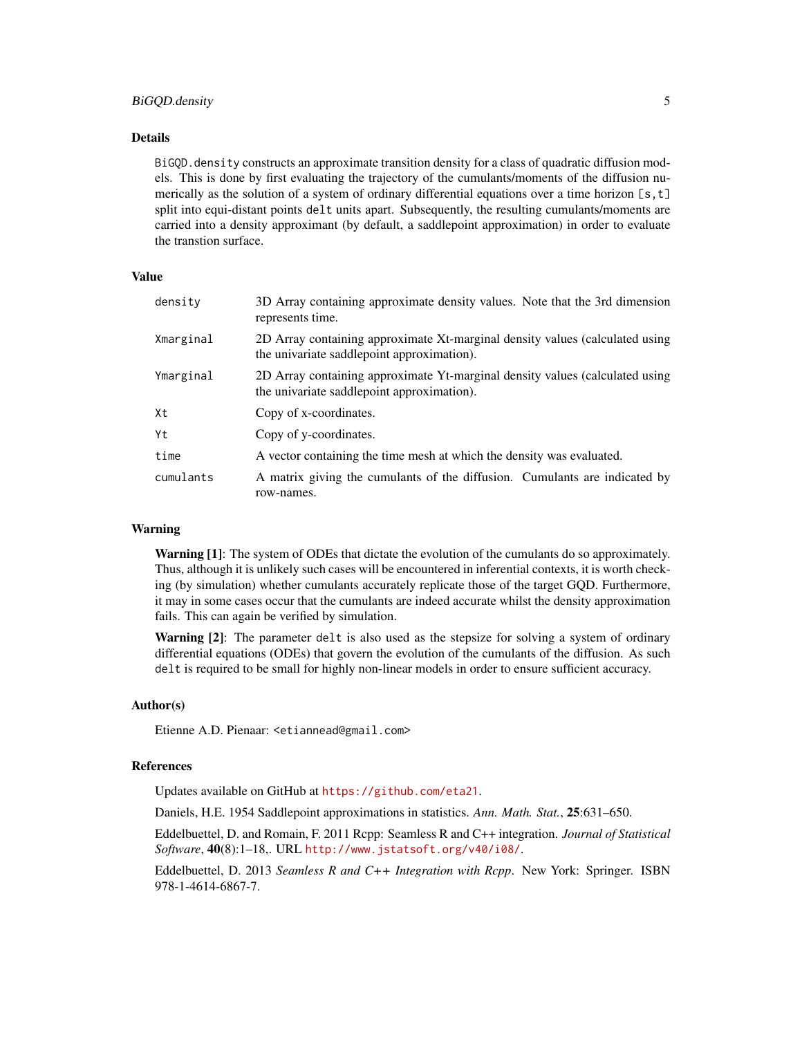## Details

`BiGQD.density` constructs an approximate transition density for a class of quadratic diffusion models. This is done by first evaluating the trajectory of the cumulants/moments of the diffusion numerically as the solution of a system of ordinary differential equations over a time horizon `[s,t]` split into equi-distant points `delt` units apart. Subsequently, the resulting cumulants/moments are carried into a density approximant (by default, a saddlepoint approximation) in order to evaluate the transtion surface.

## Value

| | |
|---|---|
| `density` | 3D Array containing approximate density values. Note that the 3rd dimension represents time. |
| `Xmarginal` | 2D Array containing approximate Xt-marginal density values (calculated using the univariate saddlepoint approximation). |
| `Ymarginal` | 2D Array containing approximate Yt-marginal density values (calculated using the univariate saddlepoint approximation). |
| `Xt` | Copy of x-coordinates. |
| `Yt` | Copy of y-coordinates. |
| `time` | A vector containing the time mesh at which the density was evaluated. |
| `cumulants` | A matrix giving the cumulants of the diffusion. Cumulants are indicated by row-names. |

## Warning

**Warning [1]**: The system of ODEs that dictate the evolution of the cumulants do so approximately. Thus, although it is unlikely such cases will be encountered in inferential contexts, it is worth checking (by simulation) whether cumulants accurately replicate those of the target GQD. Furthermore, it may in some cases occur that the cumulants are indeed accurate whilst the density approximation fails. This can again be verified by simulation.

**Warning [2]**: The parameter `delt` is also used as the stepsize for solving a system of ordinary differential equations (ODEs) that govern the evolution of the cumulants of the diffusion. As such `delt` is required to be small for highly non-linear models in order to ensure sufficient accuracy.

## Author(s)

Etienne A.D. Pienaar: `<etiannead@gmail.com>`

## References

Updates available on GitHub at https://github.com/eta21.

Daniels, H.E. 1954 Saddlepoint approximations in statistics. *Ann. Math. Stat.*, **25**:631–650.

Eddelbuettel, D. and Romain, F. 2011 Rcpp: Seamless R and C++ integration. *Journal of Statistical Software*, **40**(8):1–18,. URL http://www.jstatsoft.org/v40/i08/.

Eddelbuettel, D. 2013 *Seamless R and C++ Integration with Rcpp*. New York: Springer. ISBN 978-1-4614-6867-7.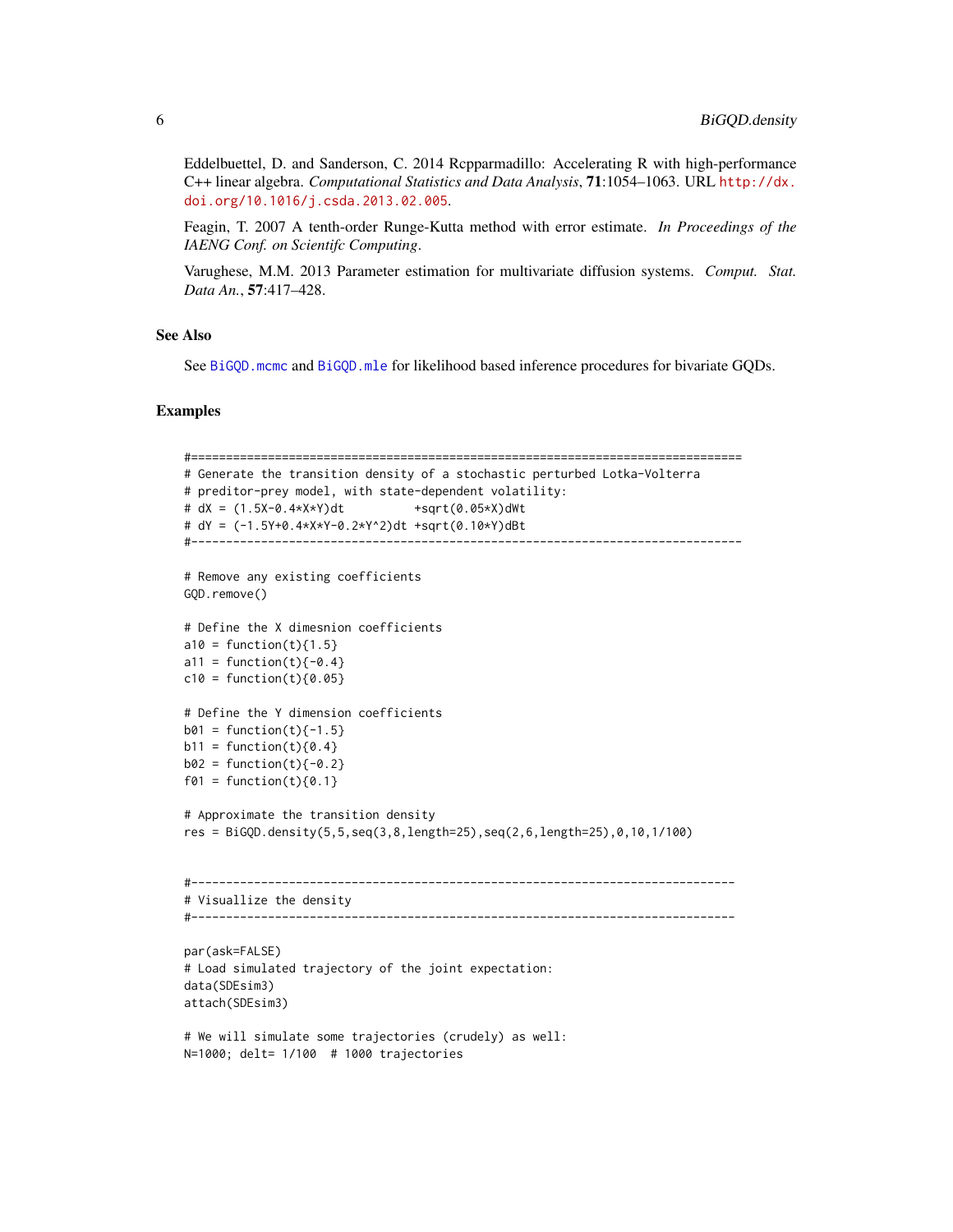Eddelbuettel, D. and Sanderson, C. 2014 Rcpparmadillo: Accelerating R with high-performance C++ linear algebra. *Computational Statistics and Data Analysis*, **71**:1054–1063. URL http://dx.doi.org/10.1016/j.csda.2013.02.005.

Feagin, T. 2007 A tenth-order Runge-Kutta method with error estimate. *In Proceedings of the IAENG Conf. on Scientifc Computing*.

Varughese, M.M. 2013 Parameter estimation for multivariate diffusion systems. *Comput. Stat. Data An.*, **57**:417–428.

### See Also

See BiGQD.mcmc and BiGQD.mle for likelihood based inference procedures for bivariate GQDs.

### Examples

```
#===============================================================================
# Generate the transition density of a stochastic perturbed Lotka-Volterra
# preditor-prey model, with state-dependent volatility:
# dX = (1.5X-0.4*X*Y)dt          +sqrt(0.05*X)dWt
# dY = (-1.5Y+0.4*X*Y-0.2*Y^2)dt +sqrt(0.10*Y)dBt
#-------------------------------------------------------------------------------

# Remove any existing coefficients
GQD.remove()

# Define the X dimesnion coefficients
a10 = function(t){1.5}
a11 = function(t){-0.4}
c10 = function(t){0.05}

# Define the Y dimension coefficients
b01 = function(t){-1.5}
b11 = function(t){0.4}
b02 = function(t){-0.2}
f01 = function(t){0.1}

# Approximate the transition density
res = BiGQD.density(5,5,seq(3,8,length=25),seq(2,6,length=25),0,10,1/100)


#------------------------------------------------------------------------------
# Visuallize the density
#------------------------------------------------------------------------------

par(ask=FALSE)
# Load simulated trajectory of the joint expectation:
data(SDEsim3)
attach(SDEsim3)

# We will simulate some trajectories (crudely) as well:
N=1000; delt= 1/100  # 1000 trajectories
```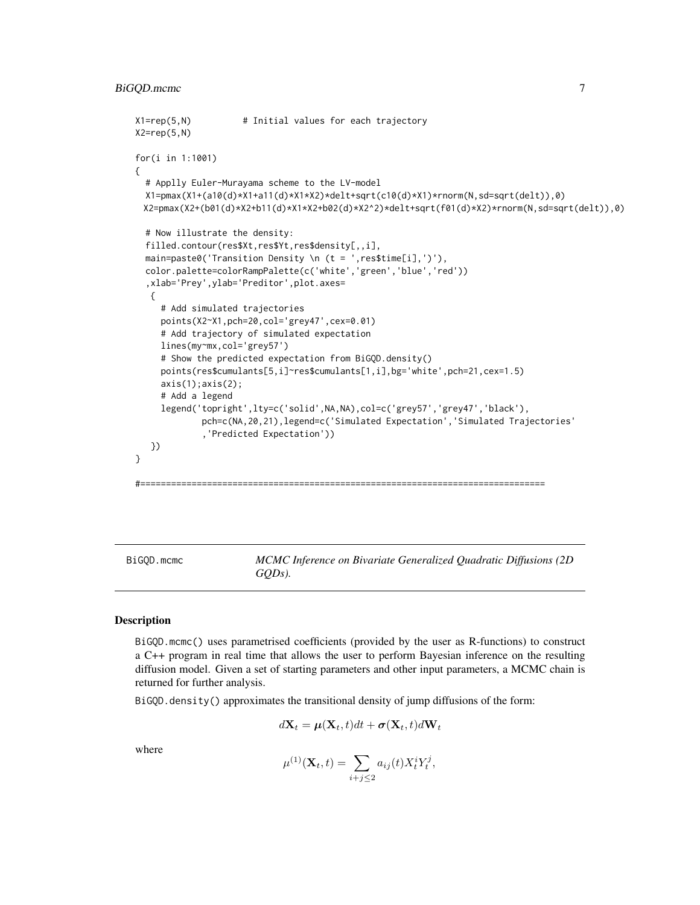```
X1=rep(5,N)          # Initial values for each trajectory
X2=rep(5,N)

for(i in 1:1001)
{
  # Applly Euler-Murayama scheme to the LV-model
  X1=pmax(X1+(a10(d)*X1+a11(d)*X1*X2)*delt+sqrt(c10(d)*X1)*rnorm(N,sd=sqrt(delt)),0)
 X2=pmax(X2+(b01(d)*X2+b11(d)*X1*X2+b02(d)*X2^2)*delt+sqrt(f01(d)*X2)*rnorm(N,sd=sqrt(delt)),0)

  # Now illustrate the density:
  filled.contour(res$Xt,res$Yt,res$density[,,i],
  main=paste0('Transition Density \n (t = ',res$time[i],')'),
  color.palette=colorRampPalette(c('white','green','blue','red'))
  ,xlab='Prey',ylab='Preditor',plot.axes=
   {
     # Add simulated trajectories
     points(X2~X1,pch=20,col='grey47',cex=0.01)
     # Add trajectory of simulated expectation
     lines(my~mx,col='grey57')
     # Show the predicted expectation from BiGQD.density()
     points(res$cumulants[5,i]~res$cumulants[1,i],bg='white',pch=21,cex=1.5)
     axis(1);axis(2);
     # Add a legend
     legend('topright',lty=c('solid',NA,NA),col=c('grey57','grey47','black'),
            pch=c(NA,20,21),legend=c('Simulated Expectation','Simulated Trajectories'
            ,'Predicted Expectation'))
   })
}

#===============================================================================
```

## BiGQD.mcmc — *MCMC Inference on Bivariate Generalized Quadratic Diffusions (2D GQDs).*

### Description

BiGQD.mcmc() uses parametrised coefficients (provided by the user as R-functions) to construct a C++ program in real time that allows the user to perform Bayesian inference on the resulting diffusion model. Given a set of starting parameters and other input parameters, a MCMC chain is returned for further analysis.

BiGQD.density() approximates the transitional density of jump diffusions of the form:

$$d\mathbf{X}_t = \boldsymbol{\mu}(\mathbf{X}_t, t)dt + \boldsymbol{\sigma}(\mathbf{X}_t, t)d\mathbf{W}_t$$

where

$$\mu^{(1)}(\mathbf{X}_t, t) = \sum_{i+j\leq 2} a_{ij}(t)X_t^iY_t^j,$$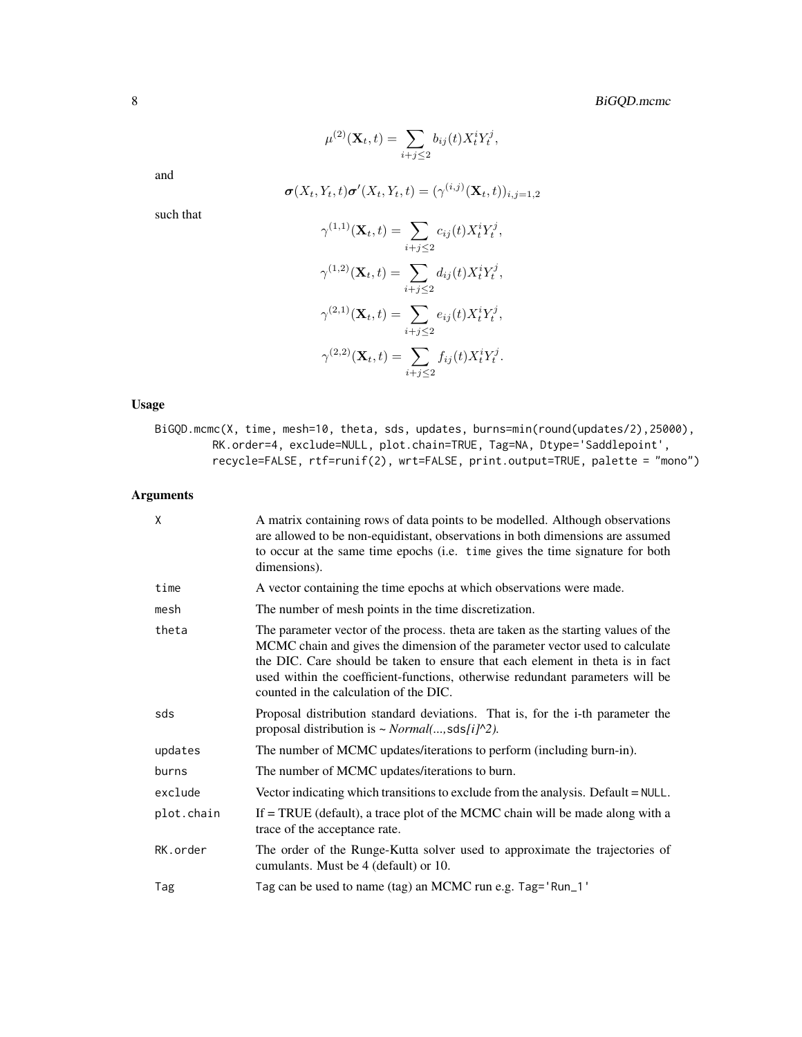$$\mu^{(2)}(\mathbf{X}_t, t) = \sum_{i+j \leq 2} b_{ij}(t) X_t^i Y_t^j,$$

and

$$\boldsymbol{\sigma}(X_t, Y_t, t)\boldsymbol{\sigma}'(X_t, Y_t, t) = (\gamma^{(i,j)}(\mathbf{X}_t, t))_{i,j=1,2}$$

such that

$$\gamma^{(1,1)}(\mathbf{X}_t, t) = \sum_{i+j \leq 2} c_{ij}(t) X_t^i Y_t^j,$$

$$\gamma^{(1,2)}(\mathbf{X}_t, t) = \sum_{i+j \leq 2} d_{ij}(t) X_t^i Y_t^j,$$

$$\gamma^{(2,1)}(\mathbf{X}_t, t) = \sum_{i+j \leq 2} e_{ij}(t) X_t^i Y_t^j,$$

$$\gamma^{(2,2)}(\mathbf{X}_t, t) = \sum_{i+j \leq 2} f_{ij}(t) X_t^i Y_t^j.$$

## Usage

```
BiGQD.mcmc(X, time, mesh=10, theta, sds, updates, burns=min(round(updates/2),25000),
        RK.order=4, exclude=NULL, plot.chain=TRUE, Tag=NA, Dtype='Saddlepoint',
        recycle=FALSE, rtf=runif(2), wrt=FALSE, print.output=TRUE, palette = "mono")
```

## Arguments

| | |
|---|---|
| X | A matrix containing rows of data points to be modelled. Although observations are allowed to be non-equidistant, observations in both dimensions are assumed to occur at the same time epochs (i.e. time gives the time signature for both dimensions). |
| time | A vector containing the time epochs at which observations were made. |
| mesh | The number of mesh points in the time discretization. |
| theta | The parameter vector of the process. theta are taken as the starting values of the MCMC chain and gives the dimension of the parameter vector used to calculate the DIC. Care should be taken to ensure that each element in theta is in fact used within the coefficient-functions, otherwise redundant parameters will be counted in the calculation of the DIC. |
| sds | Proposal distribution standard deviations. That is, for the i-th parameter the proposal distribution is ~ *Normal(...,*sds*[i]^2)*. |
| updates | The number of MCMC updates/iterations to perform (including burn-in). |
| burns | The number of MCMC updates/iterations to burn. |
| exclude | Vector indicating which transitions to exclude from the analysis. Default = NULL. |
| plot.chain | If = TRUE (default), a trace plot of the MCMC chain will be made along with a trace of the acceptance rate. |
| RK.order | The order of the Runge-Kutta solver used to approximate the trajectories of cumulants. Must be 4 (default) or 10. |
| Tag | Tag can be used to name (tag) an MCMC run e.g. Tag='Run_1' |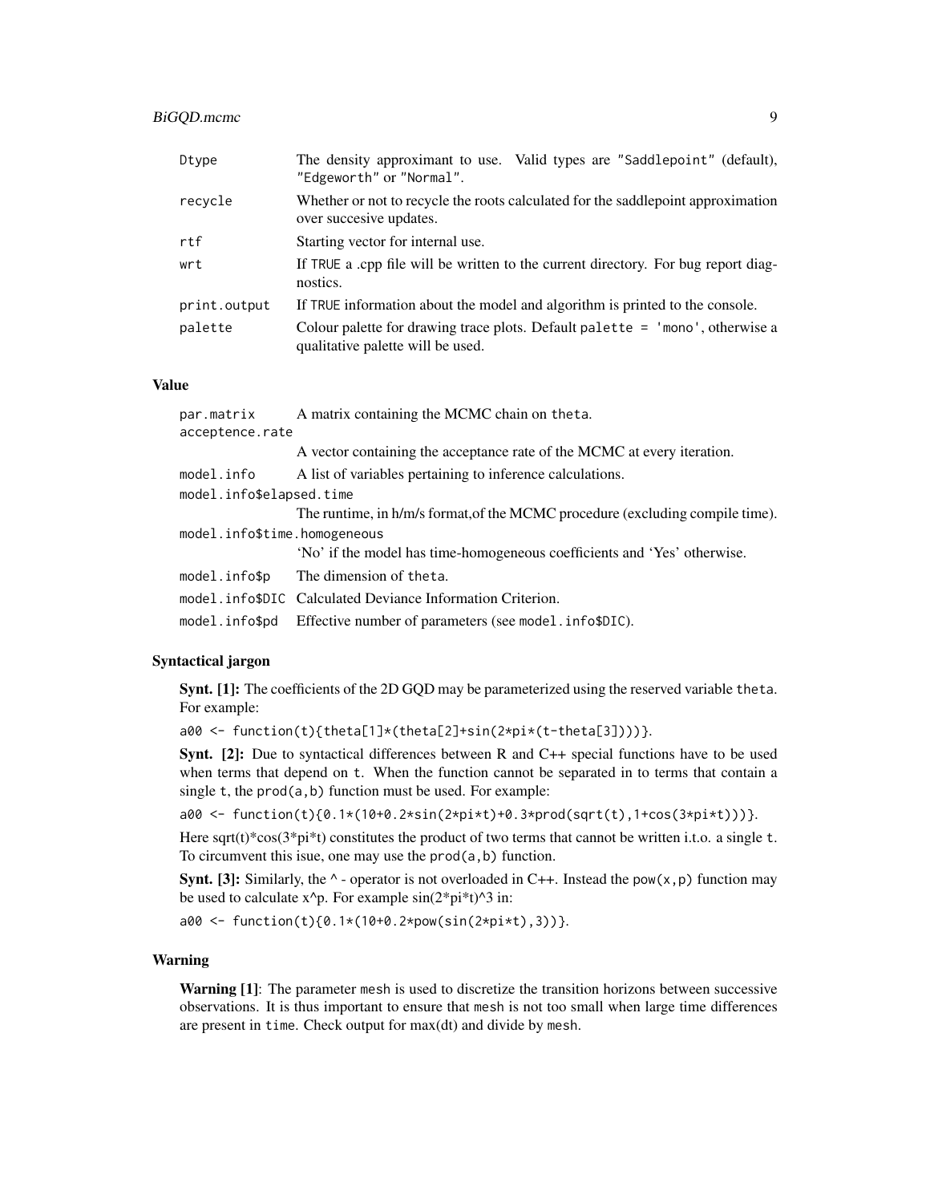| | |
|---|---|
| Dtype | The density approximant to use. Valid types are "Saddlepoint" (default), "Edgeworth" or "Normal". |
| recycle | Whether or not to recycle the roots calculated for the saddlepoint approximation over succesive updates. |
| rtf | Starting vector for internal use. |
| wrt | If TRUE a .cpp file will be written to the current directory. For bug report diagnostics. |
| print.output | If TRUE information about the model and algorithm is printed to the console. |
| palette | Colour palette for drawing trace plots. Default palette = 'mono', otherwise a qualitative palette will be used. |

## Value

| | |
|---|---|
| par.matrix | A matrix containing the MCMC chain on theta. |
| acceptence.rate | A vector containing the acceptance rate of the MCMC at every iteration. |
| model.info | A list of variables pertaining to inference calculations. |
| model.info$elapsed.time | The runtime, in h/m/s format,of the MCMC procedure (excluding compile time). |
| model.info$time.homogeneous | 'No' if the model has time-homogeneous coefficients and 'Yes' otherwise. |
| model.info$p | The dimension of theta. |
| model.info$DIC | Calculated Deviance Information Criterion. |
| model.info$pd | Effective number of parameters (see model.info$DIC). |

## Syntactical jargon

**Synt. [1]:** The coefficients of the 2D GQD may be parameterized using the reserved variable theta. For example:

a00 <- function(t){theta[1]*(theta[2]+sin(2*pi*(t-theta[3])))}.

**Synt. [2]:** Due to syntactical differences between R and C++ special functions have to be used when terms that depend on t. When the function cannot be separated in to terms that contain a single t, the prod(a,b) function must be used. For example:

a00 <- function(t){0.1*(10+0.2*sin(2*pi*t)+0.3*prod(sqrt(t),1+cos(3*pi*t)))}.

Here sqrt(t)*cos(3*pi*t) constitutes the product of two terms that cannot be written i.t.o. a single t. To circumvent this isue, one may use the prod(a,b) function.

**Synt. [3]:** Similarly, the ^ - operator is not overloaded in C++. Instead the pow(x,p) function may be used to calculate x^p. For example sin(2*pi*t)^3 in:

a00 <- function(t){0.1*(10+0.2*pow(sin(2*pi*t),3))}.

## Warning

**Warning [1]**: The parameter mesh is used to discretize the transition horizons between successive observations. It is thus important to ensure that mesh is not too small when large time differences are present in time. Check output for max(dt) and divide by mesh.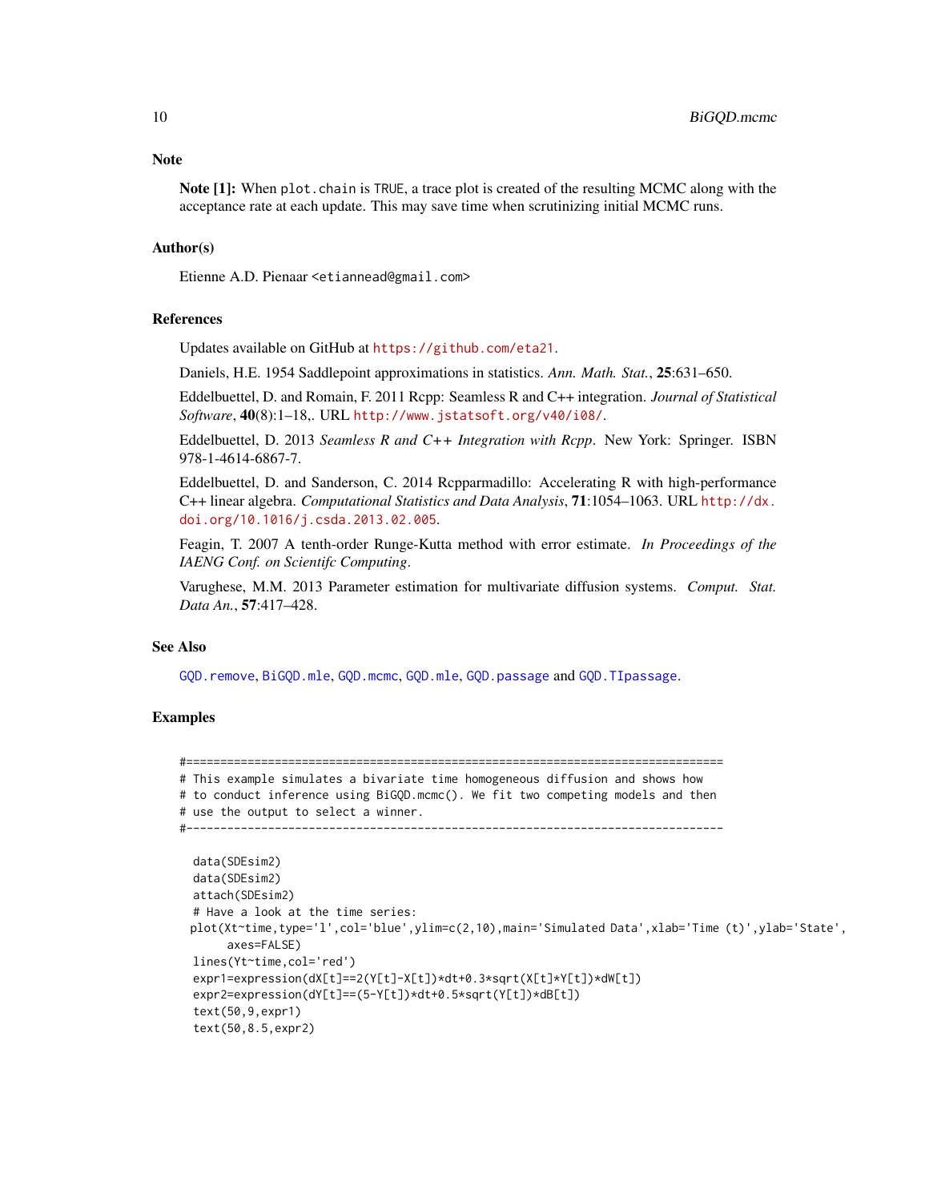## Note

**Note [1]:** When plot.chain is TRUE, a trace plot is created of the resulting MCMC along with the acceptance rate at each update. This may save time when scrutinizing initial MCMC runs.

## Author(s)

Etienne A.D. Pienaar <etiannead@gmail.com>

## References

Updates available on GitHub at https://github.com/eta21.

Daniels, H.E. 1954 Saddlepoint approximations in statistics. *Ann. Math. Stat.*, **25**:631–650.

Eddelbuettel, D. and Romain, F. 2011 Rcpp: Seamless R and C++ integration. *Journal of Statistical Software*, **40**(8):1–18,. URL http://www.jstatsoft.org/v40/i08/.

Eddelbuettel, D. 2013 *Seamless R and C++ Integration with Rcpp*. New York: Springer. ISBN 978-1-4614-6867-7.

Eddelbuettel, D. and Sanderson, C. 2014 Rcpparmadillo: Accelerating R with high-performance C++ linear algebra. *Computational Statistics and Data Analysis*, **71**:1054–1063. URL http://dx.doi.org/10.1016/j.csda.2013.02.005.

Feagin, T. 2007 A tenth-order Runge-Kutta method with error estimate. *In Proceedings of the IAENG Conf. on Scientifc Computing*.

Varughese, M.M. 2013 Parameter estimation for multivariate diffusion systems. *Comput. Stat. Data An.*, **57**:417–428.

## See Also

GQD.remove, BiGQD.mle, GQD.mcmc, GQD.mle, GQD.passage and GQD.TIpassage.

## Examples

```
#===============================================================================
# This example simulates a bivariate time homogeneous diffusion and shows how
# to conduct inference using BiGQD.mcmc(). We fit two competing models and then
# use the output to select a winner.
#-------------------------------------------------------------------------------

  data(SDEsim2)
  data(SDEsim2)
  attach(SDEsim2)
  # Have a look at the time series:
 plot(Xt~time,type='l',col='blue',ylim=c(2,10),main='Simulated Data',xlab='Time (t)',ylab='State',
      axes=FALSE)
  lines(Yt~time,col='red')
  expr1=expression(dX[t]==2(Y[t]-X[t])*dt+0.3*sqrt(X[t]*Y[t])*dW[t])
  expr2=expression(dY[t]==(5-Y[t])*dt+0.5*sqrt(Y[t])*dB[t])
  text(50,9,expr1)
  text(50,8.5,expr2)
```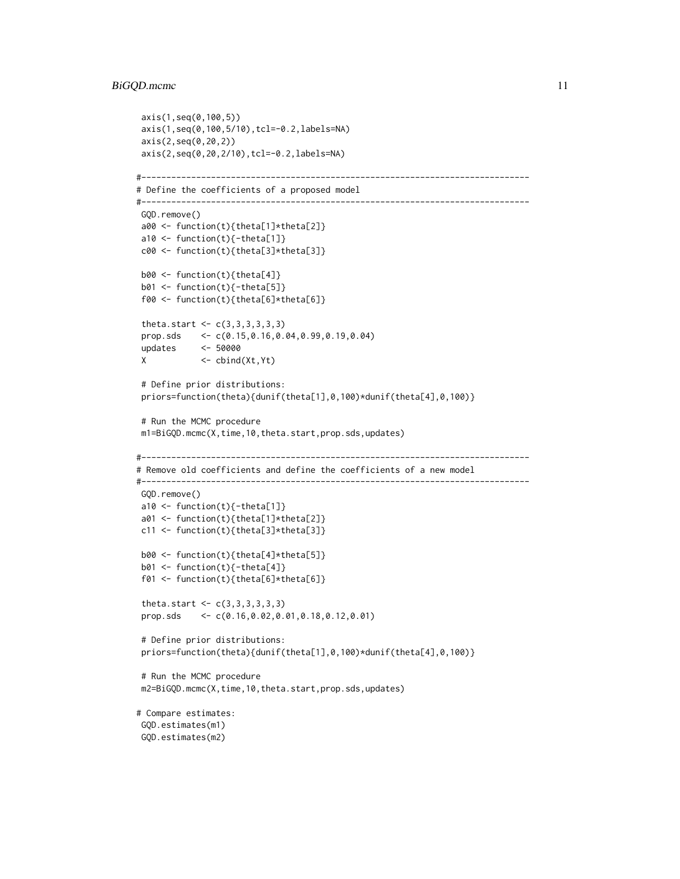```
 axis(1,seq(0,100,5))
 axis(1,seq(0,100,5/10),tcl=-0.2,labels=NA)
 axis(2,seq(0,20,2))
 axis(2,seq(0,20,2/10),tcl=-0.2,labels=NA)

#------------------------------------------------------------------------------
# Define the coefficients of a proposed model
#------------------------------------------------------------------------------
 GQD.remove()
 a00 <- function(t){theta[1]*theta[2]}
 a10 <- function(t){-theta[1]}
 c00 <- function(t){theta[3]*theta[3]}

 b00 <- function(t){theta[4]}
 b01 <- function(t){-theta[5]}
 f00 <- function(t){theta[6]*theta[6]}

 theta.start <- c(3,3,3,3,3,3)
 prop.sds    <- c(0.15,0.16,0.04,0.99,0.19,0.04)
 updates     <- 50000
 X           <- cbind(Xt,Yt)

 # Define prior distributions:
 priors=function(theta){dunif(theta[1],0,100)*dunif(theta[4],0,100)}

 # Run the MCMC procedure
 m1=BiGQD.mcmc(X,time,10,theta.start,prop.sds,updates)

#------------------------------------------------------------------------------
# Remove old coefficients and define the coefficients of a new model
#------------------------------------------------------------------------------
 GQD.remove()
 a10 <- function(t){-theta[1]}
 a01 <- function(t){theta[1]*theta[2]}
 c11 <- function(t){theta[3]*theta[3]}

 b00 <- function(t){theta[4]*theta[5]}
 b01 <- function(t){-theta[4]}
 f01 <- function(t){theta[6]*theta[6]}

 theta.start <- c(3,3,3,3,3,3)
 prop.sds    <- c(0.16,0.02,0.01,0.18,0.12,0.01)

 # Define prior distributions:
 priors=function(theta){dunif(theta[1],0,100)*dunif(theta[4],0,100)}

 # Run the MCMC procedure
 m2=BiGQD.mcmc(X,time,10,theta.start,prop.sds,updates)

# Compare estimates:
 GQD.estimates(m1)
 GQD.estimates(m2)
```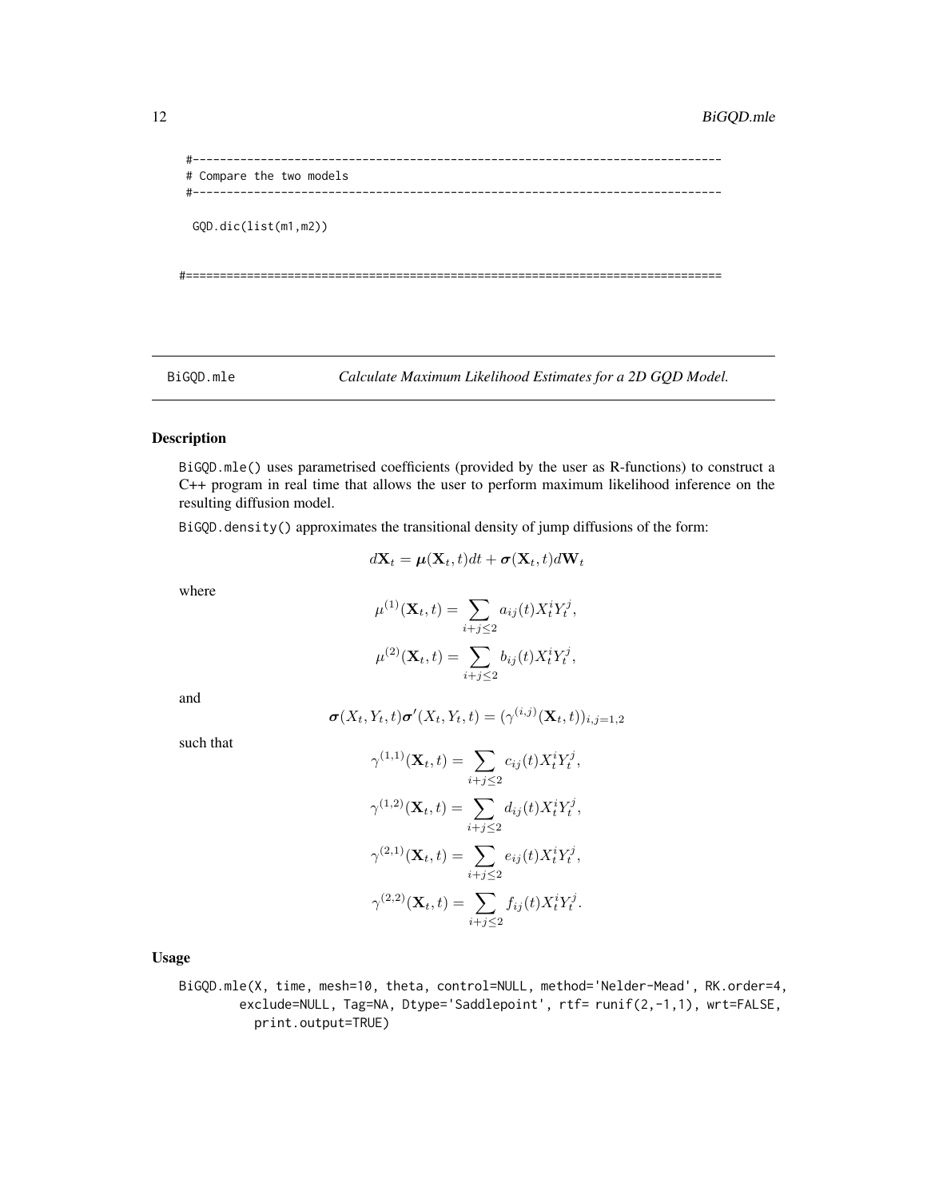```
#-----------------------------------------------------------------------------
# Compare the two models
#-----------------------------------------------------------------------------

 GQD.dic(list(m1,m2))


#=============================================================================
```

## BiGQD.mle — *Calculate Maximum Likelihood Estimates for a 2D GQD Model.*

### Description

BiGQD.mle() uses parametrised coefficients (provided by the user as R-functions) to construct a C++ program in real time that allows the user to perform maximum likelihood inference on the resulting diffusion model.

BiGQD.density() approximates the transitional density of jump diffusions of the form:

$$d\mathbf{X}_t = \boldsymbol{\mu}(\mathbf{X}_t, t)dt + \boldsymbol{\sigma}(\mathbf{X}_t, t)d\mathbf{W}_t$$

where

$$\mu^{(1)}(\mathbf{X}_t, t) = \sum_{i+j\leq 2} a_{ij}(t) X_t^i Y_t^j,$$

$$\mu^{(2)}(\mathbf{X}_t, t) = \sum_{i+j\leq 2} b_{ij}(t) X_t^i Y_t^j,$$

and

$$\boldsymbol{\sigma}(X_t, Y_t, t)\boldsymbol{\sigma}'(X_t, Y_t, t) = (\gamma^{(i,j)}(\mathbf{X}_t, t))_{i,j=1,2}$$

such that

$$\gamma^{(1,1)}(\mathbf{X}_t, t) = \sum_{i+j\leq 2} c_{ij}(t) X_t^i Y_t^j,$$

$$\gamma^{(1,2)}(\mathbf{X}_t, t) = \sum_{i+j\leq 2} d_{ij}(t) X_t^i Y_t^j,$$

$$\gamma^{(2,1)}(\mathbf{X}_t, t) = \sum_{i+j\leq 2} e_{ij}(t) X_t^i Y_t^j,$$

$$\gamma^{(2,2)}(\mathbf{X}_t, t) = \sum_{i+j\leq 2} f_{ij}(t) X_t^i Y_t^j.$$

### Usage

```
BiGQD.mle(X, time, mesh=10, theta, control=NULL, method='Nelder-Mead', RK.order=4,
        exclude=NULL, Tag=NA, Dtype='Saddlepoint', rtf= runif(2,-1,1), wrt=FALSE,
          print.output=TRUE)
```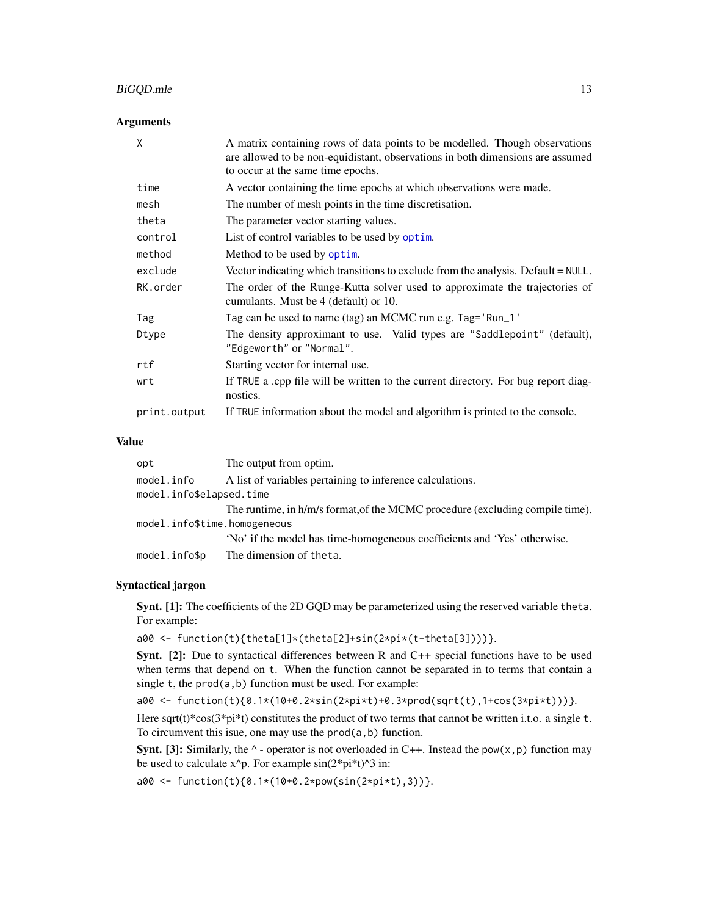### Arguments

| | |
|---|---|
| X | A matrix containing rows of data points to be modelled. Though observations are allowed to be non-equidistant, observations in both dimensions are assumed to occur at the same time epochs. |
| time | A vector containing the time epochs at which observations were made. |
| mesh | The number of mesh points in the time discretisation. |
| theta | The parameter vector starting values. |
| control | List of control variables to be used by optim. |
| method | Method to be used by optim. |
| exclude | Vector indicating which transitions to exclude from the analysis. Default = NULL. |
| RK.order | The order of the Runge-Kutta solver used to approximate the trajectories of cumulants. Must be 4 (default) or 10. |
| Tag | Tag can be used to name (tag) an MCMC run e.g. Tag='Run_1' |
| Dtype | The density approximant to use. Valid types are "Saddlepoint" (default), "Edgeworth" or "Normal". |
| rtf | Starting vector for internal use. |
| wrt | If TRUE a .cpp file will be written to the current directory. For bug report diagnostics. |
| print.output | If TRUE information about the model and algorithm is printed to the console. |

### Value

| | |
|---|---|
| opt | The output from optim. |
| model.info | A list of variables pertaining to inference calculations. |
| model.info$elapsed.time | The runtime, in h/m/s format,of the MCMC procedure (excluding compile time). |
| model.info$time.homogeneous | 'No' if the model has time-homogeneous coefficients and 'Yes' otherwise. |
| model.info$p | The dimension of theta. |

### Syntactical jargon

**Synt. [1]:** The coefficients of the 2D GQD may be parameterized using the reserved variable theta. For example:

```
a00 <- function(t){theta[1]*(theta[2]+sin(2*pi*(t-theta[3])))}.
```

**Synt. [2]:** Due to syntactical differences between R and C++ special functions have to be used when terms that depend on t. When the function cannot be separated in to terms that contain a single t, the prod(a,b) function must be used. For example:

```
a00 <- function(t){0.1*(10+0.2*sin(2*pi*t)+0.3*prod(sqrt(t),1+cos(3*pi*t)))}.
```

Here sqrt(t)*cos(3*pi*t) constitutes the product of two terms that cannot be written i.t.o. a single t. To circumvent this isue, one may use the prod(a,b) function.

**Synt. [3]:** Similarly, the ^ - operator is not overloaded in C++. Instead the pow(x,p) function may be used to calculate x^p. For example sin(2*pi*t)^3 in:

```
a00 <- function(t){0.1*(10+0.2*pow(sin(2*pi*t),3))}.
```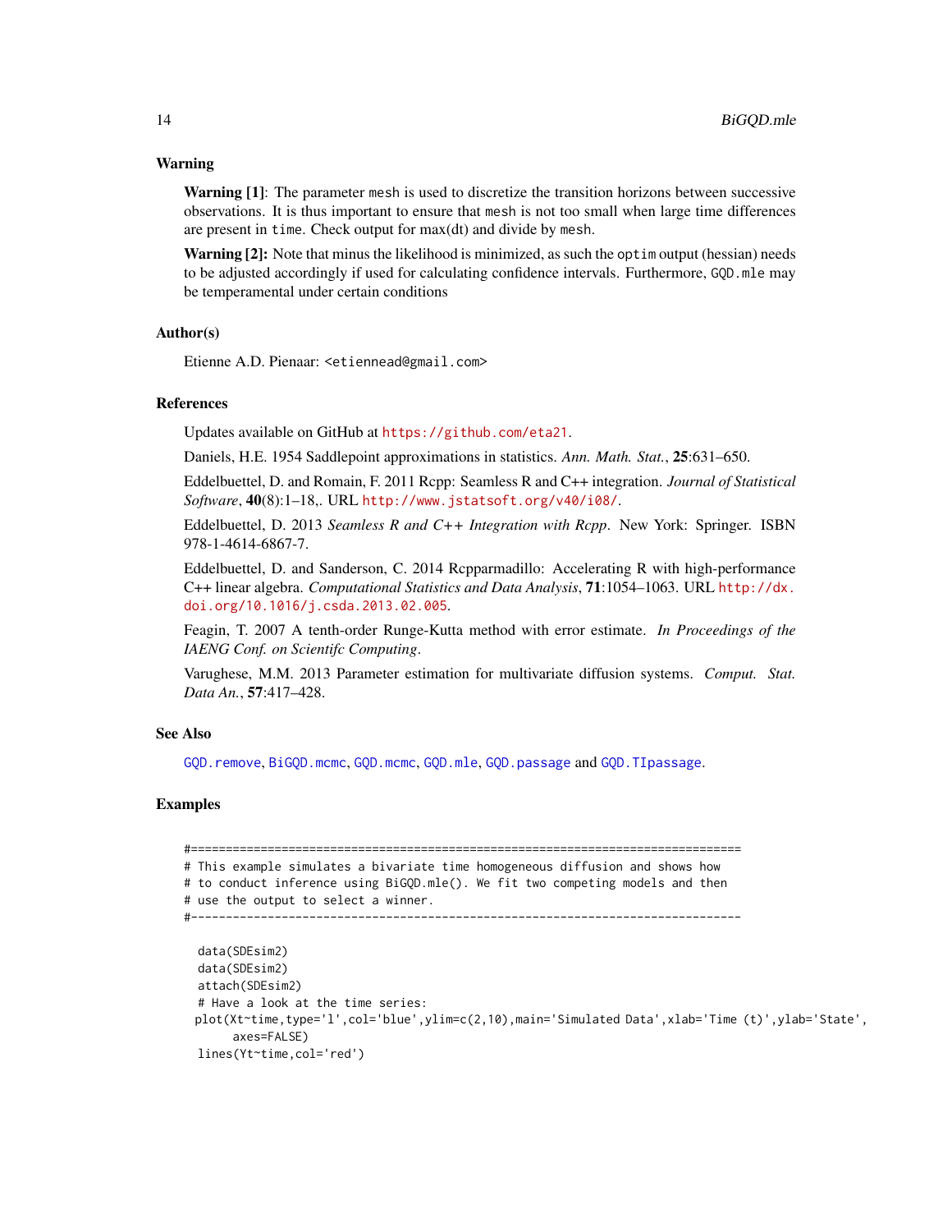### Warning

**Warning [1]**: The parameter `mesh` is used to discretize the transition horizons between successive observations. It is thus important to ensure that `mesh` is not too small when large time differences are present in `time`. Check output for max(dt) and divide by `mesh`.

**Warning [2]:** Note that minus the likelihood is minimized, as such the `optim` output (hessian) needs to be adjusted accordingly if used for calculating confidence intervals. Furthermore, `GQD.mle` may be temperamental under certain conditions

### Author(s)

Etienne A.D. Pienaar: <etiennead@gmail.com>

### References

Updates available on GitHub at https://github.com/eta21.

Daniels, H.E. 1954 Saddlepoint approximations in statistics. *Ann. Math. Stat.*, **25**:631–650.

Eddelbuettel, D. and Romain, F. 2011 Rcpp: Seamless R and C++ integration. *Journal of Statistical Software*, **40**(8):1–18,. URL http://www.jstatsoft.org/v40/i08/.

Eddelbuettel, D. 2013 *Seamless R and C++ Integration with Rcpp*. New York: Springer. ISBN 978-1-4614-6867-7.

Eddelbuettel, D. and Sanderson, C. 2014 Rcpparmadillo: Accelerating R with high-performance C++ linear algebra. *Computational Statistics and Data Analysis*, **71**:1054–1063. URL http://dx.doi.org/10.1016/j.csda.2013.02.005.

Feagin, T. 2007 A tenth-order Runge-Kutta method with error estimate. *In Proceedings of the IAENG Conf. on Scientifc Computing*.

Varughese, M.M. 2013 Parameter estimation for multivariate diffusion systems. *Comput. Stat. Data An.*, **57**:417–428.

### See Also

`GQD.remove`, `BiGQD.mcmc`, `GQD.mcmc`, `GQD.mle`, `GQD.passage` and `GQD.TIpassage`.

### Examples

```
#===============================================================================
# This example simulates a bivariate time homogeneous diffusion and shows how
# to conduct inference using BiGQD.mle(). We fit two competing models and then
# use the output to select a winner.
#-------------------------------------------------------------------------------

  data(SDEsim2)
  data(SDEsim2)
  attach(SDEsim2)
  # Have a look at the time series:
 plot(Xt~time,type='l',col='blue',ylim=c(2,10),main='Simulated Data',xlab='Time (t)',ylab='State',
      axes=FALSE)
  lines(Yt~time,col='red')
```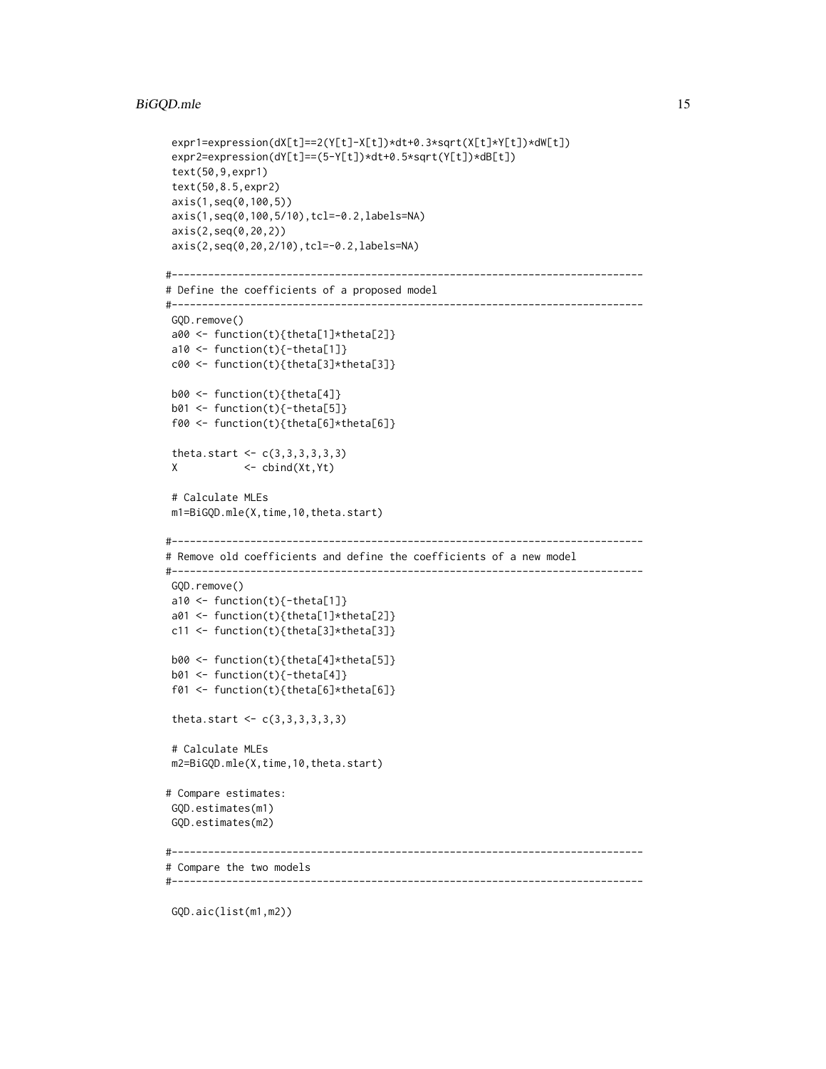```
 expr1=expression(dX[t]==2(Y[t]-X[t])*dt+0.3*sqrt(X[t]*Y[t])*dW[t])
 expr2=expression(dY[t]==(5-Y[t])*dt+0.5*sqrt(Y[t])*dB[t])
 text(50,9,expr1)
 text(50,8.5,expr2)
 axis(1,seq(0,100,5))
 axis(1,seq(0,100,5/10),tcl=-0.2,labels=NA)
 axis(2,seq(0,20,2))
 axis(2,seq(0,20,2/10),tcl=-0.2,labels=NA)

#------------------------------------------------------------------------------
# Define the coefficients of a proposed model
#------------------------------------------------------------------------------
 GQD.remove()
 a00 <- function(t){theta[1]*theta[2]}
 a10 <- function(t){-theta[1]}
 c00 <- function(t){theta[3]*theta[3]}

 b00 <- function(t){theta[4]}
 b01 <- function(t){-theta[5]}
 f00 <- function(t){theta[6]*theta[6]}

 theta.start <- c(3,3,3,3,3,3)
 X           <- cbind(Xt,Yt)

 # Calculate MLEs
 m1=BiGQD.mle(X,time,10,theta.start)

#------------------------------------------------------------------------------
# Remove old coefficients and define the coefficients of a new model
#------------------------------------------------------------------------------
 GQD.remove()
 a10 <- function(t){-theta[1]}
 a01 <- function(t){theta[1]*theta[2]}
 c11 <- function(t){theta[3]*theta[3]}

 b00 <- function(t){theta[4]*theta[5]}
 b01 <- function(t){-theta[4]}
 f01 <- function(t){theta[6]*theta[6]}

 theta.start <- c(3,3,3,3,3,3)

 # Calculate MLEs
 m2=BiGQD.mle(X,time,10,theta.start)

# Compare estimates:
 GQD.estimates(m1)
 GQD.estimates(m2)

#------------------------------------------------------------------------------
# Compare the two models
#------------------------------------------------------------------------------

 GQD.aic(list(m1,m2))
```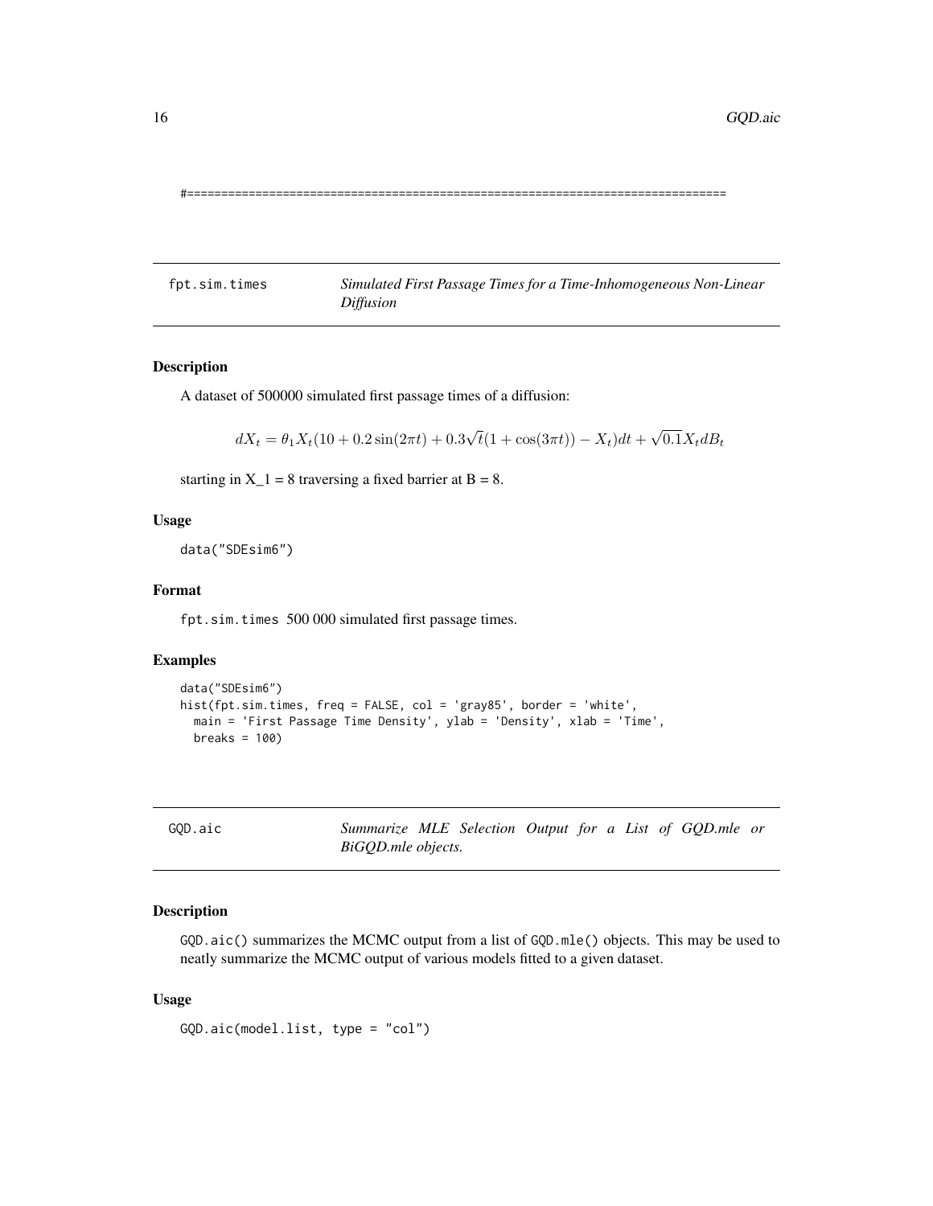```
#==============================================================================
```

## fpt.sim.times — *Simulated First Passage Times for a Time-Inhomogeneous Non-Linear Diffusion*

### Description

A dataset of 500000 simulated first passage times of a diffusion:

$$dX_t = \theta_1 X_t(10 + 0.2\sin(2\pi t) + 0.3\sqrt{t}(1 + \cos(3\pi t)) - X_t)dt + \sqrt{0.1}X_t dB_t$$

starting in X_1 = 8 traversing a fixed barrier at B = 8.

### Usage

```
data("SDEsim6")
```

### Format

fpt.sim.times 500 000 simulated first passage times.

### Examples

```
data("SDEsim6")
hist(fpt.sim.times, freq = FALSE, col = 'gray85', border = 'white',
  main = 'First Passage Time Density', ylab = 'Density', xlab = 'Time',
  breaks = 100)
```

## GQD.aic — *Summarize MLE Selection Output for a List of GQD.mle or BiGQD.mle objects.*

### Description

GQD.aic() summarizes the MCMC output from a list of GQD.mle() objects. This may be used to neatly summarize the MCMC output of various models fitted to a given dataset.

### Usage

```
GQD.aic(model.list, type = "col")
```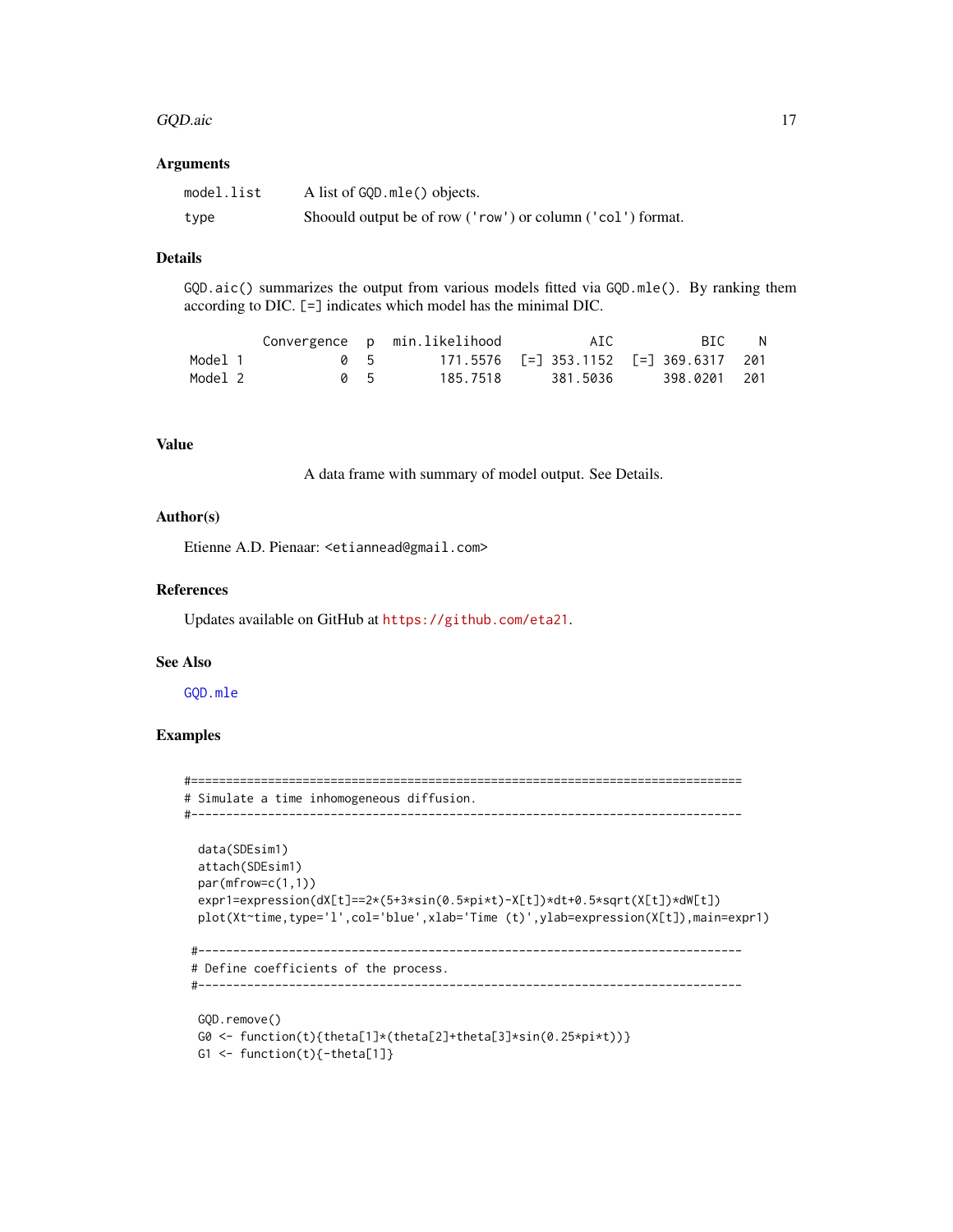### Arguments

| | |
|---|---|
| `model.list` | A list of `GQD.mle()` objects. |
| `type` | Shoould output be of row (`'row'`) or column (`'col'`) format. |

### Details

`GQD.aic()` summarizes the output from various models fitted via `GQD.mle()`. By ranking them according to DIC. `[=]` indicates which model has the minimal DIC.

```
         Convergence  p  min.likelihood          AIC           BIC    N
 Model 1           0  5        171.5576  [=] 353.1152  [=] 369.6317  201
 Model 2           0  5        185.7518      381.5036      398.0201  201
```

### Value

A data frame with summary of model output. See Details.

### Author(s)

Etienne A.D. Pienaar: <etiannead@gmail.com>

### References

Updates available on GitHub at https://github.com/eta21.

### See Also

`GQD.mle`

### Examples

```
#===============================================================================
# Simulate a time inhomogeneous diffusion.
#-------------------------------------------------------------------------------

  data(SDEsim1)
  attach(SDEsim1)
  par(mfrow=c(1,1))
  expr1=expression(dX[t]==2*(5+3*sin(0.5*pi*t)-X[t])*dt+0.5*sqrt(X[t])*dW[t])
  plot(Xt~time,type='l',col='blue',xlab='Time (t)',ylab=expression(X[t]),main=expr1)

 #------------------------------------------------------------------------------
 # Define coefficients of the process.
 #------------------------------------------------------------------------------

  GQD.remove()
  G0 <- function(t){theta[1]*(theta[2]+theta[3]*sin(0.25*pi*t))}
  G1 <- function(t){-theta[1]}
```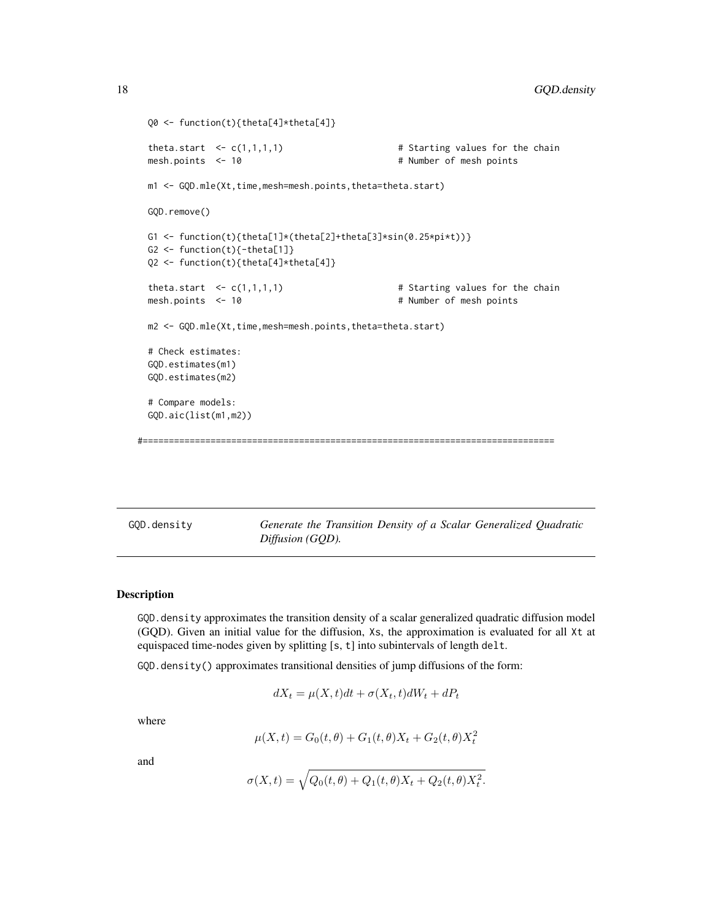```
  Q0 <- function(t){theta[4]*theta[4]}

  theta.start  <- c(1,1,1,1)                     # Starting values for the chain
  mesh.points  <- 10                             # Number of mesh points

  m1 <- GQD.mle(Xt,time,mesh=mesh.points,theta=theta.start)

  GQD.remove()

  G1 <- function(t){theta[1]*(theta[2]+theta[3]*sin(0.25*pi*t))}
  G2 <- function(t){-theta[1]}
  Q2 <- function(t){theta[4]*theta[4]}

  theta.start  <- c(1,1,1,1)                     # Starting values for the chain
  mesh.points  <- 10                             # Number of mesh points

  m2 <- GQD.mle(Xt,time,mesh=mesh.points,theta=theta.start)

  # Check estimates:
  GQD.estimates(m1)
  GQD.estimates(m2)

  # Compare models:
  GQD.aic(list(m1,m2))

#===============================================================================
```

## GQD.density — *Generate the Transition Density of a Scalar Generalized Quadratic Diffusion (GQD).*

### Description

GQD.density approximates the transition density of a scalar generalized quadratic diffusion model (GQD). Given an initial value for the diffusion, Xs, the approximation is evaluated for all Xt at equispaced time-nodes given by splitting [s, t] into subintervals of length delt.

GQD.density() approximates transitional densities of jump diffusions of the form:

$$dX_t = \mu(X,t)dt + \sigma(X_t,t)dW_t + dP_t$$

where

$$\mu(X,t) = G_0(t,\theta) + G_1(t,\theta)X_t + G_2(t,\theta)X_t^2$$

and

$$\sigma(X,t) = \sqrt{Q_0(t,\theta) + Q_1(t,\theta)X_t + Q_2(t,\theta)X_t^2}.$$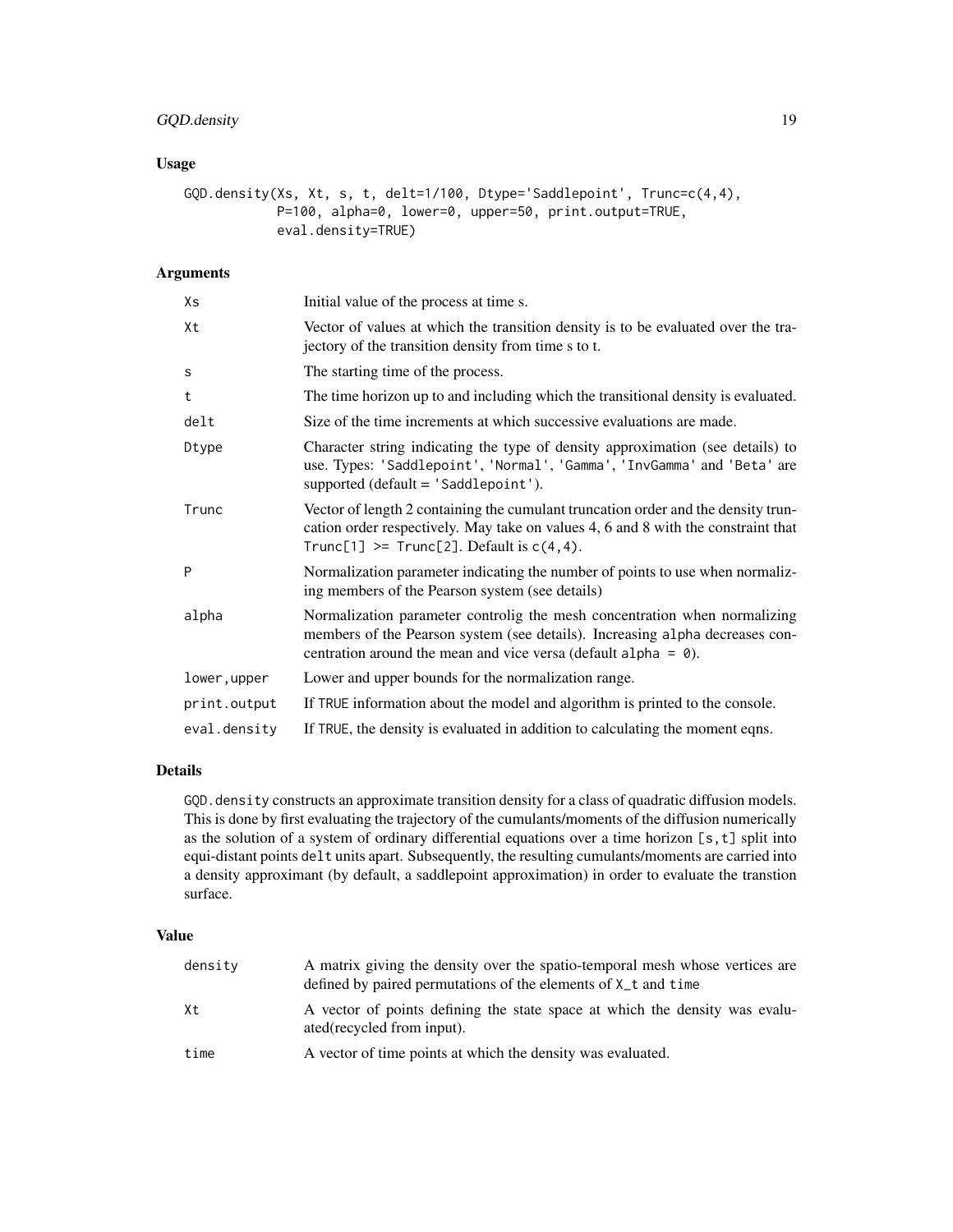## Usage

```
GQD.density(Xs, Xt, s, t, delt=1/100, Dtype='Saddlepoint', Trunc=c(4,4),
            P=100, alpha=0, lower=0, upper=50, print.output=TRUE,
            eval.density=TRUE)
```

## Arguments

| | |
|---|---|
| Xs | Initial value of the process at time s. |
| Xt | Vector of values at which the transition density is to be evaluated over the trajectory of the transition density from time s to t. |
| s | The starting time of the process. |
| t | The time horizon up to and including which the transitional density is evaluated. |
| delt | Size of the time increments at which successive evaluations are made. |
| Dtype | Character string indicating the type of density approximation (see details) to use. Types: 'Saddlepoint', 'Normal', 'Gamma', 'InvGamma' and 'Beta' are supported (default = 'Saddlepoint'). |
| Trunc | Vector of length 2 containing the cumulant truncation order and the density truncation order respectively. May take on values 4, 6 and 8 with the constraint that Trunc[1] >= Trunc[2]. Default is c(4,4). |
| P | Normalization parameter indicating the number of points to use when normalizing members of the Pearson system (see details) |
| alpha | Normalization parameter controlig the mesh concentration when normalizing members of the Pearson system (see details). Increasing alpha decreases concentration around the mean and vice versa (default alpha = 0). |
| lower,upper | Lower and upper bounds for the normalization range. |
| print.output | If TRUE information about the model and algorithm is printed to the console. |
| eval.density | If TRUE, the density is evaluated in addition to calculating the moment eqns. |

## Details

GQD.density constructs an approximate transition density for a class of quadratic diffusion models. This is done by first evaluating the trajectory of the cumulants/moments of the diffusion numerically as the solution of a system of ordinary differential equations over a time horizon [s,t] split into equi-distant points delt units apart. Subsequently, the resulting cumulants/moments are carried into a density approximant (by default, a saddlepoint approximation) in order to evaluate the transtion surface.

## Value

| | |
|---|---|
| density | A matrix giving the density over the spatio-temporal mesh whose vertices are defined by paired permutations of the elements of X_t and time |
| Xt | A vector of points defining the state space at which the density was evaluated(recycled from input). |
| time | A vector of time points at which the density was evaluated. |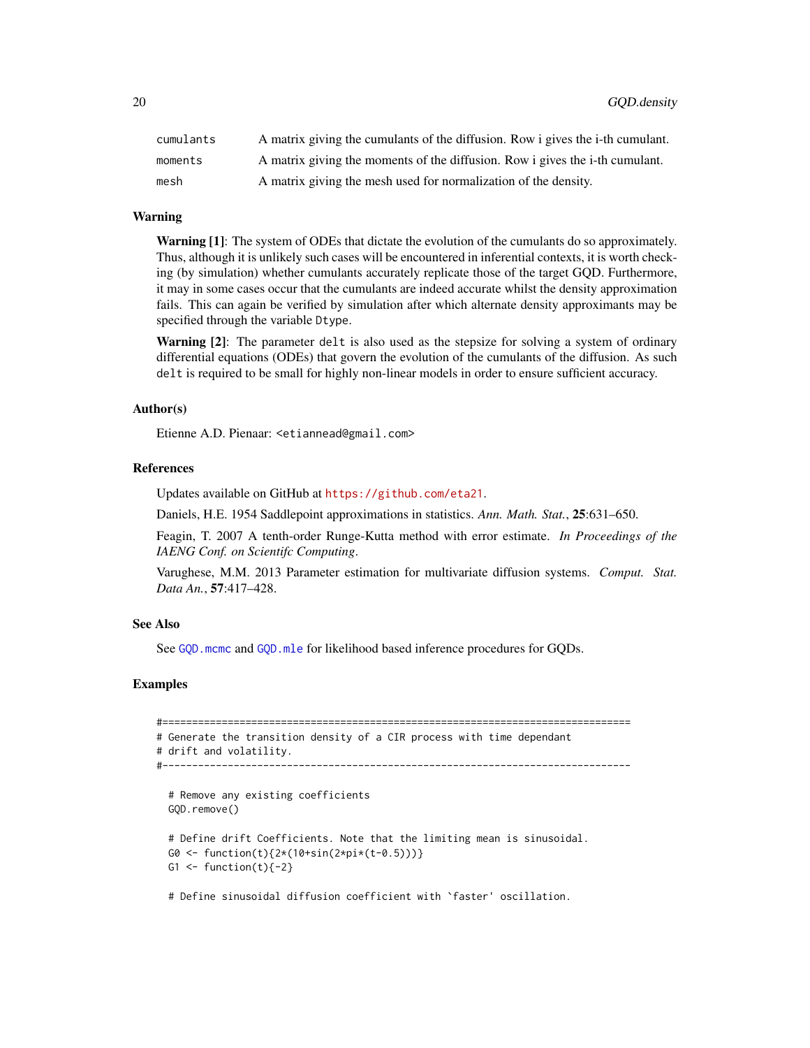| | |
|---|---|
| cumulants | A matrix giving the cumulants of the diffusion. Row i gives the i-th cumulant. |
| moments | A matrix giving the moments of the diffusion. Row i gives the i-th cumulant. |
| mesh | A matrix giving the mesh used for normalization of the density. |

## Warning

**Warning [1]**: The system of ODEs that dictate the evolution of the cumulants do so approximately. Thus, although it is unlikely such cases will be encountered in inferential contexts, it is worth checking (by simulation) whether cumulants accurately replicate those of the target GQD. Furthermore, it may in some cases occur that the cumulants are indeed accurate whilst the density approximation fails. This can again be verified by simulation after which alternate density approximants may be specified through the variable `Dtype`.

**Warning [2]**: The parameter `delt` is also used as the stepsize for solving a system of ordinary differential equations (ODEs) that govern the evolution of the cumulants of the diffusion. As such `delt` is required to be small for highly non-linear models in order to ensure sufficient accuracy.

## Author(s)

Etienne A.D. Pienaar: <etiannead@gmail.com>

## References

Updates available on GitHub at https://github.com/eta21.

Daniels, H.E. 1954 Saddlepoint approximations in statistics. *Ann. Math. Stat.*, **25**:631–650.

Feagin, T. 2007 A tenth-order Runge-Kutta method with error estimate. *In Proceedings of the IAENG Conf. on Scientifc Computing*.

Varughese, M.M. 2013 Parameter estimation for multivariate diffusion systems. *Comput. Stat. Data An.*, **57**:417–428.

## See Also

See `GQD.mcmc` and `GQD.mle` for likelihood based inference procedures for GQDs.

## Examples

```
#===============================================================================
# Generate the transition density of a CIR process with time dependant
# drift and volatility.
#-------------------------------------------------------------------------------

  # Remove any existing coefficients
  GQD.remove()

  # Define drift Coefficients. Note that the limiting mean is sinusoidal.
  G0 <- function(t){2*(10+sin(2*pi*(t-0.5)))}
  G1 <- function(t){-2}

  # Define sinusoidal diffusion coefficient with `faster' oscillation.
```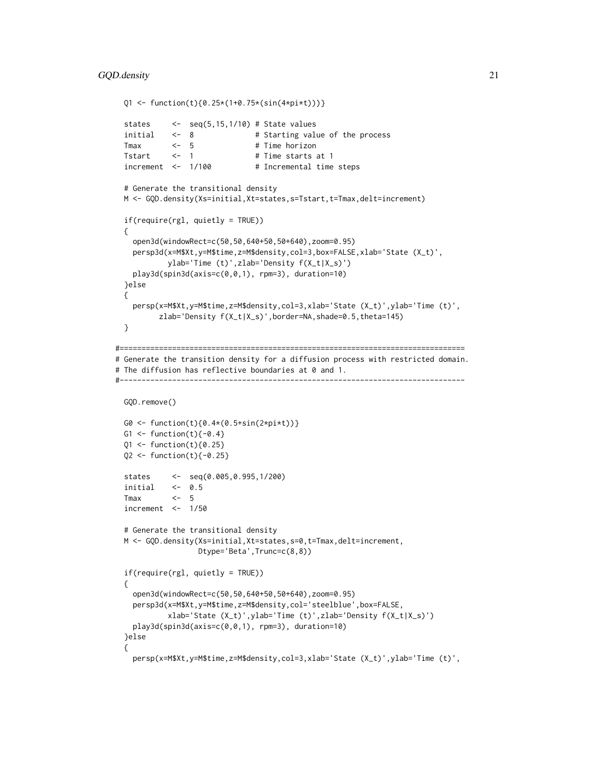```
  Q1 <- function(t){0.25*(1+0.75*(sin(4*pi*t)))}

  states     <-  seq(5,15,1/10) # State values
  initial    <-  8              # Starting value of the process
  Tmax       <-  5              # Time horizon
  Tstart     <-  1              # Time starts at 1
  increment  <-  1/100          # Incremental time steps

  # Generate the transitional density
  M <- GQD.density(Xs=initial,Xt=states,s=Tstart,t=Tmax,delt=increment)

  if(require(rgl, quietly = TRUE))
  {
    open3d(windowRect=c(50,50,640+50,50+640),zoom=0.95)
    persp3d(x=M$Xt,y=M$time,z=M$density,col=3,box=FALSE,xlab='State (X_t)',
            ylab='Time (t)',zlab='Density f(X_t|X_s)')
    play3d(spin3d(axis=c(0,0,1), rpm=3), duration=10)
  }else
  {
    persp(x=M$Xt,y=M$time,z=M$density,col=3,xlab='State (X_t)',ylab='Time (t)',
          zlab='Density f(X_t|X_s)',border=NA,shade=0.5,theta=145)
  }

#===============================================================================
# Generate the transition density for a diffusion process with restricted domain.
# The diffusion has reflective boundaries at 0 and 1.
#-------------------------------------------------------------------------------

  GQD.remove()

  G0 <- function(t){0.4*(0.5+sin(2*pi*t))}
  G1 <- function(t){-0.4}
  Q1 <- function(t){0.25}
  Q2 <- function(t){-0.25}

  states     <-  seq(0.005,0.995,1/200)
  initial    <-  0.5
  Tmax       <-  5
  increment  <-  1/50

  # Generate the transitional density
  M <- GQD.density(Xs=initial,Xt=states,s=0,t=Tmax,delt=increment,
                   Dtype='Beta',Trunc=c(8,8))

  if(require(rgl, quietly = TRUE))
  {
    open3d(windowRect=c(50,50,640+50,50+640),zoom=0.95)
    persp3d(x=M$Xt,y=M$time,z=M$density,col='steelblue',box=FALSE,
            xlab='State (X_t)',ylab='Time (t)',zlab='Density f(X_t|X_s)')
    play3d(spin3d(axis=c(0,0,1), rpm=3), duration=10)
  }else
  {
    persp(x=M$Xt,y=M$time,z=M$density,col=3,xlab='State (X_t)',ylab='Time (t)',
```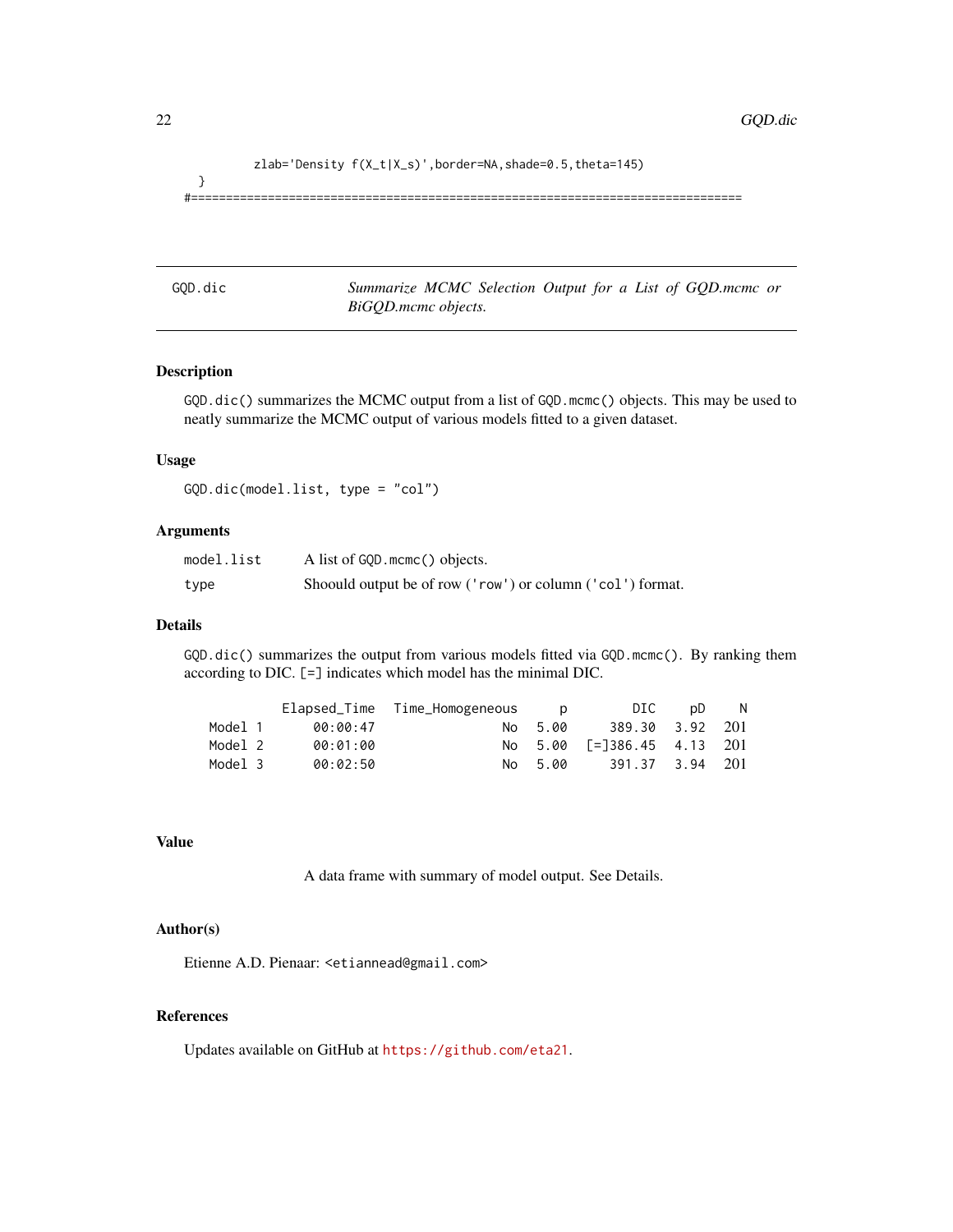```
        zlab='Density f(X_t|X_s)',border=NA,shade=0.5,theta=145)
  }
#===============================================================================
```

## GQD.dic — *Summarize MCMC Selection Output for a List of GQD.mcmc or BiGQD.mcmc objects.*

### Description

`GQD.dic()` summarizes the MCMC output from a list of `GQD.mcmc()` objects. This may be used to neatly summarize the MCMC output of various models fitted to a given dataset.

### Usage

```
GQD.dic(model.list, type = "col")
```

### Arguments

| | |
|---|---|
| `model.list` | A list of `GQD.mcmc()` objects. |
| `type` | Shoould output be of row (`'row'`) or column (`'col'`) format. |

### Details

`GQD.dic()` summarizes the output from various models fitted via `GQD.mcmc()`. By ranking them according to DIC. `[=]` indicates which model has the minimal DIC.

```
          Elapsed_Time  Time_Homogeneous     p        DIC    pD    N
Model 1       00:00:47                No  5.00     389.30  3.92  201
Model 2       00:01:00                No  5.00  [=]386.45  4.13  201
Model 3       00:02:50                No  5.00     391.37  3.94  201
```

### Value

A data frame with summary of model output. See Details.

### Author(s)

Etienne A.D. Pienaar: `<etiannead@gmail.com>`

### References

Updates available on GitHub at https://github.com/eta21.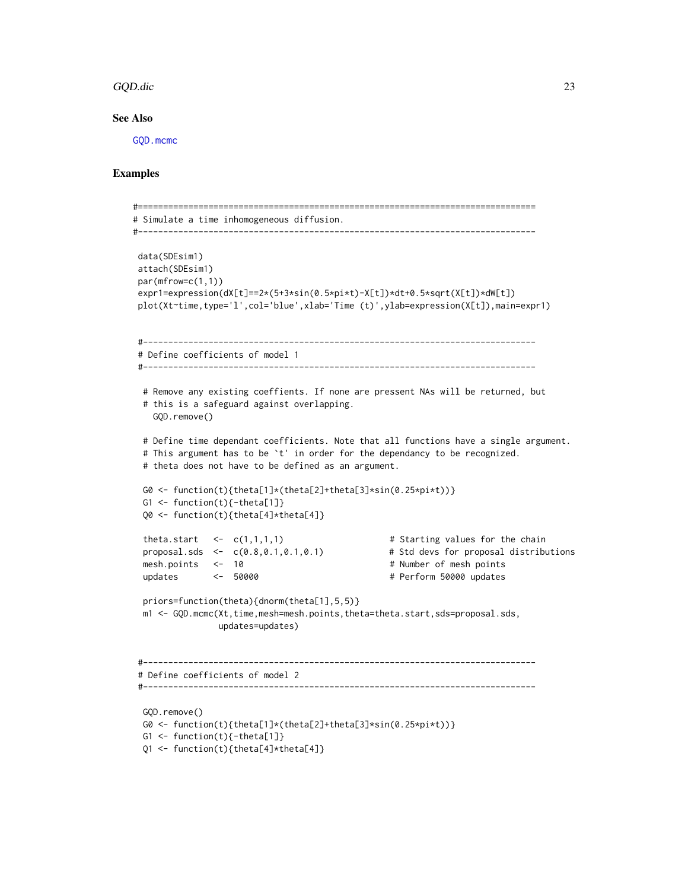### See Also

GQD.mcmc

### Examples

```
#===============================================================================
# Simulate a time inhomogeneous diffusion.
#-------------------------------------------------------------------------------

 data(SDEsim1)
 attach(SDEsim1)
 par(mfrow=c(1,1))
 expr1=expression(dX[t]==2*(5+3*sin(0.5*pi*t)-X[t])*dt+0.5*sqrt(X[t])*dW[t])
 plot(Xt~time,type='l',col='blue',xlab='Time (t)',ylab=expression(X[t]),main=expr1)


 #------------------------------------------------------------------------------
 # Define coefficients of model 1
 #------------------------------------------------------------------------------

  # Remove any existing coeffients. If none are pressent NAs will be returned, but
  # this is a safeguard against overlapping.
    GQD.remove()

  # Define time dependant coefficients. Note that all functions have a single argument.
  # This argument has to be `t' in order for the dependancy to be recognized.
  # theta does not have to be defined as an argument.

  G0 <- function(t){theta[1]*(theta[2]+theta[3]*sin(0.25*pi*t))}
  G1 <- function(t){-theta[1]}
  Q0 <- function(t){theta[4]*theta[4]}

  theta.start   <-  c(1,1,1,1)                    # Starting values for the chain
  proposal.sds  <-  c(0.8,0.1,0.1,0.1)            # Std devs for proposal distributions
  mesh.points   <-  10                            # Number of mesh points
  updates       <-  50000                         # Perform 50000 updates

  priors=function(theta){dnorm(theta[1],5,5)}
  m1 <- GQD.mcmc(Xt,time,mesh=mesh.points,theta=theta.start,sds=proposal.sds,
               updates=updates)


 #------------------------------------------------------------------------------
 # Define coefficients of model 2
 #------------------------------------------------------------------------------

  GQD.remove()
  G0 <- function(t){theta[1]*(theta[2]+theta[3]*sin(0.25*pi*t))}
  G1 <- function(t){-theta[1]}
  Q1 <- function(t){theta[4]*theta[4]}
```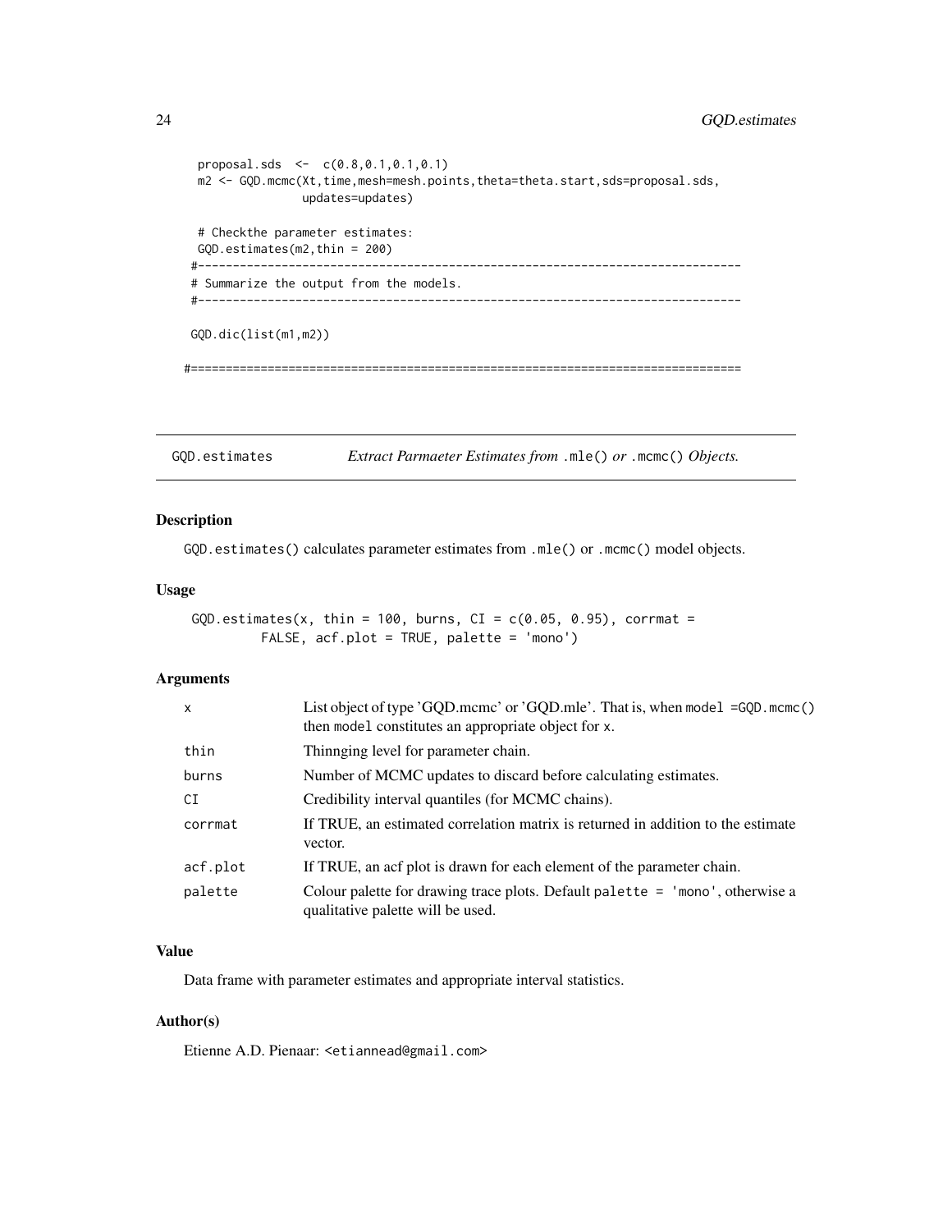```
  proposal.sds  <-  c(0.8,0.1,0.1,0.1)
  m2 <- GQD.mcmc(Xt,time,mesh=mesh.points,theta=theta.start,sds=proposal.sds,
                updates=updates)

  # Checkthe parameter estimates:
  GQD.estimates(m2,thin = 200)
 #------------------------------------------------------------------------------
 # Summarize the output from the models.
 #------------------------------------------------------------------------------

 GQD.dic(list(m1,m2))

#==============================================================================
```

## GQD.estimates — *Extract Parmaeter Estimates from* `.mle()` *or* `.mcmc()` *Objects.*

### Description

`GQD.estimates()` calculates parameter estimates from `.mle()` or `.mcmc()` model objects.

### Usage

```
GQD.estimates(x, thin = 100, burns, CI = c(0.05, 0.95), corrmat =
        FALSE, acf.plot = TRUE, palette = 'mono')
```

### Arguments

| | |
|---|---|
| `x` | List object of type 'GQD.mcmc' or 'GQD.mle'. That is, when `model =GQD.mcmc()` then `model` constitutes an appropriate object for `x`. |
| `thin` | Thinnging level for parameter chain. |
| `burns` | Number of MCMC updates to discard before calculating estimates. |
| `CI` | Credibility interval quantiles (for MCMC chains). |
| `corrmat` | If TRUE, an estimated correlation matrix is returned in addition to the estimate vector. |
| `acf.plot` | If TRUE, an acf plot is drawn for each element of the parameter chain. |
| `palette` | Colour palette for drawing trace plots. Default `palette = 'mono'`, otherwise a qualitative palette will be used. |

### Value

Data frame with parameter estimates and appropriate interval statistics.

### Author(s)

Etienne A.D. Pienaar: <etiannead@gmail.com>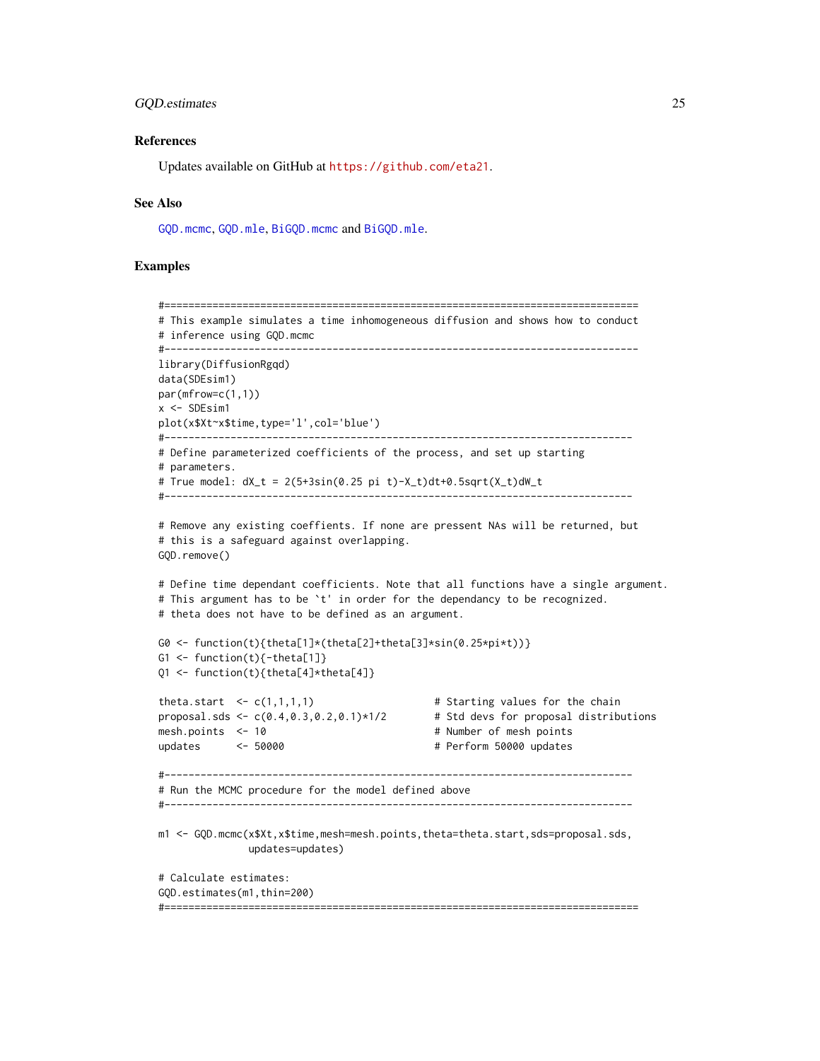## References

Updates available on GitHub at https://github.com/eta21.

## See Also

GQD.mcmc, GQD.mle, BiGQD.mcmc and BiGQD.mle.

## Examples

```
#===============================================================================
# This example simulates a time inhomogeneous diffusion and shows how to conduct
# inference using GQD.mcmc
#-------------------------------------------------------------------------------
library(DiffusionRgqd)
data(SDEsim1)
par(mfrow=c(1,1))
x <- SDEsim1
plot(x$Xt~x$time,type='l',col='blue')
#------------------------------------------------------------------------------
# Define parameterized coefficients of the process, and set up starting
# parameters.
# True model: dX_t = 2(5+3sin(0.25 pi t)-X_t)dt+0.5sqrt(X_t)dW_t
#------------------------------------------------------------------------------

# Remove any existing coeffients. If none are pressent NAs will be returned, but
# this is a safeguard against overlapping.
GQD.remove()

# Define time dependant coefficients. Note that all functions have a single argument.
# This argument has to be `t' in order for the dependancy to be recognized.
# theta does not have to be defined as an argument.

G0 <- function(t){theta[1]*(theta[2]+theta[3]*sin(0.25*pi*t))}
G1 <- function(t){-theta[1]}
Q1 <- function(t){theta[4]*theta[4]}

theta.start  <- c(1,1,1,1)                    # Starting values for the chain
proposal.sds <- c(0.4,0.3,0.2,0.1)*1/2        # Std devs for proposal distributions
mesh.points  <- 10                            # Number of mesh points
updates      <- 50000                         # Perform 50000 updates

#------------------------------------------------------------------------------
# Run the MCMC procedure for the model defined above
#------------------------------------------------------------------------------

m1 <- GQD.mcmc(x$Xt,x$time,mesh=mesh.points,theta=theta.start,sds=proposal.sds,
               updates=updates)

# Calculate estimates:
GQD.estimates(m1,thin=200)
#===============================================================================
```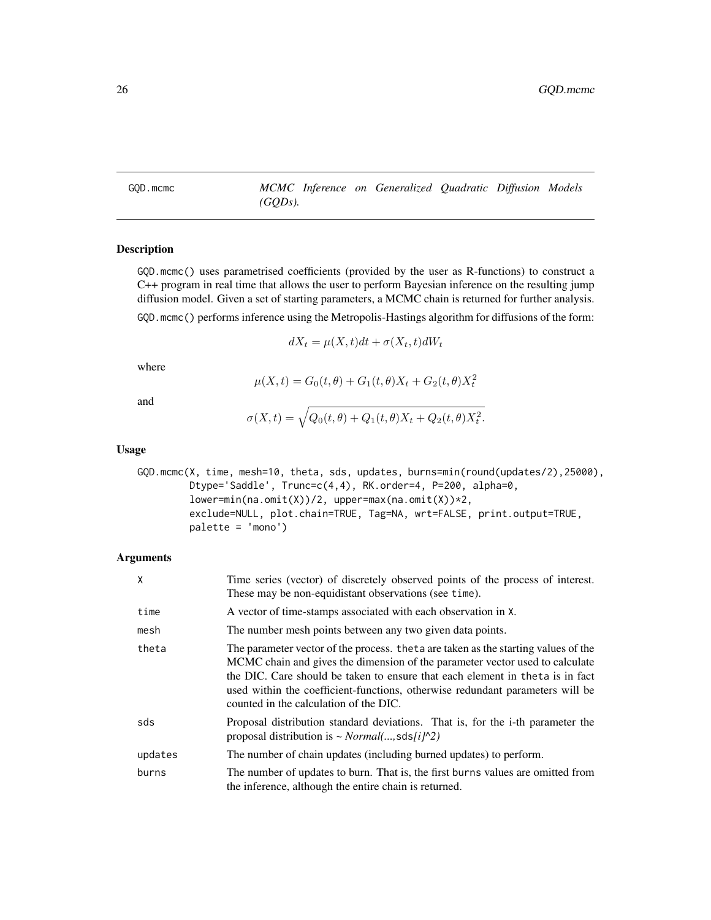GQD.mcmc *MCMC Inference on Generalized Quadratic Diffusion Models (GQDs).*

## Description

GQD.mcmc() uses parametrised coefficients (provided by the user as R-functions) to construct a C++ program in real time that allows the user to perform Bayesian inference on the resulting jump diffusion model. Given a set of starting parameters, a MCMC chain is returned for further analysis.

GQD.mcmc() performs inference using the Metropolis-Hastings algorithm for diffusions of the form:

$$dX_t = \mu(X,t)dt + \sigma(X_t,t)dW_t$$

where

$$\mu(X,t) = G_0(t,\theta) + G_1(t,\theta)X_t + G_2(t,\theta)X_t^2$$

and

$$\sigma(X,t) = \sqrt{Q_0(t,\theta) + Q_1(t,\theta)X_t + Q_2(t,\theta)X_t^2}.$$

## Usage

```
GQD.mcmc(X, time, mesh=10, theta, sds, updates, burns=min(round(updates/2),25000),
        Dtype='Saddle', Trunc=c(4,4), RK.order=4, P=200, alpha=0,
        lower=min(na.omit(X))/2, upper=max(na.omit(X))*2,
        exclude=NULL, plot.chain=TRUE, Tag=NA, wrt=FALSE, print.output=TRUE,
        palette = 'mono')
```

## Arguments

| | |
|---|---|
| X | Time series (vector) of discretely observed points of the process of interest. These may be non-equidistant observations (see time). |
| time | A vector of time-stamps associated with each observation in X. |
| mesh | The number mesh points between any two given data points. |
| theta | The parameter vector of the process. theta are taken as the starting values of the MCMC chain and gives the dimension of the parameter vector used to calculate the DIC. Care should be taken to ensure that each element in theta is in fact used within the coefficient-functions, otherwise redundant parameters will be counted in the calculation of the DIC. |
| sds | Proposal distribution standard deviations. That is, for the i-th parameter the proposal distribution is ~ *Normal(...,*sds*[i]^2)* |
| updates | The number of chain updates (including burned updates) to perform. |
| burns | The number of updates to burn. That is, the first burns values are omitted from the inference, although the entire chain is returned. |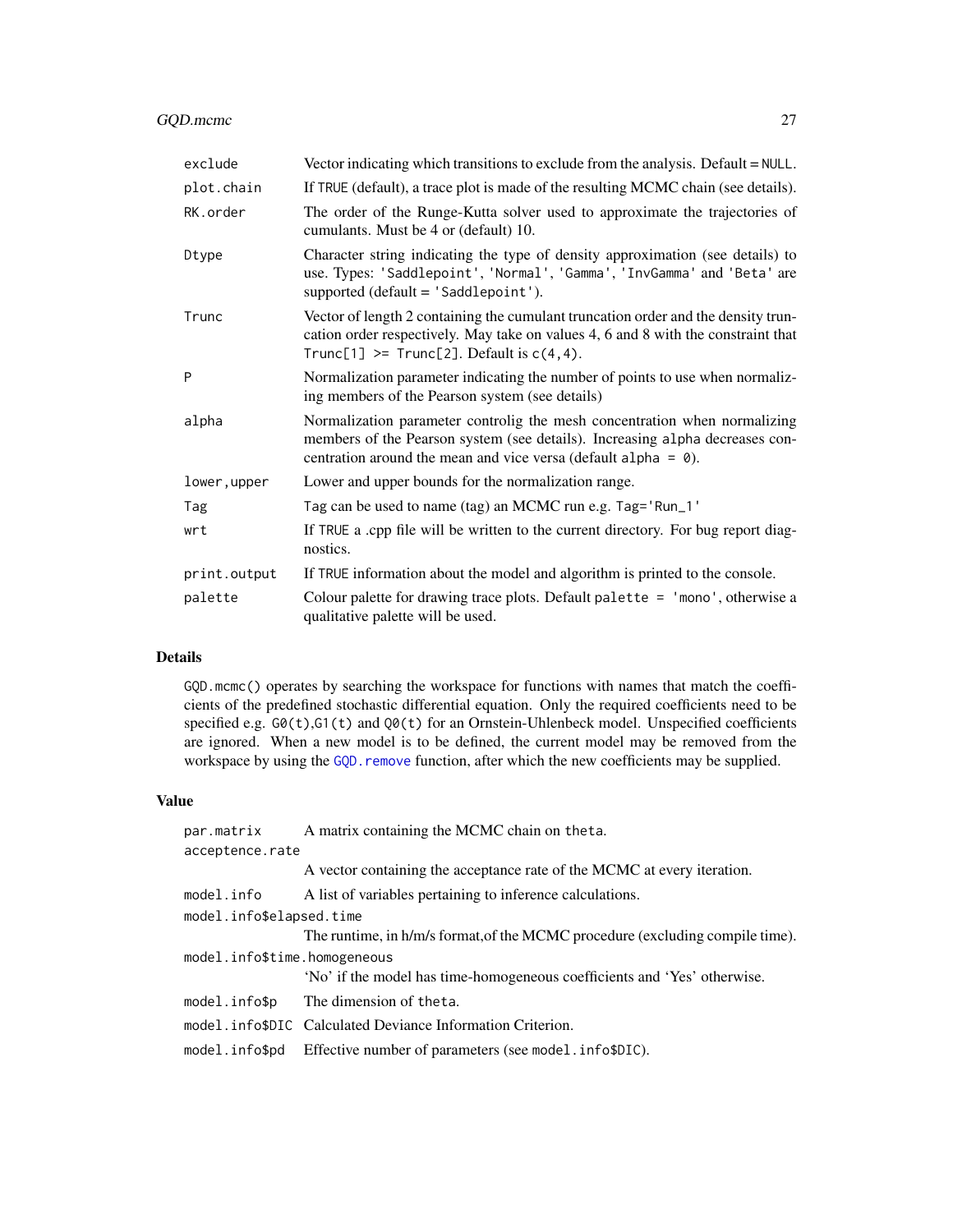| | |
|---|---|
| `exclude` | Vector indicating which transitions to exclude from the analysis. Default = `NULL`. |
| `plot.chain` | If `TRUE` (default), a trace plot is made of the resulting MCMC chain (see details). |
| `RK.order` | The order of the Runge-Kutta solver used to approximate the trajectories of cumulants. Must be 4 or (default) 10. |
| `Dtype` | Character string indicating the type of density approximation (see details) to use. Types: `'Saddlepoint'`, `'Normal'`, `'Gamma'`, `'InvGamma'` and `'Beta'` are supported (default = `'Saddlepoint'`). |
| `Trunc` | Vector of length 2 containing the cumulant truncation order and the density truncation order respectively. May take on values 4, 6 and 8 with the constraint that `Trunc[1] >= Trunc[2]`. Default is `c(4,4)`. |
| `P` | Normalization parameter indicating the number of points to use when normalizing members of the Pearson system (see details) |
| `alpha` | Normalization parameter controlig the mesh concentration when normalizing members of the Pearson system (see details). Increasing `alpha` decreases concentration around the mean and vice versa (default `alpha = 0`). |
| `lower,upper` | Lower and upper bounds for the normalization range. |
| `Tag` | `Tag` can be used to name (tag) an MCMC run e.g. `Tag='Run_1'` |
| `wrt` | If `TRUE` a .cpp file will be written to the current directory. For bug report diagnostics. |
| `print.output` | If `TRUE` information about the model and algorithm is printed to the console. |
| `palette` | Colour palette for drawing trace plots. Default `palette = 'mono'`, otherwise a qualitative palette will be used. |

## Details

`GQD.mcmc()` operates by searching the workspace for functions with names that match the coefficients of the predefined stochastic differential equation. Only the required coefficients need to be specified e.g. `G0(t)`,`G1(t)` and `Q0(t)` for an Ornstein-Uhlenbeck model. Unspecified coefficients are ignored. When a new model is to be defined, the current model may be removed from the workspace by using the `GQD.remove` function, after which the new coefficients may be supplied.

## Value

| | |
|---|---|
| `par.matrix` | A matrix containing the MCMC chain on `theta`. |
| `acceptence.rate` | A vector containing the acceptance rate of the MCMC at every iteration. |
| `model.info` | A list of variables pertaining to inference calculations. |
| `model.info$elapsed.time` | The runtime, in h/m/s format,of the MCMC procedure (excluding compile time). |
| `model.info$time.homogeneous` | 'No' if the model has time-homogeneous coefficients and 'Yes' otherwise. |
| `model.info$p` | The dimension of `theta`. |
| `model.info$DIC` | Calculated Deviance Information Criterion. |
| `model.info$pd` | Effective number of parameters (see `model.info$DIC`). |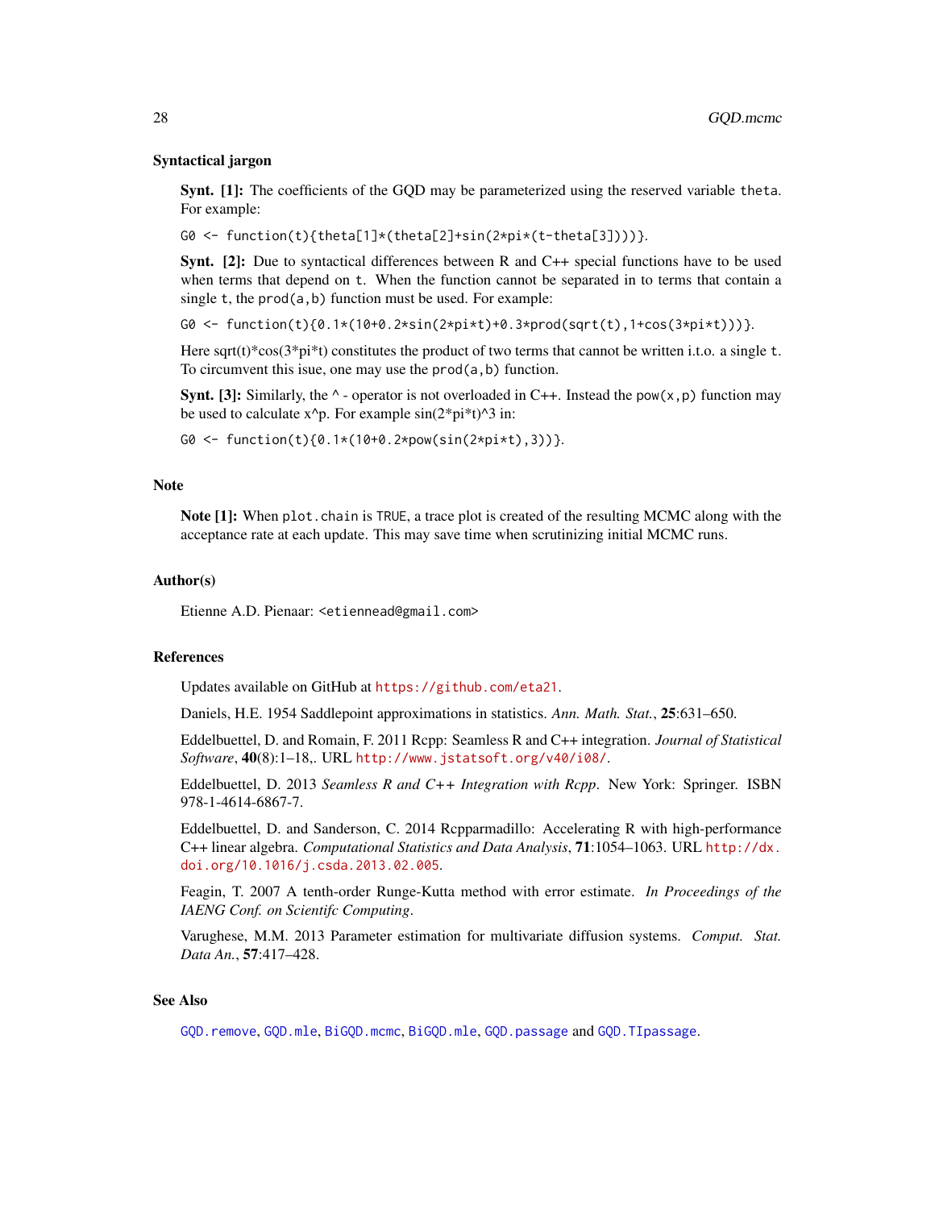### Syntactical jargon

**Synt. [1]:** The coefficients of the GQD may be parameterized using the reserved variable `theta`. For example:

```
G0 <- function(t){theta[1]*(theta[2]+sin(2*pi*(t-theta[3])))}.
```

**Synt. [2]:** Due to syntactical differences between R and C++ special functions have to be used when terms that depend on `t`. When the function cannot be separated in to terms that contain a single `t`, the `prod(a,b)` function must be used. For example:

```
G0 <- function(t){0.1*(10+0.2*sin(2*pi*t)+0.3*prod(sqrt(t),1+cos(3*pi*t)))}.
```

Here sqrt(t)*cos(3*pi*t) constitutes the product of two terms that cannot be written i.t.o. a single `t`. To circumvent this isue, one may use the `prod(a,b)` function.

**Synt. [3]:** Similarly, the ^ - operator is not overloaded in C++. Instead the `pow(x,p)` function may be used to calculate x^p. For example sin(2*pi*t)^3 in:

```
G0 <- function(t){0.1*(10+0.2*pow(sin(2*pi*t),3))}.
```

### Note

**Note [1]:** When `plot.chain` is `TRUE`, a trace plot is created of the resulting MCMC along with the acceptance rate at each update. This may save time when scrutinizing initial MCMC runs.

### Author(s)

Etienne A.D. Pienaar: <etiennead@gmail.com>

### References

Updates available on GitHub at https://github.com/eta21.

Daniels, H.E. 1954 Saddlepoint approximations in statistics. *Ann. Math. Stat.*, **25**:631–650.

Eddelbuettel, D. and Romain, F. 2011 Rcpp: Seamless R and C++ integration. *Journal of Statistical Software*, **40**(8):1–18,. URL http://www.jstatsoft.org/v40/i08/.

Eddelbuettel, D. 2013 *Seamless R and C++ Integration with Rcpp*. New York: Springer. ISBN 978-1-4614-6867-7.

Eddelbuettel, D. and Sanderson, C. 2014 Rcpparmadillo: Accelerating R with high-performance C++ linear algebra. *Computational Statistics and Data Analysis*, **71**:1054–1063. URL http://dx.doi.org/10.1016/j.csda.2013.02.005.

Feagin, T. 2007 A tenth-order Runge-Kutta method with error estimate. *In Proceedings of the IAENG Conf. on Scientifc Computing*.

Varughese, M.M. 2013 Parameter estimation for multivariate diffusion systems. *Comput. Stat. Data An.*, **57**:417–428.

### See Also

`GQD.remove`, `GQD.mle`, `BiGQD.mcmc`, `BiGQD.mle`, `GQD.passage` and `GQD.TIpassage`.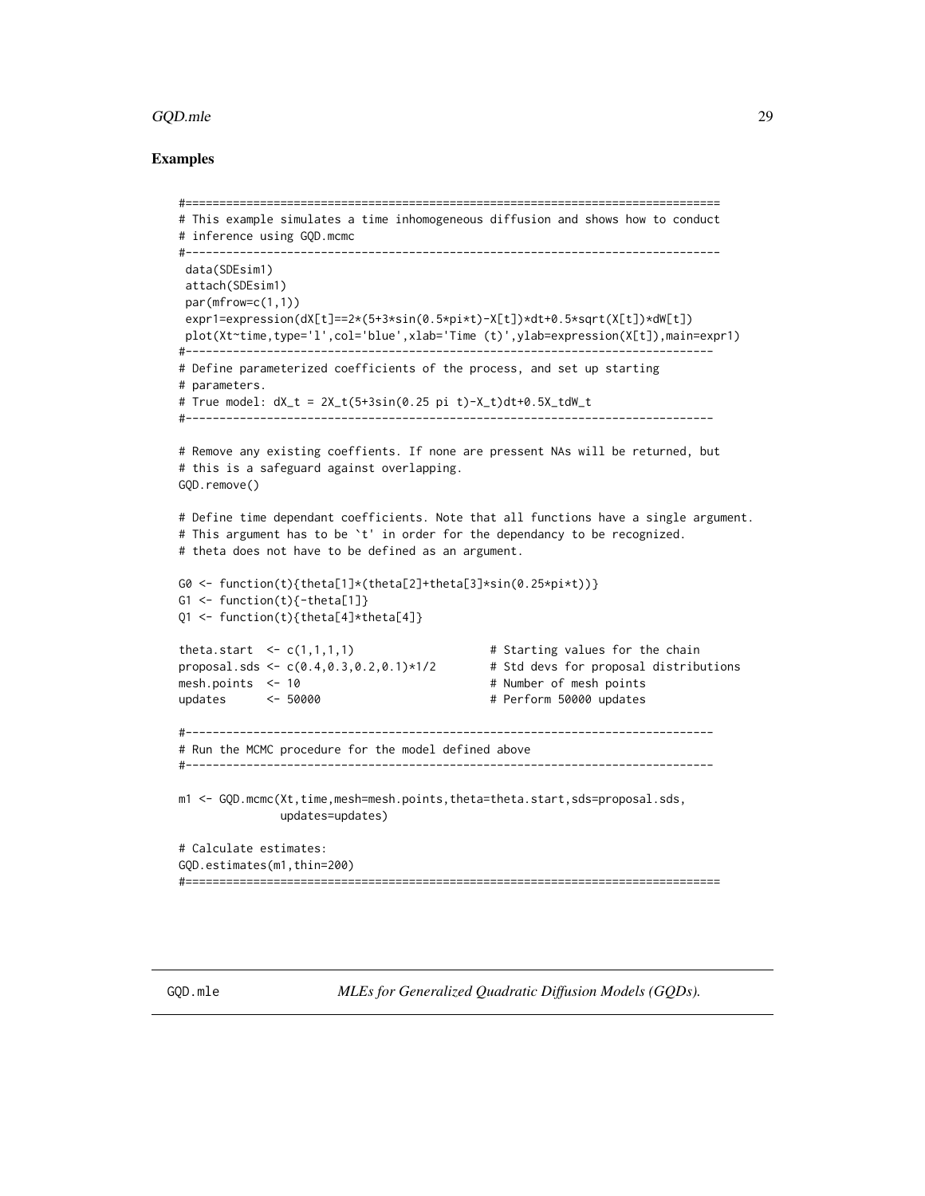### Examples

```
#===============================================================================
# This example simulates a time inhomogeneous diffusion and shows how to conduct
# inference using GQD.mcmc
#-------------------------------------------------------------------------------
 data(SDEsim1)
 attach(SDEsim1)
 par(mfrow=c(1,1))
 expr1=expression(dX[t]==2*(5+3*sin(0.5*pi*t)-X[t])*dt+0.5*sqrt(X[t])*dW[t])
 plot(Xt~time,type='l',col='blue',xlab='Time (t)',ylab=expression(X[t]),main=expr1)
#------------------------------------------------------------------------------
# Define parameterized coefficients of the process, and set up starting
# parameters.
# True model: dX_t = 2X_t(5+3sin(0.25 pi t)-X_t)dt+0.5X_tdW_t
#------------------------------------------------------------------------------

# Remove any existing coeffients. If none are pressent NAs will be returned, but
# this is a safeguard against overlapping.
GQD.remove()

# Define time dependant coefficients. Note that all functions have a single argument.
# This argument has to be `t' in order for the dependancy to be recognized.
# theta does not have to be defined as an argument.

G0 <- function(t){theta[1]*(theta[2]+theta[3]*sin(0.25*pi*t))}
G1 <- function(t){-theta[1]}
Q1 <- function(t){theta[4]*theta[4]}

theta.start  <- c(1,1,1,1)                  # Starting values for the chain
proposal.sds <- c(0.4,0.3,0.2,0.1)*1/2      # Std devs for proposal distributions
mesh.points  <- 10                          # Number of mesh points
updates      <- 50000                       # Perform 50000 updates

#------------------------------------------------------------------------------
# Run the MCMC procedure for the model defined above
#------------------------------------------------------------------------------

m1 <- GQD.mcmc(Xt,time,mesh=mesh.points,theta=theta.start,sds=proposal.sds,
              updates=updates)

# Calculate estimates:
GQD.estimates(m1,thin=200)
#===============================================================================
```

---

GQD.mle *MLEs for Generalized Quadratic Diffusion Models (GQDs).*

---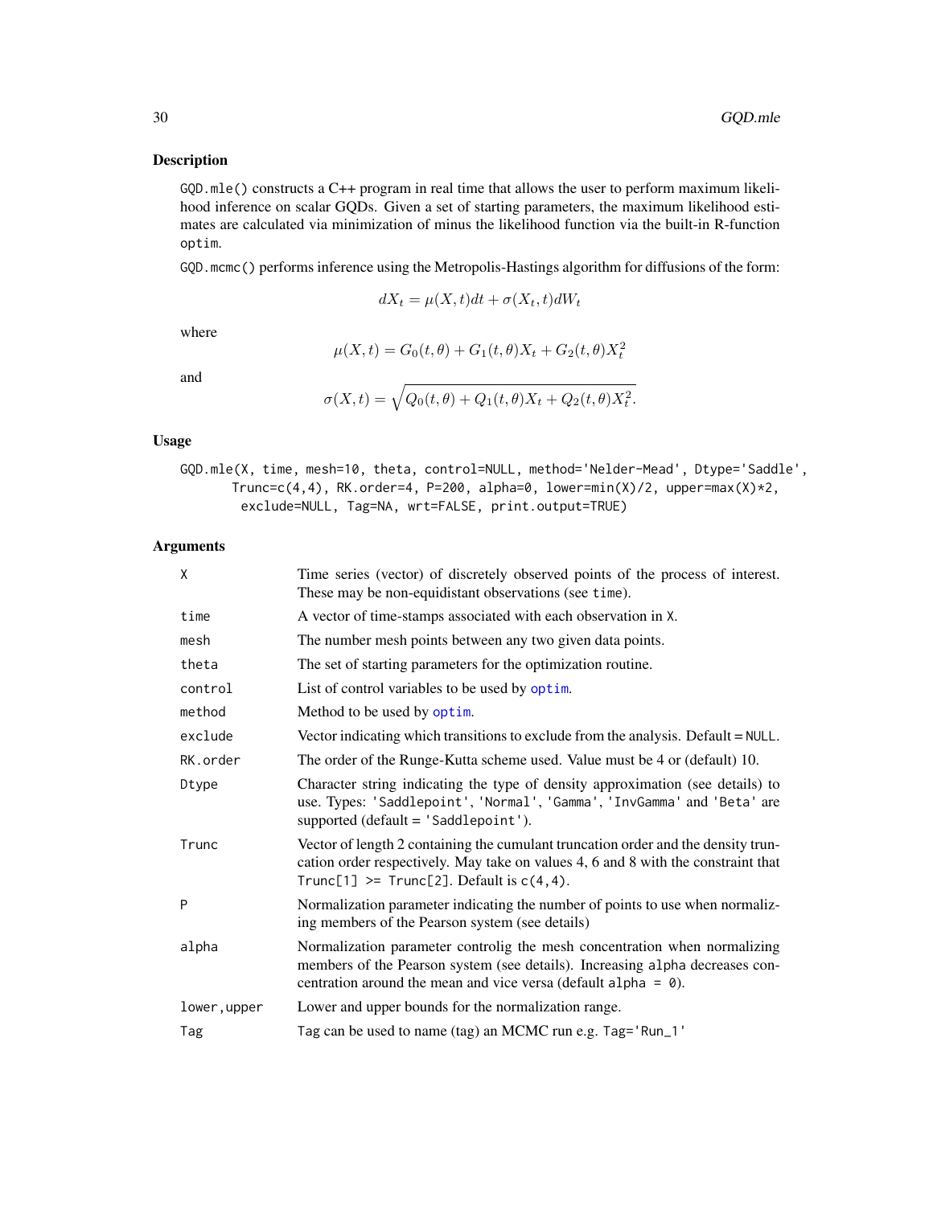## Description

GQD.mle() constructs a C++ program in real time that allows the user to perform maximum likelihood inference on scalar GQDs. Given a set of starting parameters, the maximum likelihood estimates are calculated via minimization of minus the likelihood function via the built-in R-function optim.

GQD.mcmc() performs inference using the Metropolis-Hastings algorithm for diffusions of the form:

$$dX_t = \mu(X,t)dt + \sigma(X_t,t)dW_t$$

where

$$\mu(X,t) = G_0(t,\theta) + G_1(t,\theta)X_t + G_2(t,\theta)X_t^2$$

and

$$\sigma(X,t) = \sqrt{Q_0(t,\theta) + Q_1(t,\theta)X_t + Q_2(t,\theta)X_t^2}.$$

## Usage

```
GQD.mle(X, time, mesh=10, theta, control=NULL, method='Nelder-Mead', Dtype='Saddle',
      Trunc=c(4,4), RK.order=4, P=200, alpha=0, lower=min(X)/2, upper=max(X)*2,
       exclude=NULL, Tag=NA, wrt=FALSE, print.output=TRUE)
```

## Arguments

| | |
|---|---|
| X | Time series (vector) of discretely observed points of the process of interest. These may be non-equidistant observations (see time). |
| time | A vector of time-stamps associated with each observation in X. |
| mesh | The number mesh points between any two given data points. |
| theta | The set of starting parameters for the optimization routine. |
| control | List of control variables to be used by optim. |
| method | Method to be used by optim. |
| exclude | Vector indicating which transitions to exclude from the analysis. Default = NULL. |
| RK.order | The order of the Runge-Kutta scheme used. Value must be 4 or (default) 10. |
| Dtype | Character string indicating the type of density approximation (see details) to use. Types: 'Saddlepoint', 'Normal', 'Gamma', 'InvGamma' and 'Beta' are supported (default = 'Saddlepoint'). |
| Trunc | Vector of length 2 containing the cumulant truncation order and the density truncation order respectively. May take on values 4, 6 and 8 with the constraint that Trunc[1] >= Trunc[2]. Default is c(4,4). |
| P | Normalization parameter indicating the number of points to use when normalizing members of the Pearson system (see details) |
| alpha | Normalization parameter controlig the mesh concentration when normalizing members of the Pearson system (see details). Increasing alpha decreases concentration around the mean and vice versa (default alpha = 0). |
| lower,upper | Lower and upper bounds for the normalization range. |
| Tag | Tag can be used to name (tag) an MCMC run e.g. Tag='Run_1' |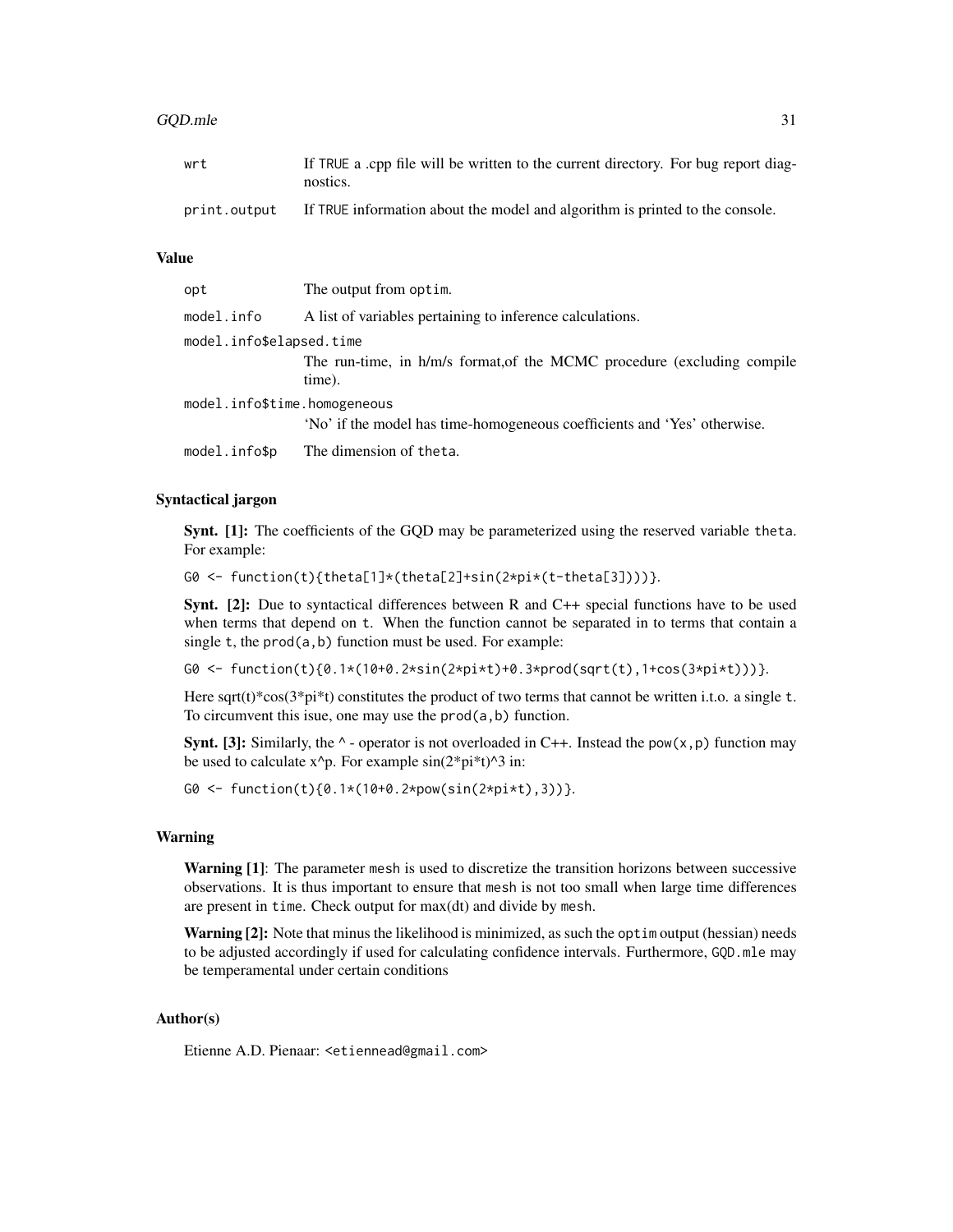| | |
|---|---|
| `wrt` | If `TRUE` a .cpp file will be written to the current directory. For bug report diagnostics. |
| `print.output` | If `TRUE` information about the model and algorithm is printed to the console. |

### Value

| | |
|---|---|
| `opt` | The output from `optim`. |
| `model.info` | A list of variables pertaining to inference calculations. |
| `model.info$elapsed.time` | The run-time, in h/m/s format,of the MCMC procedure (excluding compile time). |
| `model.info$time.homogeneous` | 'No' if the model has time-homogeneous coefficients and 'Yes' otherwise. |
| `model.info$p` | The dimension of `theta`. |

### Syntactical jargon

**Synt. [1]:** The coefficients of the GQD may be parameterized using the reserved variable `theta`. For example:

`G0 <- function(t){theta[1]*(theta[2]+sin(2*pi*(t-theta[3])))}`.

**Synt. [2]:** Due to syntactical differences between R and C++ special functions have to be used when terms that depend on `t`. When the function cannot be separated in to terms that contain a single `t`, the `prod(a,b)` function must be used. For example:

`G0 <- function(t){0.1*(10+0.2*sin(2*pi*t)+0.3*prod(sqrt(t),1+cos(3*pi*t)))}`.

Here sqrt(t)*cos(3*pi*t) constitutes the product of two terms that cannot be written i.t.o. a single `t`. To circumvent this isue, one may use the `prod(a,b)` function.

**Synt. [3]:** Similarly, the ^ - operator is not overloaded in C++. Instead the `pow(x,p)` function may be used to calculate x^p. For example sin(2*pi*t)^3 in:

`G0 <- function(t){0.1*(10+0.2*pow(sin(2*pi*t),3))}`.

### Warning

**Warning [1]**: The parameter `mesh` is used to discretize the transition horizons between successive observations. It is thus important to ensure that `mesh` is not too small when large time differences are present in `time`. Check output for max(dt) and divide by `mesh`.

**Warning [2]:** Note that minus the likelihood is minimized, as such the `optim` output (hessian) needs to be adjusted accordingly if used for calculating confidence intervals. Furthermore, `GQD.mle` may be temperamental under certain conditions

### Author(s)

Etienne A.D. Pienaar: <etiennead@gmail.com>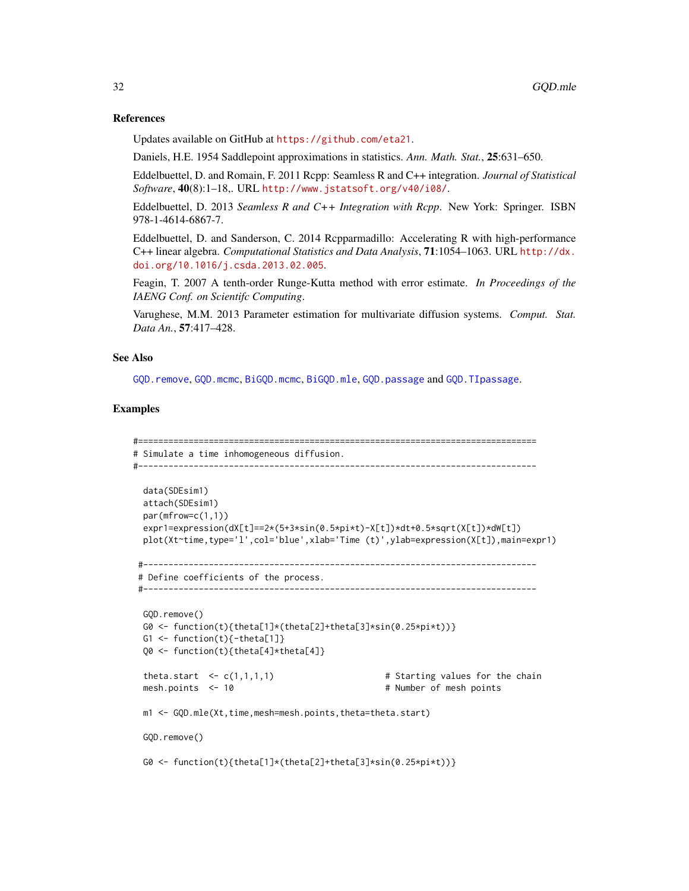### References

Updates available on GitHub at https://github.com/eta21.

Daniels, H.E. 1954 Saddlepoint approximations in statistics. *Ann. Math. Stat.*, **25**:631–650.

Eddelbuettel, D. and Romain, F. 2011 Rcpp: Seamless R and C++ integration. *Journal of Statistical Software*, **40**(8):1–18,. URL http://www.jstatsoft.org/v40/i08/.

Eddelbuettel, D. 2013 *Seamless R and C++ Integration with Rcpp*. New York: Springer. ISBN 978-1-4614-6867-7.

Eddelbuettel, D. and Sanderson, C. 2014 Rcpparmadillo: Accelerating R with high-performance C++ linear algebra. *Computational Statistics and Data Analysis*, **71**:1054–1063. URL http://dx.doi.org/10.1016/j.csda.2013.02.005.

Feagin, T. 2007 A tenth-order Runge-Kutta method with error estimate. *In Proceedings of the IAENG Conf. on Scientifc Computing*.

Varughese, M.M. 2013 Parameter estimation for multivariate diffusion systems. *Comput. Stat. Data An.*, **57**:417–428.

### See Also

GQD.remove, GQD.mcmc, BiGQD.mcmc, BiGQD.mle, GQD.passage and GQD.TIpassage.

### Examples

```
#===============================================================================
# Simulate a time inhomogeneous diffusion.
#-------------------------------------------------------------------------------

  data(SDEsim1)
  attach(SDEsim1)
  par(mfrow=c(1,1))
  expr1=expression(dX[t]==2*(5+3*sin(0.5*pi*t)-X[t])*dt+0.5*sqrt(X[t])*dW[t])
  plot(Xt~time,type='l',col='blue',xlab='Time (t)',ylab=expression(X[t]),main=expr1)

 #-------------------------------------------------------------------------------
 # Define coefficients of the process.
 #-------------------------------------------------------------------------------

  GQD.remove()
  G0 <- function(t){theta[1]*(theta[2]+theta[3]*sin(0.25*pi*t))}
  G1 <- function(t){-theta[1]}
  Q0 <- function(t){theta[4]*theta[4]}

  theta.start  <- c(1,1,1,1)                      # Starting values for the chain
  mesh.points  <- 10                              # Number of mesh points

  m1 <- GQD.mle(Xt,time,mesh=mesh.points,theta=theta.start)

  GQD.remove()

  G0 <- function(t){theta[1]*(theta[2]+theta[3]*sin(0.25*pi*t))}
```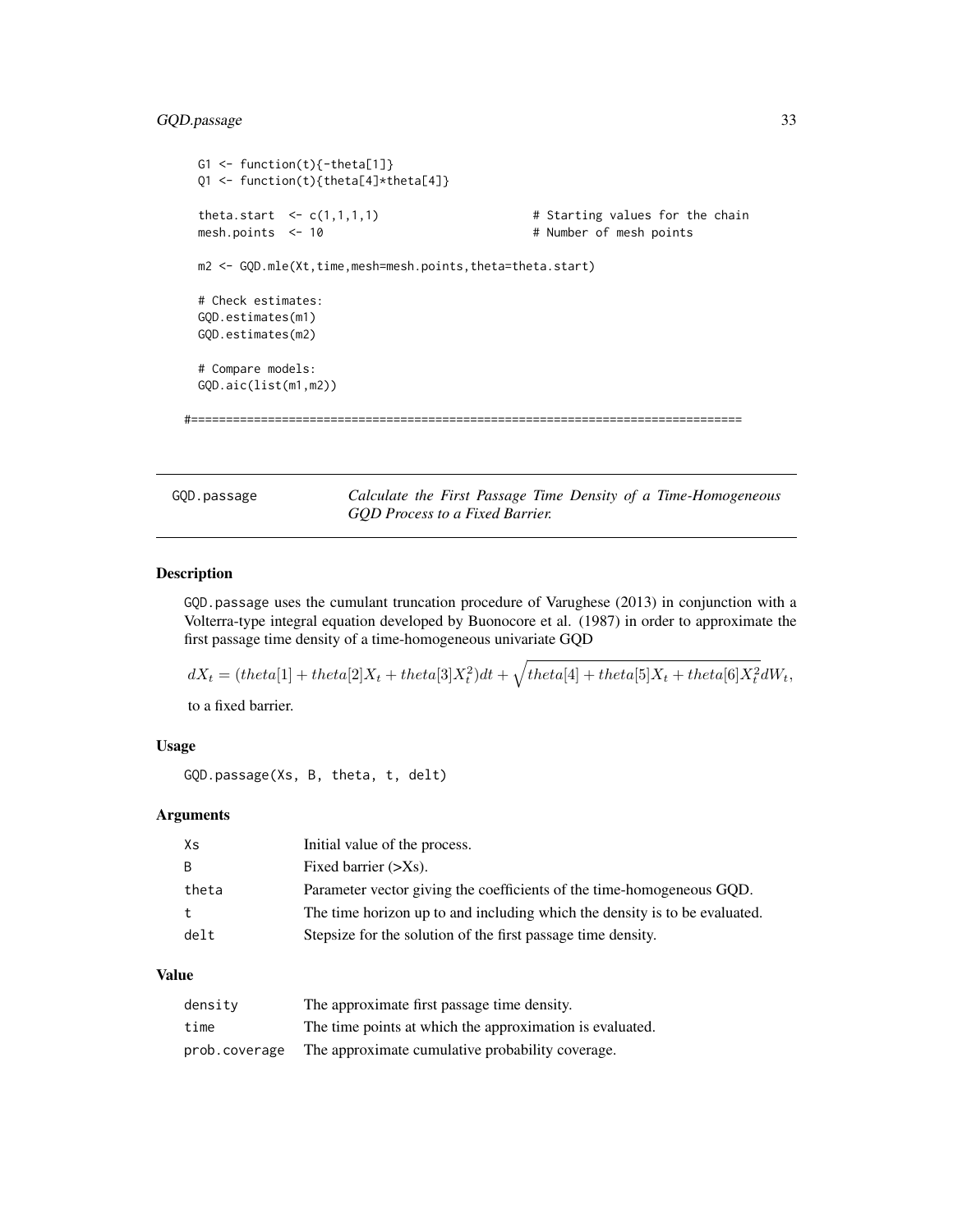```
  G1 <- function(t){-theta[1]}
  Q1 <- function(t){theta[4]*theta[4]}

  theta.start  <- c(1,1,1,1)                     # Starting values for the chain
  mesh.points  <- 10                             # Number of mesh points

  m2 <- GQD.mle(Xt,time,mesh=mesh.points,theta=theta.start)

  # Check estimates:
  GQD.estimates(m1)
  GQD.estimates(m2)

  # Compare models:
  GQD.aic(list(m1,m2))

#===============================================================================
```

## GQD.passage

*Calculate the First Passage Time Density of a Time-Homogeneous GQD Process to a Fixed Barrier.*

### Description

GQD.passage uses the cumulant truncation procedure of Varughese (2013) in conjunction with a Volterra-type integral equation developed by Buonocore et al. (1987) in order to approximate the first passage time density of a time-homogeneous univariate GQD

$$dX_t = (theta[1] + theta[2]X_t + theta[3]X_t^2)dt + \sqrt{theta[4] + theta[5]X_t + theta[6]X_t^2}dW_t,$$

to a fixed barrier.

### Usage

```
GQD.passage(Xs, B, theta, t, delt)
```

### Arguments

| | |
|---|---|
| Xs | Initial value of the process. |
| B | Fixed barrier (>Xs). |
| theta | Parameter vector giving the coefficients of the time-homogeneous GQD. |
| t | The time horizon up to and including which the density is to be evaluated. |
| delt | Stepsize for the solution of the first passage time density. |

### Value

| | |
|---|---|
| density | The approximate first passage time density. |
| time | The time points at which the approximation is evaluated. |
| prob.coverage | The approximate cumulative probability coverage. |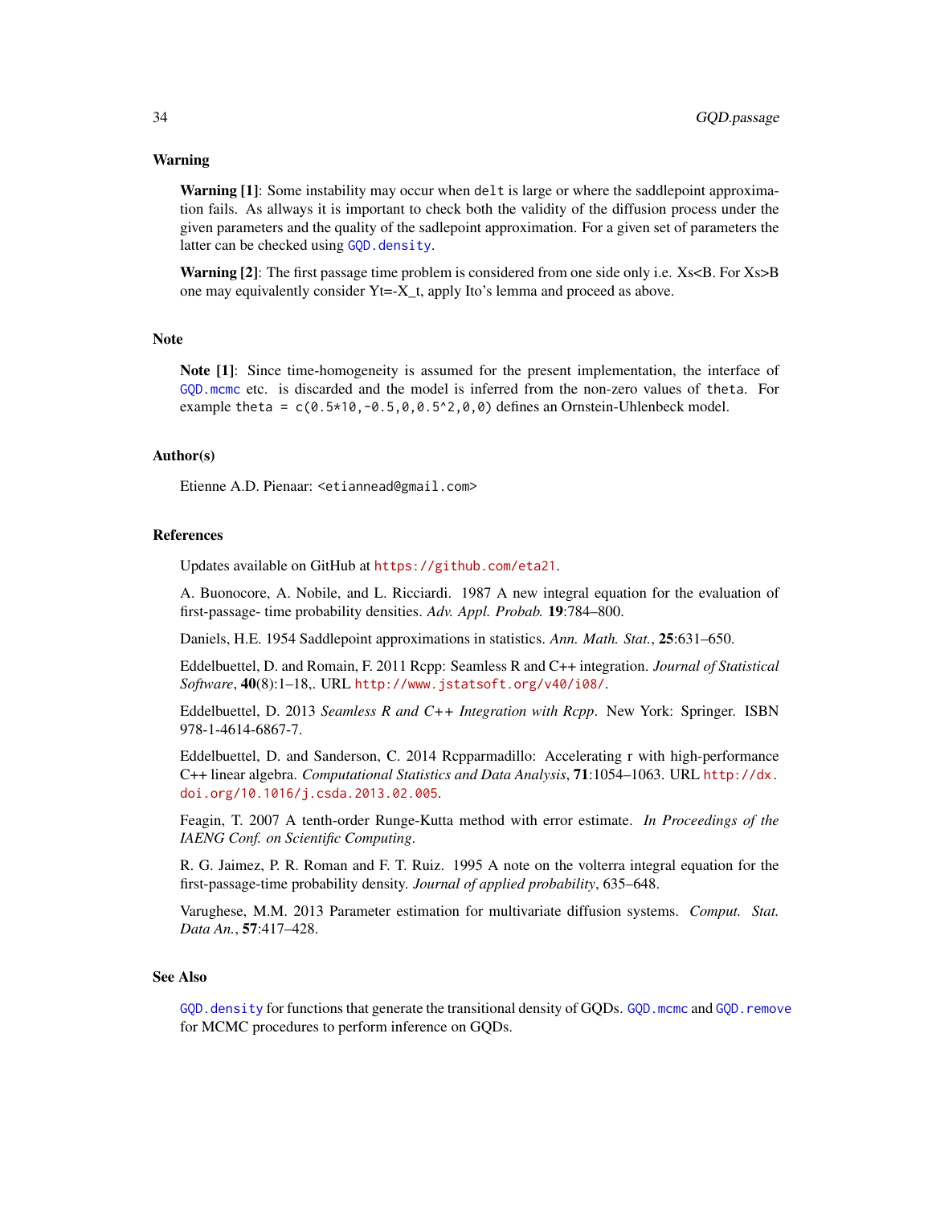### Warning

**Warning [1]**: Some instability may occur when `delt` is large or where the saddlepoint approximation fails. As allways it is important to check both the validity of the diffusion process under the given parameters and the quality of the sadlepoint approximation. For a given set of parameters the latter can be checked using `GQD.density`.

**Warning [2]**: The first passage time problem is considered from one side only i.e. Xs<B. For Xs>B one may equivalently consider Yt=-X_t, apply Ito's lemma and proceed as above.

### Note

**Note [1]**: Since time-homogeneity is assumed for the present implementation, the interface of `GQD.mcmc` etc. is discarded and the model is inferred from the non-zero values of `theta`. For example `theta = c(0.5*10,-0.5,0,0.5^2,0,0)` defines an Ornstein-Uhlenbeck model.

### Author(s)

Etienne A.D. Pienaar: `<etiannead@gmail.com>`

### References

Updates available on GitHub at https://github.com/eta21.

A. Buonocore, A. Nobile, and L. Ricciardi. 1987 A new integral equation for the evaluation of first-passage- time probability densities. *Adv. Appl. Probab.* **19**:784–800.

Daniels, H.E. 1954 Saddlepoint approximations in statistics. *Ann. Math. Stat.*, **25**:631–650.

Eddelbuettel, D. and Romain, F. 2011 Rcpp: Seamless R and C++ integration. *Journal of Statistical Software*, **40**(8):1–18,. URL http://www.jstatsoft.org/v40/i08/.

Eddelbuettel, D. 2013 *Seamless R and C++ Integration with Rcpp*. New York: Springer. ISBN 978-1-4614-6867-7.

Eddelbuettel, D. and Sanderson, C. 2014 Rcpparmadillo: Accelerating r with high-performance C++ linear algebra. *Computational Statistics and Data Analysis*, **71**:1054–1063. URL http://dx.doi.org/10.1016/j.csda.2013.02.005.

Feagin, T. 2007 A tenth-order Runge-Kutta method with error estimate. *In Proceedings of the IAENG Conf. on Scientific Computing*.

R. G. Jaimez, P. R. Roman and F. T. Ruiz. 1995 A note on the volterra integral equation for the first-passage-time probability density. *Journal of applied probability*, 635–648.

Varughese, M.M. 2013 Parameter estimation for multivariate diffusion systems. *Comput. Stat. Data An.*, **57**:417–428.

### See Also

`GQD.density` for functions that generate the transitional density of GQDs. `GQD.mcmc` and `GQD.remove` for MCMC procedures to perform inference on GQDs.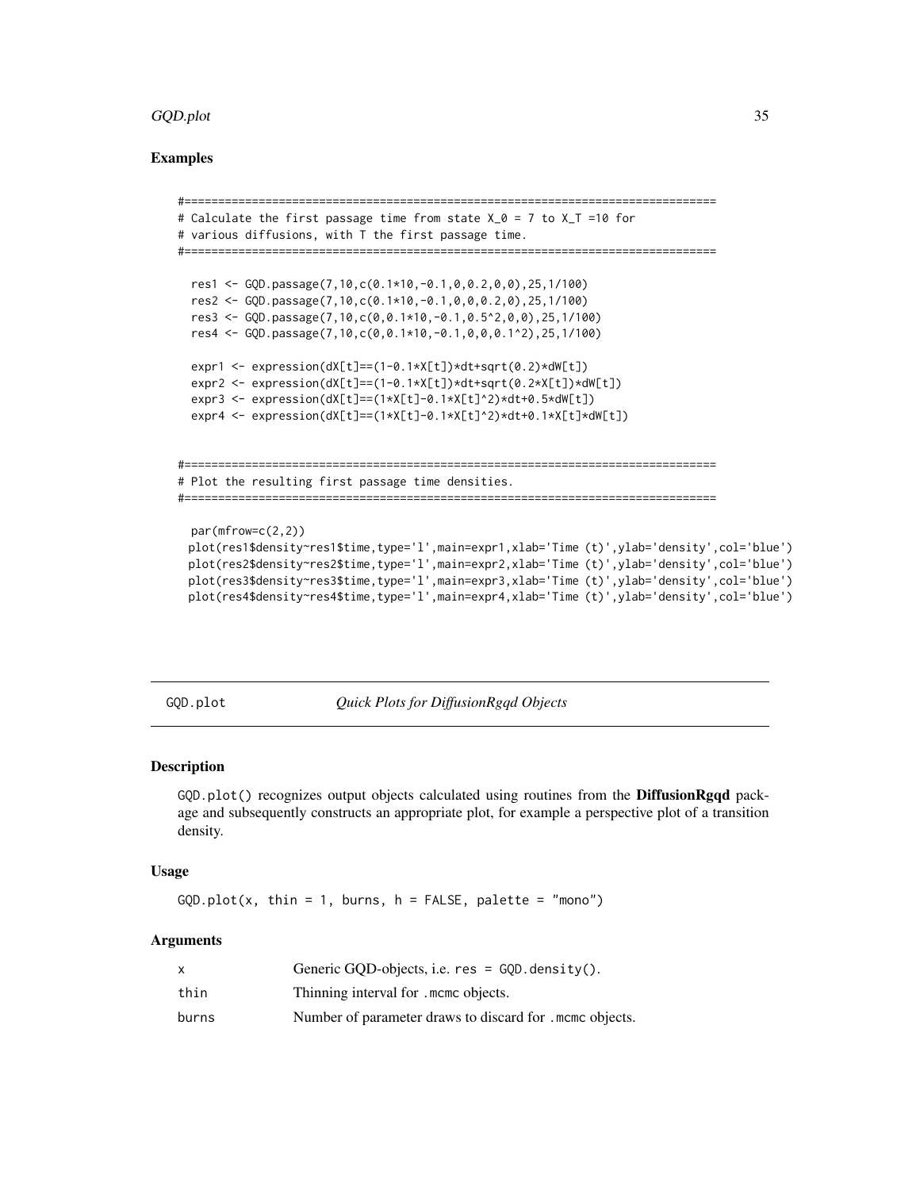### Examples

```
#===============================================================================
# Calculate the first passage time from state X_0 = 7 to X_T =10 for
# various diffusions, with T the first passage time.
#===============================================================================

  res1 <- GQD.passage(7,10,c(0.1*10,-0.1,0,0.2,0,0),25,1/100)
  res2 <- GQD.passage(7,10,c(0.1*10,-0.1,0,0,0.2,0),25,1/100)
  res3 <- GQD.passage(7,10,c(0,0.1*10,-0.1,0.5^2,0,0),25,1/100)
  res4 <- GQD.passage(7,10,c(0,0.1*10,-0.1,0,0,0.1^2),25,1/100)

  expr1 <- expression(dX[t]==(1-0.1*X[t])*dt+sqrt(0.2)*dW[t])
  expr2 <- expression(dX[t]==(1-0.1*X[t])*dt+sqrt(0.2*X[t])*dW[t])
  expr3 <- expression(dX[t]==(1*X[t]-0.1*X[t]^2)*dt+0.5*dW[t])
  expr4 <- expression(dX[t]==(1*X[t]-0.1*X[t]^2)*dt+0.1*X[t]*dW[t])


#===============================================================================
# Plot the resulting first passage time densities.
#===============================================================================

  par(mfrow=c(2,2))
 plot(res1$density~res1$time,type='l',main=expr1,xlab='Time (t)',ylab='density',col='blue')
 plot(res2$density~res2$time,type='l',main=expr2,xlab='Time (t)',ylab='density',col='blue')
 plot(res3$density~res3$time,type='l',main=expr3,xlab='Time (t)',ylab='density',col='blue')
 plot(res4$density~res4$time,type='l',main=expr4,xlab='Time (t)',ylab='density',col='blue')
```

---

## GQD.plot — *Quick Plots for DiffusionRgqd Objects*

### Description

GQD.plot() recognizes output objects calculated using routines from the **DiffusionRgqd** package and subsequently constructs an appropriate plot, for example a perspective plot of a transition density.

### Usage

```
GQD.plot(x, thin = 1, burns, h = FALSE, palette = "mono")
```

### Arguments

| | |
|---|---|
| x | Generic GQD-objects, i.e. res = GQD.density(). |
| thin | Thinning interval for .mcmc objects. |
| burns | Number of parameter draws to discard for .mcmc objects. |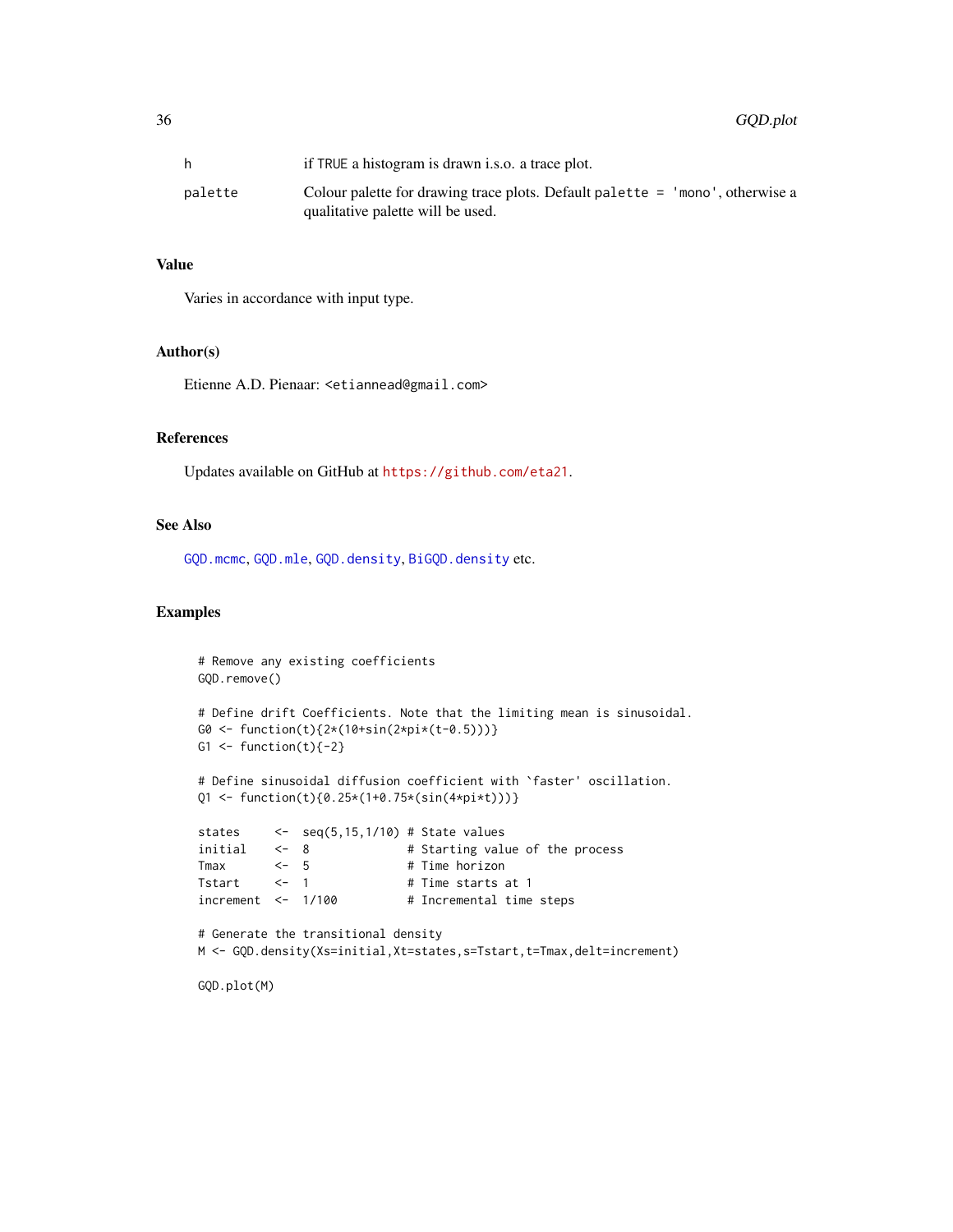| | |
|---|---|
| h | if TRUE a histogram is drawn i.s.o. a trace plot. |
| palette | Colour palette for drawing trace plots. Default palette = 'mono', otherwise a qualitative palette will be used. |

## Value

Varies in accordance with input type.

## Author(s)

Etienne A.D. Pienaar: <etiannead@gmail.com>

## References

Updates available on GitHub at https://github.com/eta21.

## See Also

GQD.mcmc, GQD.mle, GQD.density, BiGQD.density etc.

## Examples

```
# Remove any existing coefficients
GQD.remove()

# Define drift Coefficients. Note that the limiting mean is sinusoidal.
G0 <- function(t){2*(10+sin(2*pi*(t-0.5)))}
G1 <- function(t){-2}

# Define sinusoidal diffusion coefficient with `faster' oscillation.
Q1 <- function(t){0.25*(1+0.75*(sin(4*pi*t)))}

states     <-  seq(5,15,1/10) # State values
initial    <-  8              # Starting value of the process
Tmax       <-  5              # Time horizon
Tstart     <-  1              # Time starts at 1
increment  <-  1/100          # Incremental time steps

# Generate the transitional density
M <- GQD.density(Xs=initial,Xt=states,s=Tstart,t=Tmax,delt=increment)

GQD.plot(M)
```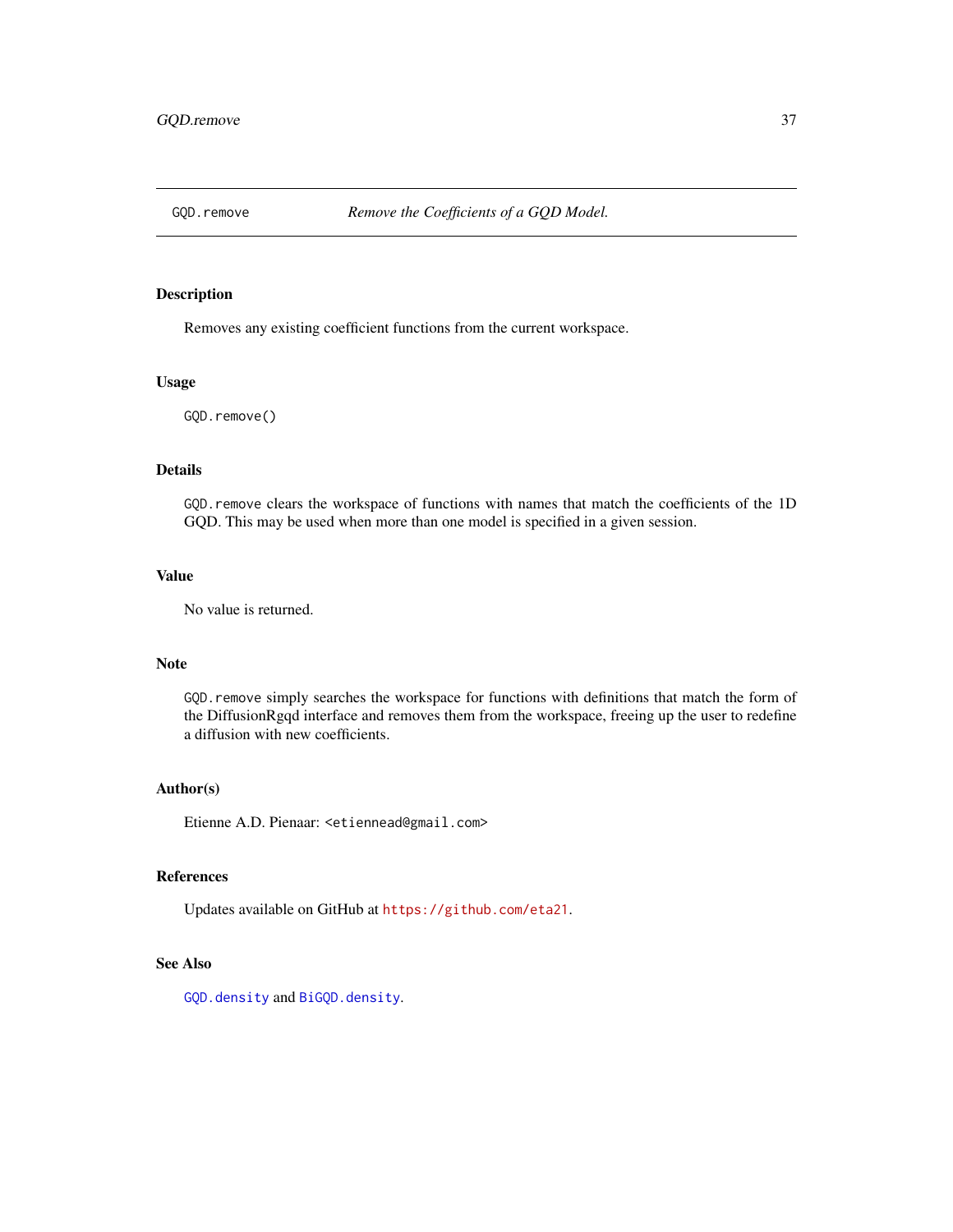GQD.remove *Remove the Coefficients of a GQD Model.*

## Description

Removes any existing coefficient functions from the current workspace.

## Usage

```
GQD.remove()
```

## Details

`GQD.remove` clears the workspace of functions with names that match the coefficients of the 1D GQD. This may be used when more than one model is specified in a given session.

## Value

No value is returned.

## Note

`GQD.remove` simply searches the workspace for functions with definitions that match the form of the DiffusionRgqd interface and removes them from the workspace, freeing up the user to redefine a diffusion with new coefficients.

## Author(s)

Etienne A.D. Pienaar: `<etiennead@gmail.com>`

## References

Updates available on GitHub at `https://github.com/eta21`.

## See Also

`GQD.density` and `BiGQD.density`.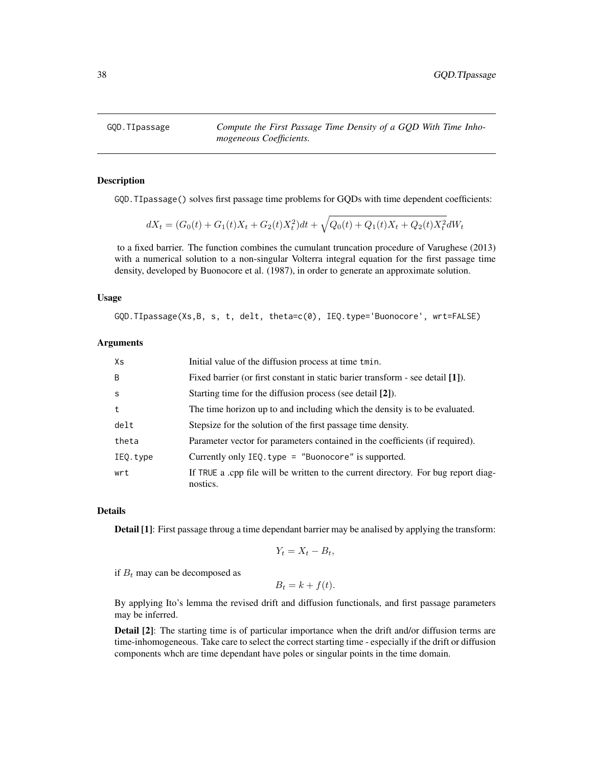# GQD.TIpassage — *Compute the First Passage Time Density of a GQD With Time Inhomogeneous Coefficients.*

## Description

GQD.TIpassage() solves first passage time problems for GQDs with time dependent coefficients:

$$dX_t = (G_0(t) + G_1(t)X_t + G_2(t)X_t^2)dt + \sqrt{Q_0(t) + Q_1(t)X_t + Q_2(t)X_t^2}dW_t$$

to a fixed barrier. The function combines the cumulant truncation procedure of Varughese (2013) with a numerical solution to a non-singular Volterra integral equation for the first passage time density, developed by Buonocore et al. (1987), in order to generate an approximate solution.

## Usage

```
GQD.TIpassage(Xs,B, s, t, delt, theta=c(0), IEQ.type='Buonocore', wrt=FALSE)
```

## Arguments

| | |
|---|---|
| Xs | Initial value of the diffusion process at time tmin. |
| B | Fixed barrier (or first constant in static barier transform - see detail **[1]**). |
| s | Starting time for the diffusion process (see detail **[2]**). |
| t | The time horizon up to and including which the density is to be evaluated. |
| delt | Stepsize for the solution of the first passage time density. |
| theta | Parameter vector for parameters contained in the coefficients (if required). |
| IEQ.type | Currently only IEQ.type = "Buonocore" is supported. |
| wrt | If TRUE a .cpp file will be written to the current directory. For bug report diagnostics. |

## Details

**Detail [1]**: First passage throug a time dependant barrier may be analised by applying the transform:

$$Y_t = X_t - B_t,$$

if $B_t$ may can be decomposed as

$$B_t = k + f(t).$$

By applying Ito's lemma the revised drift and diffusion functionals, and first passage parameters may be inferred.

**Detail [2]**: The starting time is of particular importance when the drift and/or diffusion terms are time-inhomogeneous. Take care to select the correct starting time - especially if the drift or diffusion components whch are time dependant have poles or singular points in the time domain.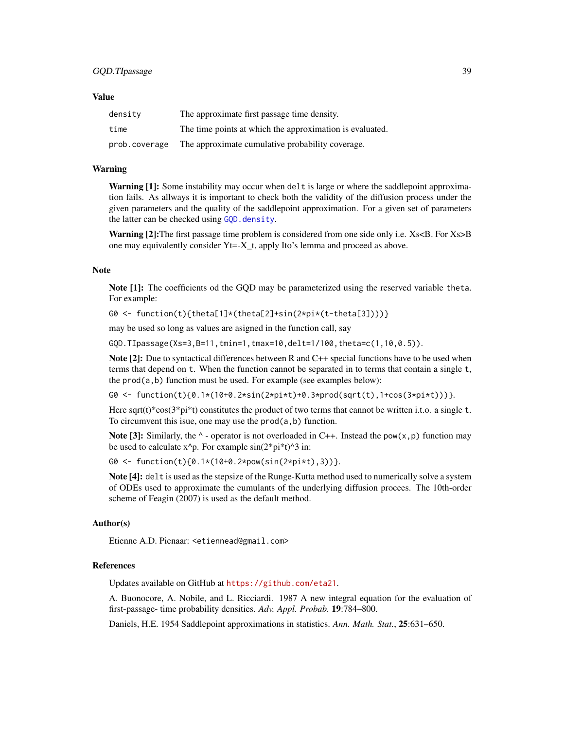## Value

| | |
|---|---|
| density | The approximate first passage time density. |
| time | The time points at which the approximation is evaluated. |
| prob.coverage | The approximate cumulative probability coverage. |

## Warning

**Warning [1]:** Some instability may occur when `delt` is large or where the saddlepoint approximation fails. As allways it is important to check both the validity of the diffusion process under the given parameters and the quality of the saddlepoint approximation. For a given set of parameters the latter can be checked using `GQD.density`.

**Warning [2]:**The first passage time problem is considered from one side only i.e. Xs<B. For Xs>B one may equivalently consider Yt=-X_t, apply Ito's lemma and proceed as above.

## Note

**Note [1]:** The coefficients od the GQD may be parameterized using the reserved variable `theta`. For example:

```
G0 <- function(t){theta[1]*(theta[2]+sin(2*pi*(t-theta[3])))}
```

may be used so long as values are asigned in the function call, say

```
GQD.TIpassage(Xs=3,B=11,tmin=1,tmax=10,delt=1/100,theta=c(1,10,0.5)).
```

**Note [2]:** Due to syntactical differences between R and C++ special functions have to be used when terms that depend on `t`. When the function cannot be separated in to terms that contain a single `t`, the `prod(a,b)` function must be used. For example (see examples below):

```
G0 <- function(t){0.1*(10+0.2*sin(2*pi*t)+0.3*prod(sqrt(t),1+cos(3*pi*t)))}.
```

Here sqrt(t)*cos(3*pi*t) constitutes the product of two terms that cannot be written i.t.o. a single `t`. To circumvent this isue, one may use the `prod(a,b)` function.

**Note [3]:** Similarly, the ^ - operator is not overloaded in C++. Instead the `pow(x,p)` function may be used to calculate x^p. For example sin(2*pi*t)^3 in:

```
G0 <- function(t){0.1*(10+0.2*pow(sin(2*pi*t),3))}.
```

**Note [4]:** `delt` is used as the stepsize of the Runge-Kutta method used to numerically solve a system of ODEs used to approximate the cumulants of the underlying diffusion procees. The 10th-order scheme of Feagin (2007) is used as the default method.

## Author(s)

Etienne A.D. Pienaar: <etiennead@gmail.com>

## References

Updates available on GitHub at https://github.com/eta21.

A. Buonocore, A. Nobile, and L. Ricciardi. 1987 A new integral equation for the evaluation of first-passage- time probability densities. *Adv. Appl. Probab.* **19**:784–800.

Daniels, H.E. 1954 Saddlepoint approximations in statistics. *Ann. Math. Stat.*, **25**:631–650.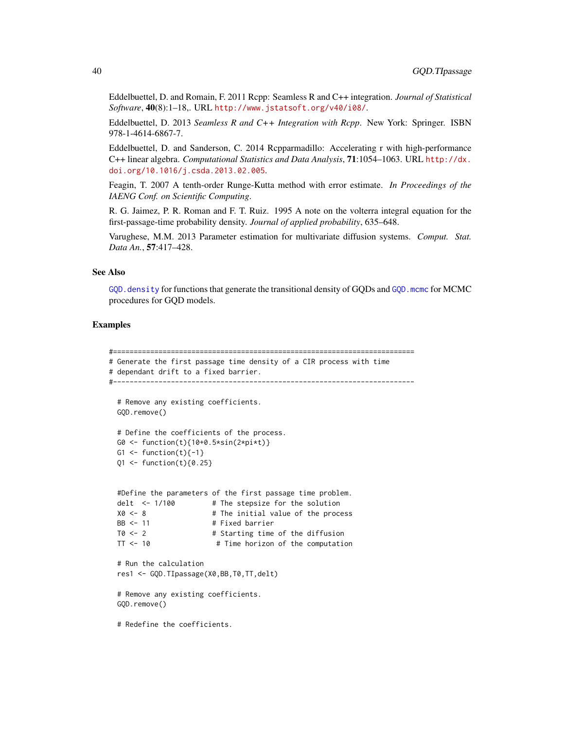Eddelbuettel, D. and Romain, F. 2011 Rcpp: Seamless R and C++ integration. *Journal of Statistical Software*, **40**(8):1–18,. URL http://www.jstatsoft.org/v40/i08/.

Eddelbuettel, D. 2013 *Seamless R and C++ Integration with Rcpp*. New York: Springer. ISBN 978-1-4614-6867-7.

Eddelbuettel, D. and Sanderson, C. 2014 Rcpparmadillo: Accelerating r with high-performance C++ linear algebra. *Computational Statistics and Data Analysis*, **71**:1054–1063. URL http://dx.doi.org/10.1016/j.csda.2013.02.005.

Feagin, T. 2007 A tenth-order Runge-Kutta method with error estimate. *In Proceedings of the IAENG Conf. on Scientific Computing*.

R. G. Jaimez, P. R. Roman and F. T. Ruiz. 1995 A note on the volterra integral equation for the first-passage-time probability density. *Journal of applied probability*, 635–648.

Varughese, M.M. 2013 Parameter estimation for multivariate diffusion systems. *Comput. Stat. Data An.*, **57**:417–428.

## See Also

GQD.density for functions that generate the transitional density of GQDs and GQD.mcmc for MCMC procedures for GQD models.

## Examples

```
#===========================================================================
# Generate the first passage time density of a CIR process with time
# dependant drift to a fixed barrier.
#---------------------------------------------------------------------------

  # Remove any existing coefficients.
  GQD.remove()

  # Define the coefficients of the process.
  G0 <- function(t){10+0.5*sin(2*pi*t)}
  G1 <- function(t){-1}
  Q1 <- function(t){0.25}


  #Define the parameters of the first passage time problem.
  delt  <- 1/100         # The stepsize for the solution
  X0 <- 8                # The initial value of the process
  BB <- 11               # Fixed barrier
  T0 <- 2                # Starting time of the diffusion
  TT <- 10                # Time horizon of the computation

  # Run the calculation
  res1 <- GQD.TIpassage(X0,BB,T0,TT,delt)

  # Remove any existing coefficients.
  GQD.remove()

  # Redefine the coefficients.
```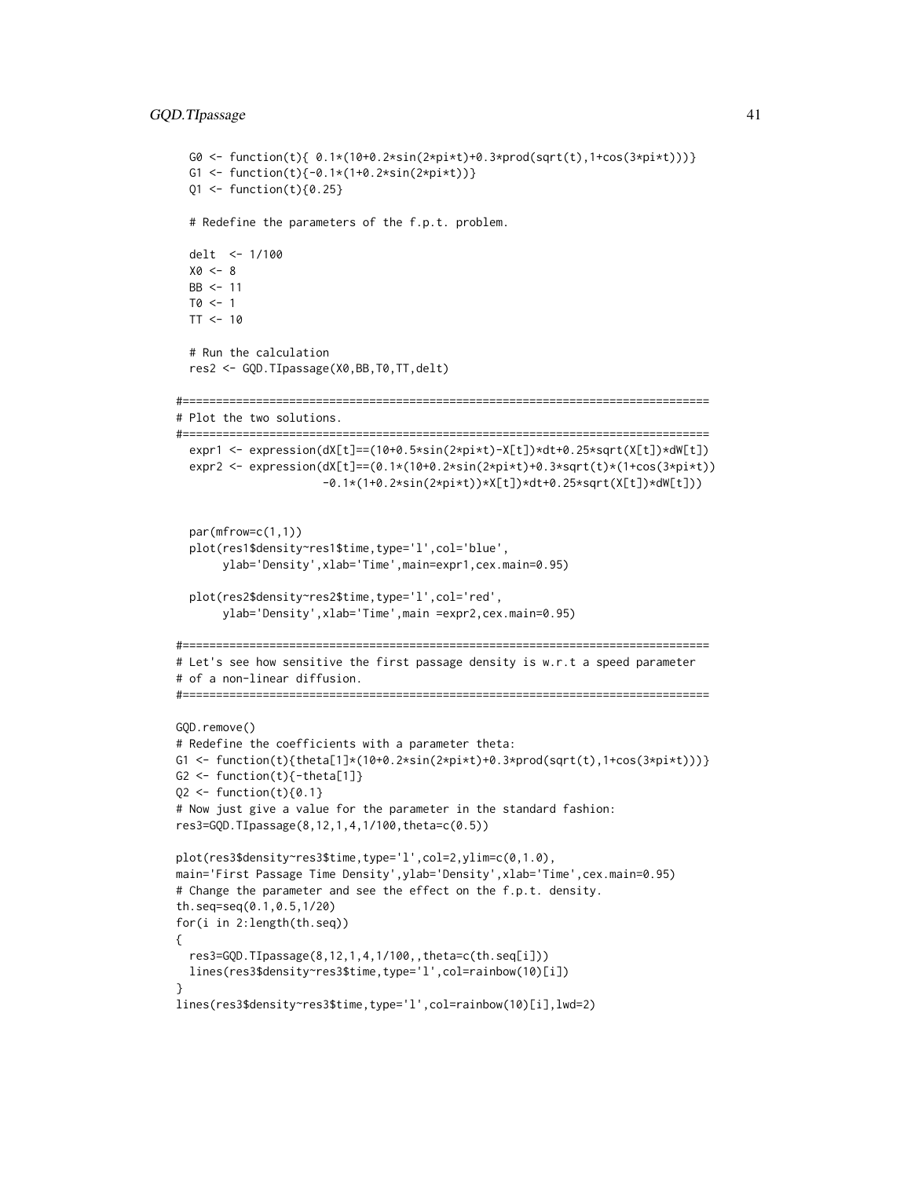```
  G0 <- function(t){ 0.1*(10+0.2*sin(2*pi*t)+0.3*prod(sqrt(t),1+cos(3*pi*t)))}
  G1 <- function(t){-0.1*(1+0.2*sin(2*pi*t))}
  Q1 <- function(t){0.25}

  # Redefine the parameters of the f.p.t. problem.

  delt  <- 1/100
  X0 <- 8
  BB <- 11
  T0 <- 1
  TT <- 10

  # Run the calculation
  res2 <- GQD.TIpassage(X0,BB,T0,TT,delt)

#===============================================================================
# Plot the two solutions.
#===============================================================================
  expr1 <- expression(dX[t]==(10+0.5*sin(2*pi*t)-X[t])*dt+0.25*sqrt(X[t])*dW[t])
  expr2 <- expression(dX[t]==(0.1*(10+0.2*sin(2*pi*t)+0.3*sqrt(t)*(1+cos(3*pi*t))
                     -0.1*(1+0.2*sin(2*pi*t))*X[t])*dt+0.25*sqrt(X[t])*dW[t]))


  par(mfrow=c(1,1))
  plot(res1$density~res1$time,type='l',col='blue',
       ylab='Density',xlab='Time',main=expr1,cex.main=0.95)

  plot(res2$density~res2$time,type='l',col='red',
       ylab='Density',xlab='Time',main =expr2,cex.main=0.95)

#===============================================================================
# Let's see how sensitive the first passage density is w.r.t a speed parameter
# of a non-linear diffusion.
#===============================================================================

GQD.remove()
# Redefine the coefficients with a parameter theta:
G1 <- function(t){theta[1]*(10+0.2*sin(2*pi*t)+0.3*prod(sqrt(t),1+cos(3*pi*t)))}
G2 <- function(t){-theta[1]}
Q2 <- function(t){0.1}
# Now just give a value for the parameter in the standard fashion:
res3=GQD.TIpassage(8,12,1,4,1/100,theta=c(0.5))

plot(res3$density~res3$time,type='l',col=2,ylim=c(0,1.0),
main='First Passage Time Density',ylab='Density',xlab='Time',cex.main=0.95)
# Change the parameter and see the effect on the f.p.t. density.
th.seq=seq(0.1,0.5,1/20)
for(i in 2:length(th.seq))
{
  res3=GQD.TIpassage(8,12,1,4,1/100,,theta=c(th.seq[i]))
  lines(res3$density~res3$time,type='l',col=rainbow(10)[i])
}
lines(res3$density~res3$time,type='l',col=rainbow(10)[i],lwd=2)
```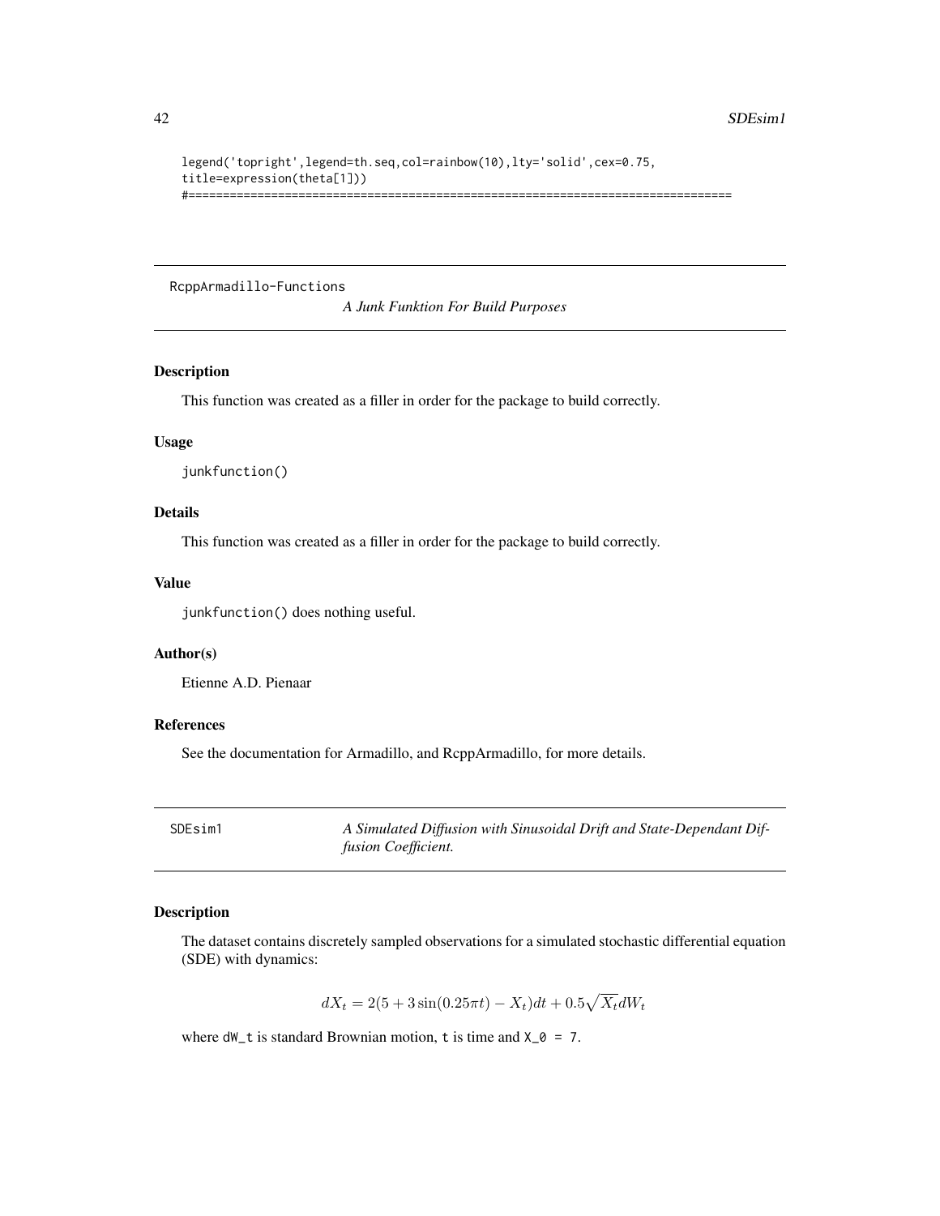```
legend('topright',legend=th.seq,col=rainbow(10),lty='solid',cex=0.75,
title=expression(theta[1]))
#===============================================================================
```

---

RcppArmadillo-Functions

## *A Junk Funktion For Build Purposes*

### Description

This function was created as a filler in order for the package to build correctly.

### Usage

```
junkfunction()
```

### Details

This function was created as a filler in order for the package to build correctly.

### Value

`junkfunction()` does nothing useful.

### Author(s)

Etienne A.D. Pienaar

### References

See the documentation for Armadillo, and RcppArmadillo, for more details.

---

SDEsim1

## *A Simulated Diffusion with Sinusoidal Drift and State-Dependant Diffusion Coefficient.*

### Description

The dataset contains discretely sampled observations for a simulated stochastic differential equation (SDE) with dynamics:

$$dX_t = 2(5 + 3\sin(0.25\pi t) - X_t)dt + 0.5\sqrt{X_t}dW_t$$

where `dW_t` is standard Brownian motion, `t` is time and `X_0 = 7`.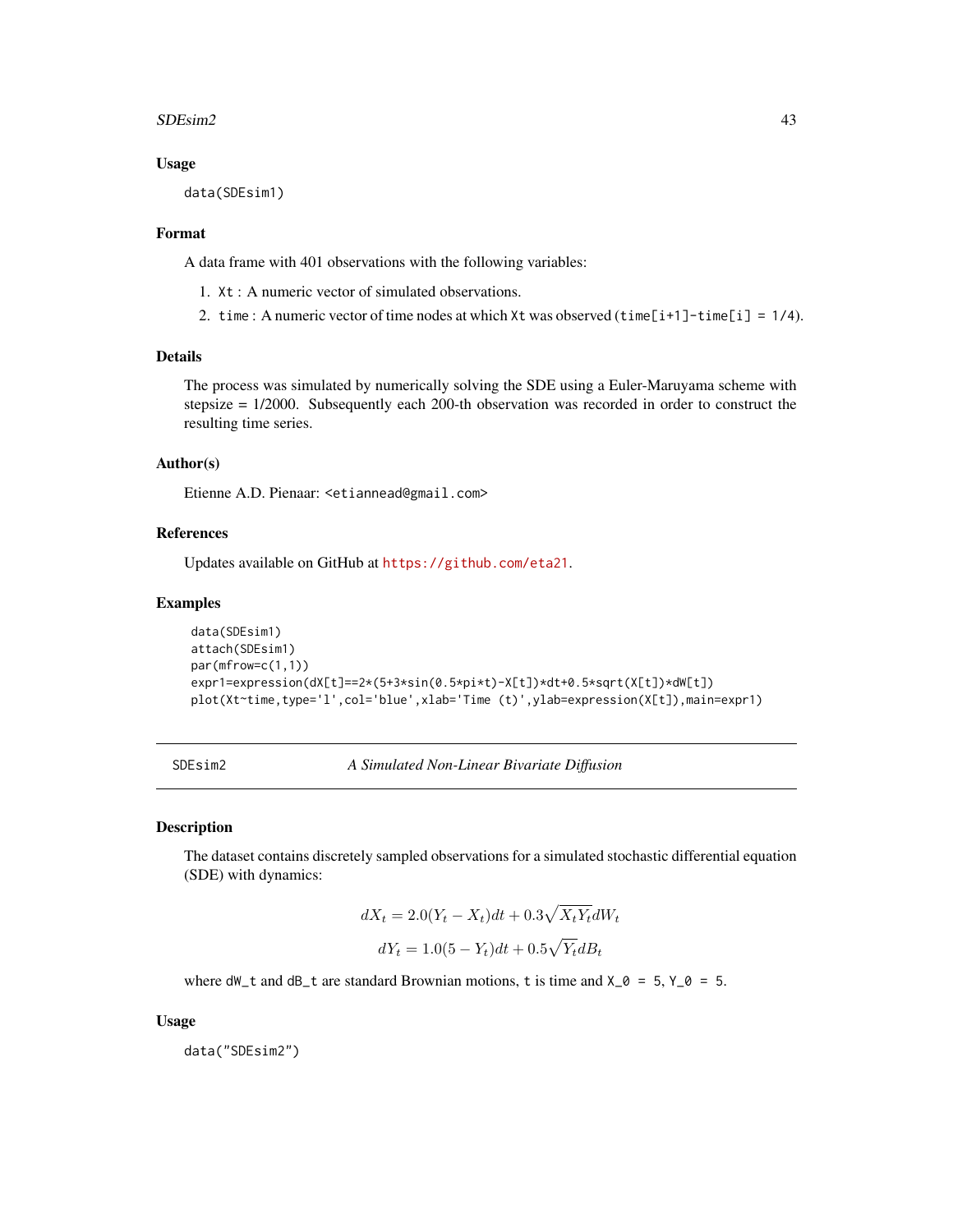### Usage

```
data(SDEsim1)
```

### Format

A data frame with 401 observations with the following variables:

1. `Xt` : A numeric vector of simulated observations.
2. `time` : A numeric vector of time nodes at which `Xt` was observed (`time[i+1]-time[i] = 1/4`).

### Details

The process was simulated by numerically solving the SDE using a Euler-Maruyama scheme with stepsize = 1/2000. Subsequently each 200-th observation was recorded in order to construct the resulting time series.

### Author(s)

Etienne A.D. Pienaar: `<etiannead@gmail.com>`

### References

Updates available on GitHub at https://github.com/eta21.

### Examples

```
data(SDEsim1)
attach(SDEsim1)
par(mfrow=c(1,1))
expr1=expression(dX[t]==2*(5+3*sin(0.5*pi*t)-X[t])*dt+0.5*sqrt(X[t])*dW[t])
plot(Xt~time,type='l',col='blue',xlab='Time (t)',ylab=expression(X[t]),main=expr1)
```

---

## SDEsim2 — *A Simulated Non-Linear Bivariate Diffusion*

### Description

The dataset contains discretely sampled observations for a simulated stochastic differential equation (SDE) with dynamics:

$$dX_t = 2.0(Y_t - X_t)dt + 0.3\sqrt{X_t Y_t}dW_t$$

$$dY_t = 1.0(5 - Y_t)dt + 0.5\sqrt{Y_t}dB_t$$

where `dW_t` and `dB_t` are standard Brownian motions, `t` is time and `X_0 = 5`, `Y_0 = 5`.

### Usage

```
data("SDEsim2")
```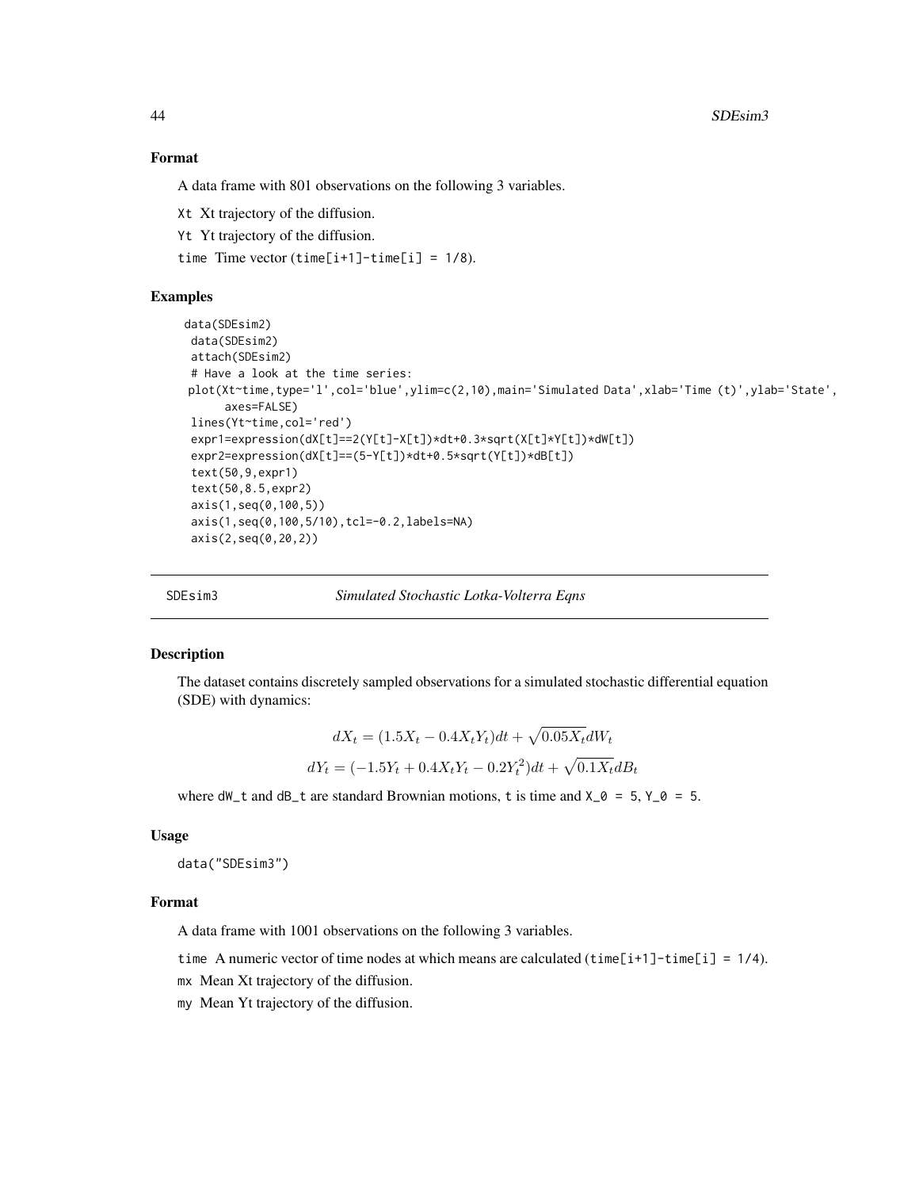## Format

A data frame with 801 observations on the following 3 variables.

`Xt` Xt trajectory of the diffusion.

`Yt` Yt trajectory of the diffusion.

`time` Time vector (`time[i+1]-time[i] = 1/8`).

## Examples

```
 data(SDEsim2)
  data(SDEsim2)
  attach(SDEsim2)
  # Have a look at the time series:
 plot(Xt~time,type='l',col='blue',ylim=c(2,10),main='Simulated Data',xlab='Time (t)',ylab='State',
      axes=FALSE)
  lines(Yt~time,col='red')
  expr1=expression(dX[t]==2(Y[t]-X[t])*dt+0.3*sqrt(X[t]*Y[t])*dW[t])
  expr2=expression(dX[t]==(5-Y[t])*dt+0.5*sqrt(Y[t])*dB[t])
  text(50,9,expr1)
  text(50,8.5,expr2)
  axis(1,seq(0,100,5))
  axis(1,seq(0,100,5/10),tcl=-0.2,labels=NA)
  axis(2,seq(0,20,2))
```

---

# SDEsim3 — *Simulated Stochastic Lotka-Volterra Eqns*

## Description

The dataset contains discretely sampled observations for a simulated stochastic differential equation (SDE) with dynamics:

$$dX_t = (1.5X_t - 0.4X_tY_t)dt + \sqrt{0.05X_t}dW_t$$

$$dY_t = (-1.5Y_t + 0.4X_tY_t - 0.2Y_t^2)dt + \sqrt{0.1X_t}dB_t$$

where `dW_t` and `dB_t` are standard Brownian motions, `t` is time and `X_0 = 5`, `Y_0 = 5`.

## Usage

```
data("SDEsim3")
```

## Format

A data frame with 1001 observations on the following 3 variables.

`time` A numeric vector of time nodes at which means are calculated (`time[i+1]-time[i] = 1/4`).

`mx` Mean Xt trajectory of the diffusion.

`my` Mean Yt trajectory of the diffusion.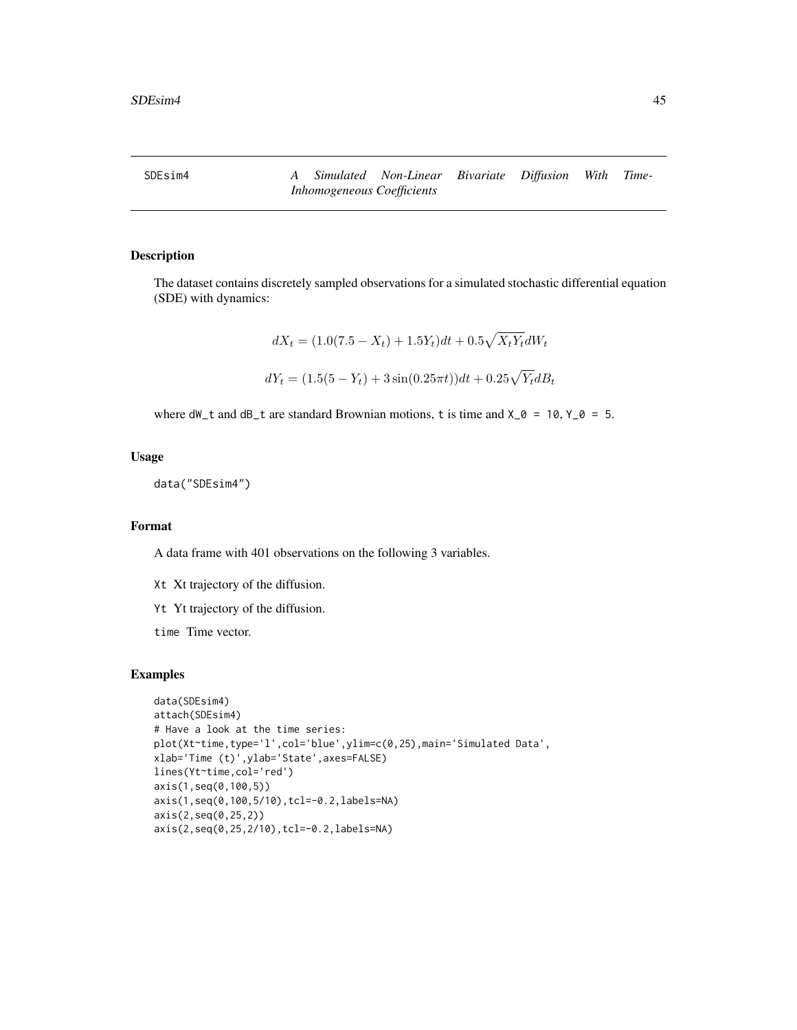SDEsim4 *A Simulated Non-Linear Bivariate Diffusion With Time-Inhomogeneous Coefficients*

## Description

The dataset contains discretely sampled observations for a simulated stochastic differential equation (SDE) with dynamics:

$$dX_t = (1.0(7.5 - X_t) + 1.5Y_t)dt + 0.5\sqrt{X_t Y_t}dW_t$$

$$dY_t = (1.5(5 - Y_t) + 3\sin(0.25\pi t))dt + 0.25\sqrt{Y_t}dB_t$$

where `dW_t` and `dB_t` are standard Brownian motions, `t` is time and `X_0 = 10`, `Y_0 = 5`.

## Usage

```
data("SDEsim4")
```

## Format

A data frame with 401 observations on the following 3 variables.

- `Xt` Xt trajectory of the diffusion.
- `Yt` Yt trajectory of the diffusion.
- `time` Time vector.

## Examples

```
data(SDEsim4)
attach(SDEsim4)
# Have a look at the time series:
plot(Xt~time,type='l',col='blue',ylim=c(0,25),main='Simulated Data',
xlab='Time (t)',ylab='State',axes=FALSE)
lines(Yt~time,col='red')
axis(1,seq(0,100,5))
axis(1,seq(0,100,5/10),tcl=-0.2,labels=NA)
axis(2,seq(0,25,2))
axis(2,seq(0,25,2/10),tcl=-0.2,labels=NA)
```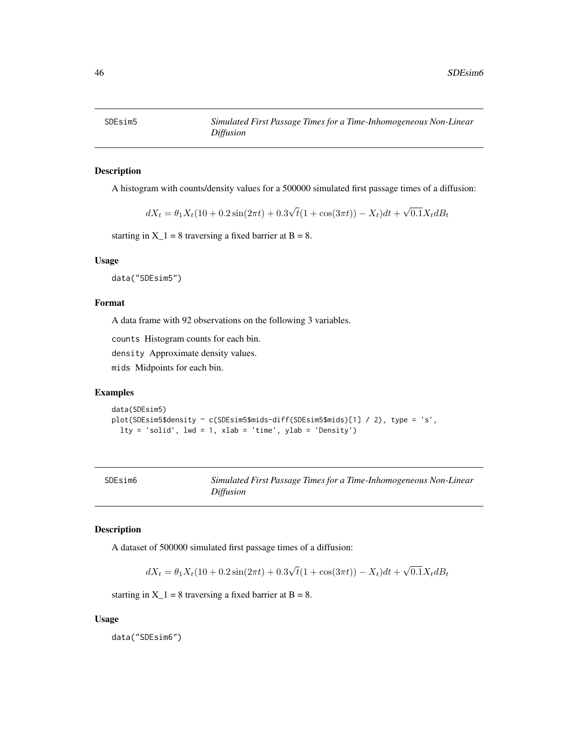## SDEsim5 — *Simulated First Passage Times for a Time-Inhomogeneous Non-Linear Diffusion*

### Description

A histogram with counts/density values for a 500000 simulated first passage times of a diffusion:

$$dX_t = \theta_1 X_t(10 + 0.2\sin(2\pi t) + 0.3\sqrt{t}(1 + \cos(3\pi t)) - X_t)dt + \sqrt{0.1}X_t dB_t$$

starting in X_1 = 8 traversing a fixed barrier at B = 8.

### Usage

```
data("SDEsim5")
```

### Format

A data frame with 92 observations on the following 3 variables.

`counts` Histogram counts for each bin.

`density` Approximate density values.

`mids` Midpoints for each bin.

### Examples

```
data(SDEsim5)
plot(SDEsim5$density ~ c(SDEsim5$mids-diff(SDEsim5$mids)[1] / 2), type = 's',
  lty = 'solid', lwd = 1, xlab = 'time', ylab = 'Density')
```

## SDEsim6 — *Simulated First Passage Times for a Time-Inhomogeneous Non-Linear Diffusion*

### Description

A dataset of 500000 simulated first passage times of a diffusion:

$$dX_t = \theta_1 X_t(10 + 0.2\sin(2\pi t) + 0.3\sqrt{t}(1 + \cos(3\pi t)) - X_t)dt + \sqrt{0.1}X_t dB_t$$

starting in X_1 = 8 traversing a fixed barrier at B = 8.

### Usage

```
data("SDEsim6")
```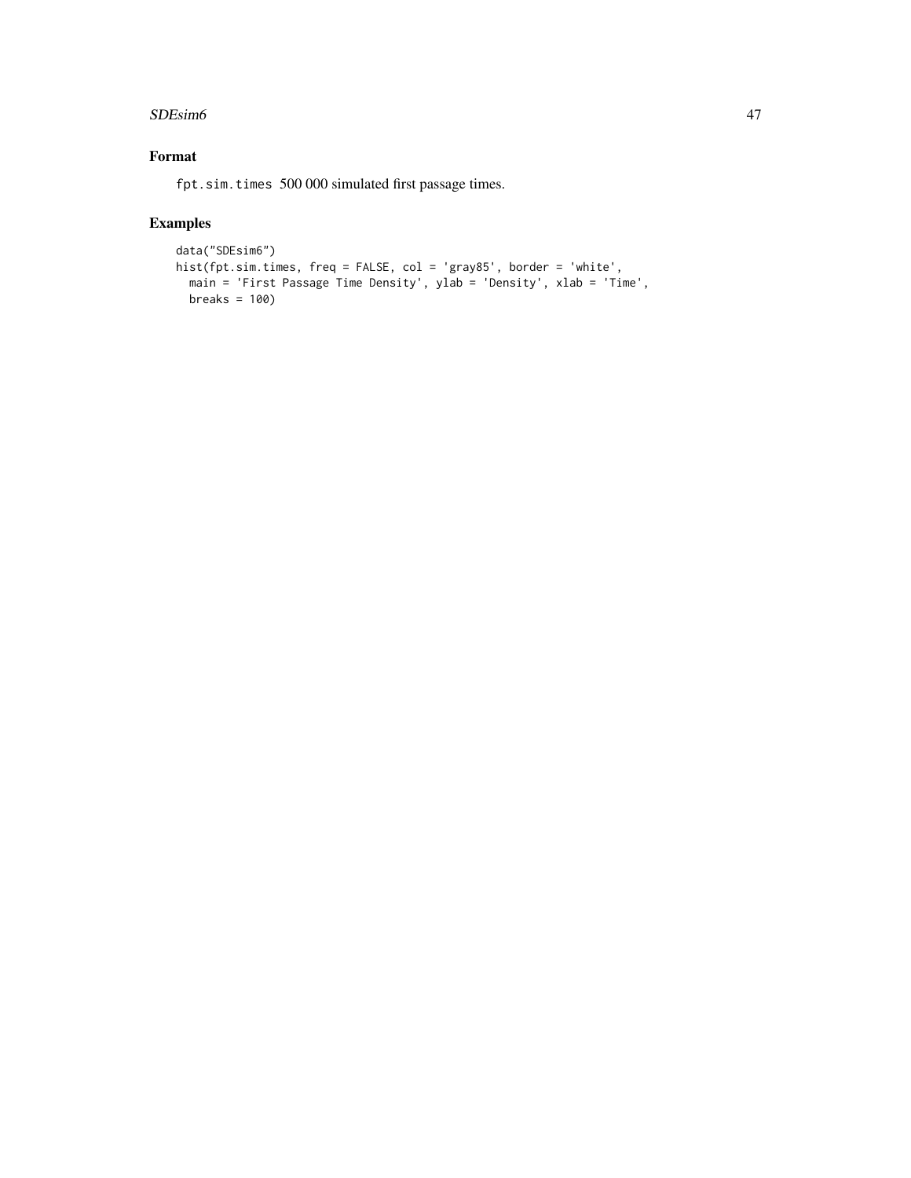## Format

`fpt.sim.times` 500 000 simulated first passage times.

## Examples

```
data("SDEsim6")
hist(fpt.sim.times, freq = FALSE, col = 'gray85', border = 'white',
  main = 'First Passage Time Density', ylab = 'Density', xlab = 'Time',
  breaks = 100)
```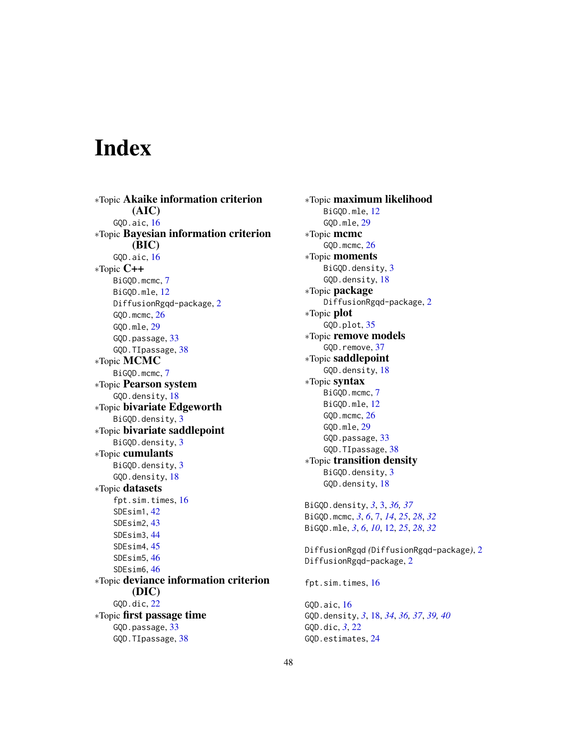# Index

∗Topic **Akaike information criterion (AIC)**
    GQD.aic, 16
∗Topic **Bayesian information criterion (BIC)**
    GQD.aic, 16
∗Topic **C++**
    BiGQD.mcmc, 7
    BiGQD.mle, 12
    DiffusionRgqd-package, 2
    GQD.mcmc, 26
    GQD.mle, 29
    GQD.passage, 33
    GQD.TIpassage, 38
∗Topic **MCMC**
    BiGQD.mcmc, 7
∗Topic **Pearson system**
    GQD.density, 18
∗Topic **bivariate Edgeworth**
    BiGQD.density, 3
∗Topic **bivariate saddlepoint**
    BiGQD.density, 3
∗Topic **cumulants**
    BiGQD.density, 3
    GQD.density, 18
∗Topic **datasets**
    fpt.sim.times, 16
    SDEsim1, 42
    SDEsim2, 43
    SDEsim3, 44
    SDEsim4, 45
    SDEsim5, 46
    SDEsim6, 46
∗Topic **deviance information criterion (DIC)**
    GQD.dic, 22
∗Topic **first passage time**
    GQD.passage, 33
    GQD.TIpassage, 38
∗Topic **maximum likelihood**
    BiGQD.mle, 12
    GQD.mle, 29
∗Topic **mcmc**
    GQD.mcmc, 26
∗Topic **moments**
    BiGQD.density, 3
    GQD.density, 18
∗Topic **package**
    DiffusionRgqd-package, 2
∗Topic **plot**
    GQD.plot, 35
∗Topic **remove models**
    GQD.remove, 37
∗Topic **saddlepoint**
    GQD.density, 18
∗Topic **syntax**
    BiGQD.mcmc, 7
    BiGQD.mle, 12
    GQD.mcmc, 26
    GQD.mle, 29
    GQD.passage, 33
    GQD.TIpassage, 38
∗Topic **transition density**
    BiGQD.density, 3
    GQD.density, 18

BiGQD.density, *3*, 3, *36, 37*
BiGQD.mcmc, *3*, *6*, 7, *14*, *25*, *28*, *32*
BiGQD.mle, *3*, *6*, *10*, 12, *25*, *28*, *32*

DiffusionRgqd *(*DiffusionRgqd-package*)*, 2
DiffusionRgqd-package, 2

fpt.sim.times, 16

GQD.aic, 16
GQD.density, *3*, 18, *34*, *36, 37*, *39, 40*
GQD.dic, *3*, 22
GQD.estimates, 24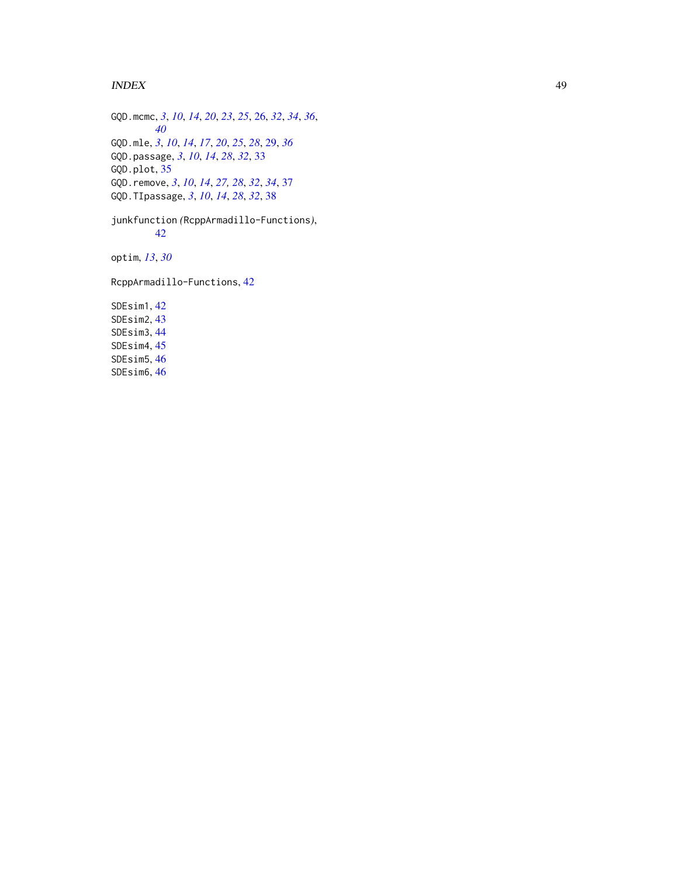GQD.mcmc, *3*, *10*, *14*, *20*, *23*, *25*, 26, *32*, *34*, *36*, *40*
GQD.mle, *3*, *10*, *14*, *17*, *20*, *25*, *28*, 29, *36*
GQD.passage, *3*, *10*, *14*, *28*, *32*, 33
GQD.plot, 35
GQD.remove, *3*, *10*, *14*, *27, 28*, *32*, *34*, 37
GQD.TIpassage, *3*, *10*, *14*, *28*, *32*, 38

junkfunction *(*RcppArmadillo-Functions*)*, 42

optim, *13*, *30*

RcppArmadillo-Functions, 42

SDEsim1, 42
SDEsim2, 43
SDEsim3, 44
SDEsim4, 45
SDEsim5, 46
SDEsim6, 46